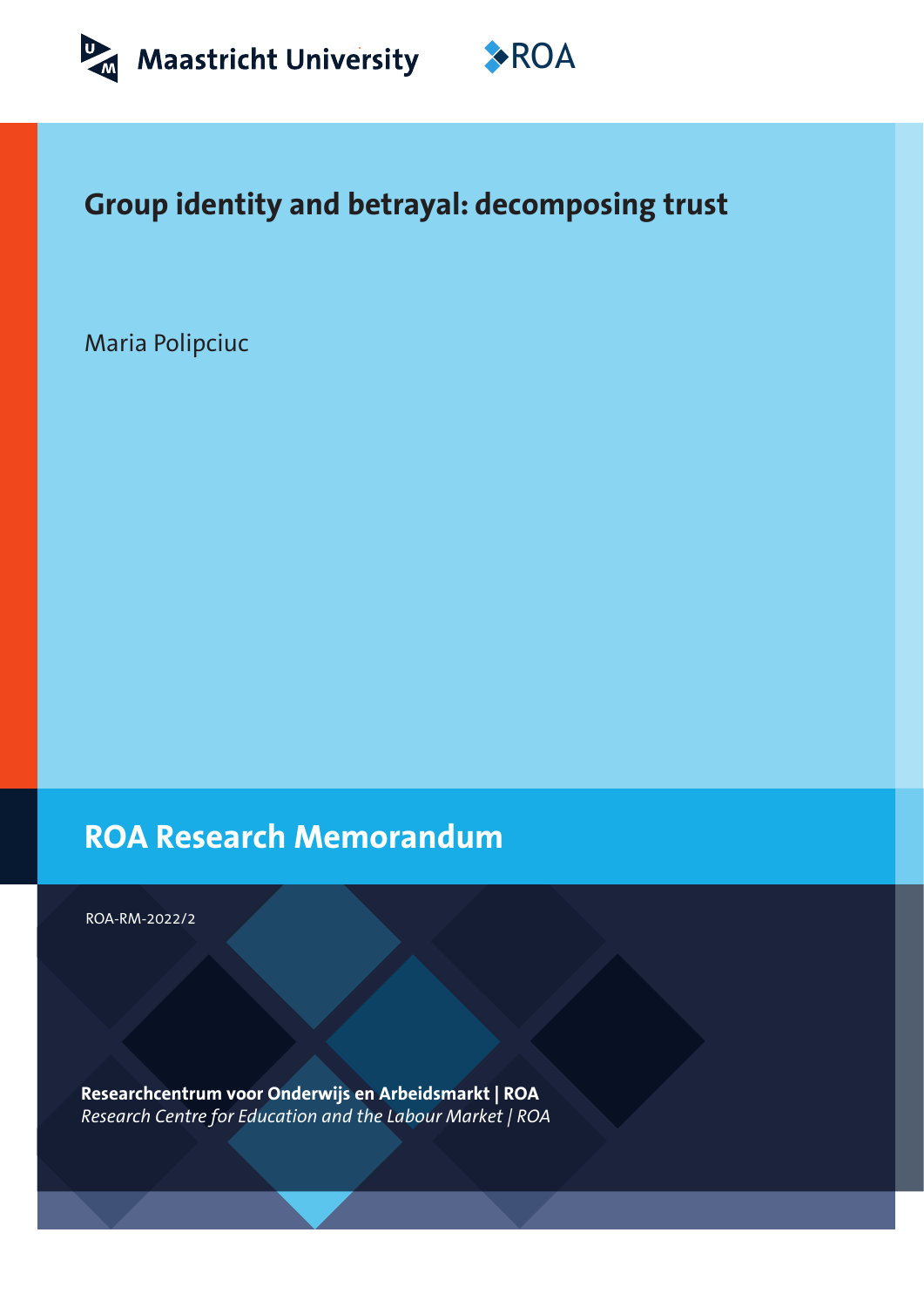Maastricht University

ROA

# Group identity and betrayal: decomposing trust

Maria Polipciuc

## ROA Research Memorandum

ROA-RM-2022/2

**Researchcentrum voor Onderwijs en Arbeidsmarkt | ROA**

*Research Centre for Education and the Labour Market | ROA*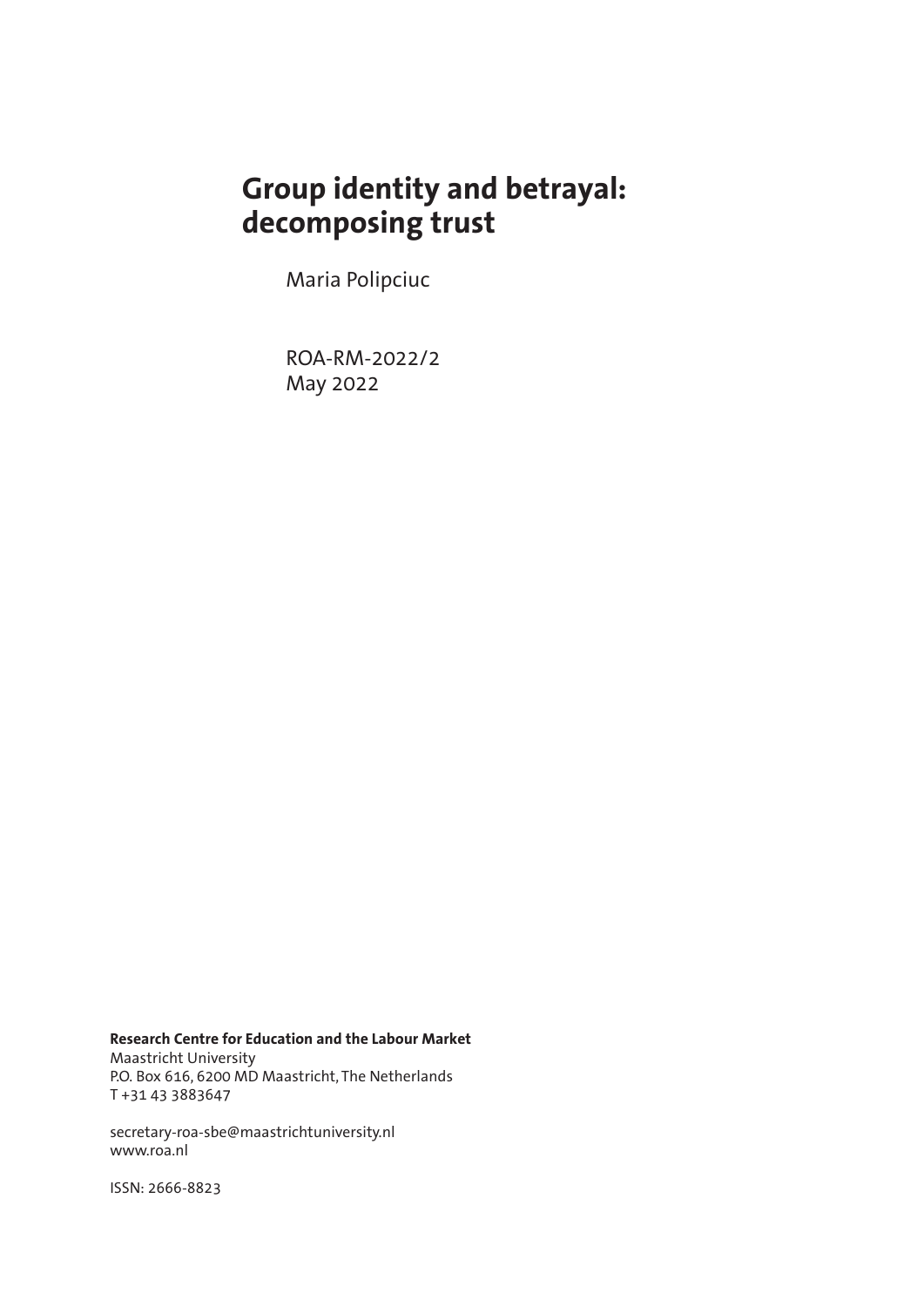# Group identity and betrayal: decomposing trust

Maria Polipciuc

ROA-RM-2022/2
May 2022

**Research Centre for Education and the Labour Market**
Maastricht University
P.O. Box 616, 6200 MD Maastricht, The Netherlands
T +31 43 3883647

secretary-roa-sbe@maastrichtuniversity.nl
www.roa.nl

ISSN: 2666-8823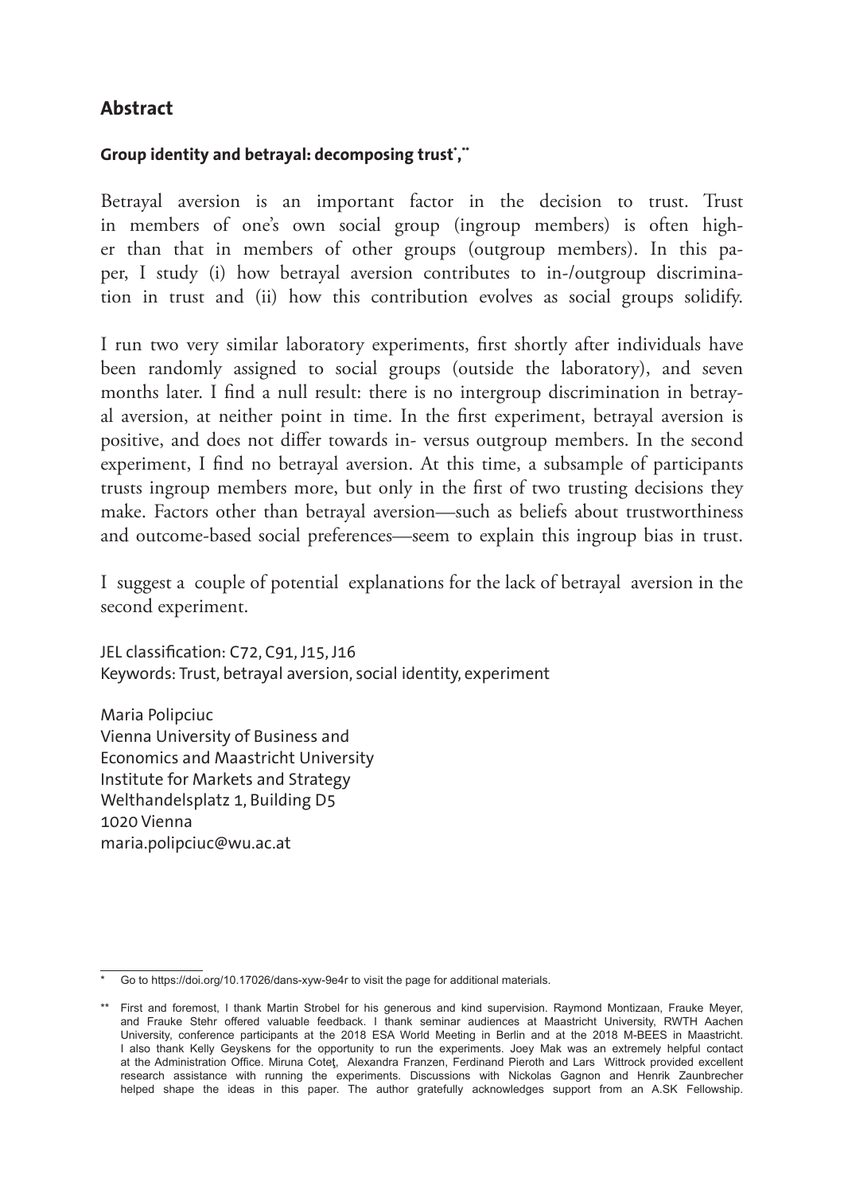## Abstract

### Group identity and betrayal: decomposing trust[*],[**]

Betrayal aversion is an important factor in the decision to trust. Trust in members of one's own social group (ingroup members) is often higher than that in members of other groups (outgroup members). In this paper, I study (i) how betrayal aversion contributes to in-/outgroup discrimination in trust and (ii) how this contribution evolves as social groups solidify.

I run two very similar laboratory experiments, first shortly after individuals have been randomly assigned to social groups (outside the laboratory), and seven months later. I find a null result: there is no intergroup discrimination in betrayal aversion, at neither point in time. In the first experiment, betrayal aversion is positive, and does not differ towards in- versus outgroup members. In the second experiment, I find no betrayal aversion. At this time, a subsample of participants trusts ingroup members more, but only in the first of two trusting decisions they make. Factors other than betrayal aversion—such as beliefs about trustworthiness and outcome-based social preferences—seem to explain this ingroup bias in trust.

I suggest a couple of potential explanations for the lack of betrayal aversion in the second experiment.

JEL classification: C72, C91, J15, J16
Keywords: Trust, betrayal aversion, social identity, experiment

Maria Polipciuc
Vienna University of Business and Economics and Maastricht University
Institute for Markets and Strategy
Welthandelsplatz 1, Building D5
1020 Vienna
maria.polipciuc@wu.ac.at

---

[*] Go to https://doi.org/10.17026/dans-xyw-9e4r to visit the page for additional materials.

[**] First and foremost, I thank Martin Strobel for his generous and kind supervision. Raymond Montizaan, Frauke Meyer, and Frauke Stehr offered valuable feedback. I thank seminar audiences at Maastricht University, RWTH Aachen University, conference participants at the 2018 ESA World Meeting in Berlin and at the 2018 M-BEES in Maastricht. I also thank Kelly Geyskens for the opportunity to run the experiments. Joey Mak was an extremely helpful contact at the Administration Office. Miruna Coteţ, Alexandra Franzen, Ferdinand Pieroth and Lars Wittrock provided excellent research assistance with running the experiments. Discussions with Nickolas Gagnon and Henrik Zaunbrecher helped shape the ideas in this paper. The author gratefully acknowledges support from an A.SK Fellowship.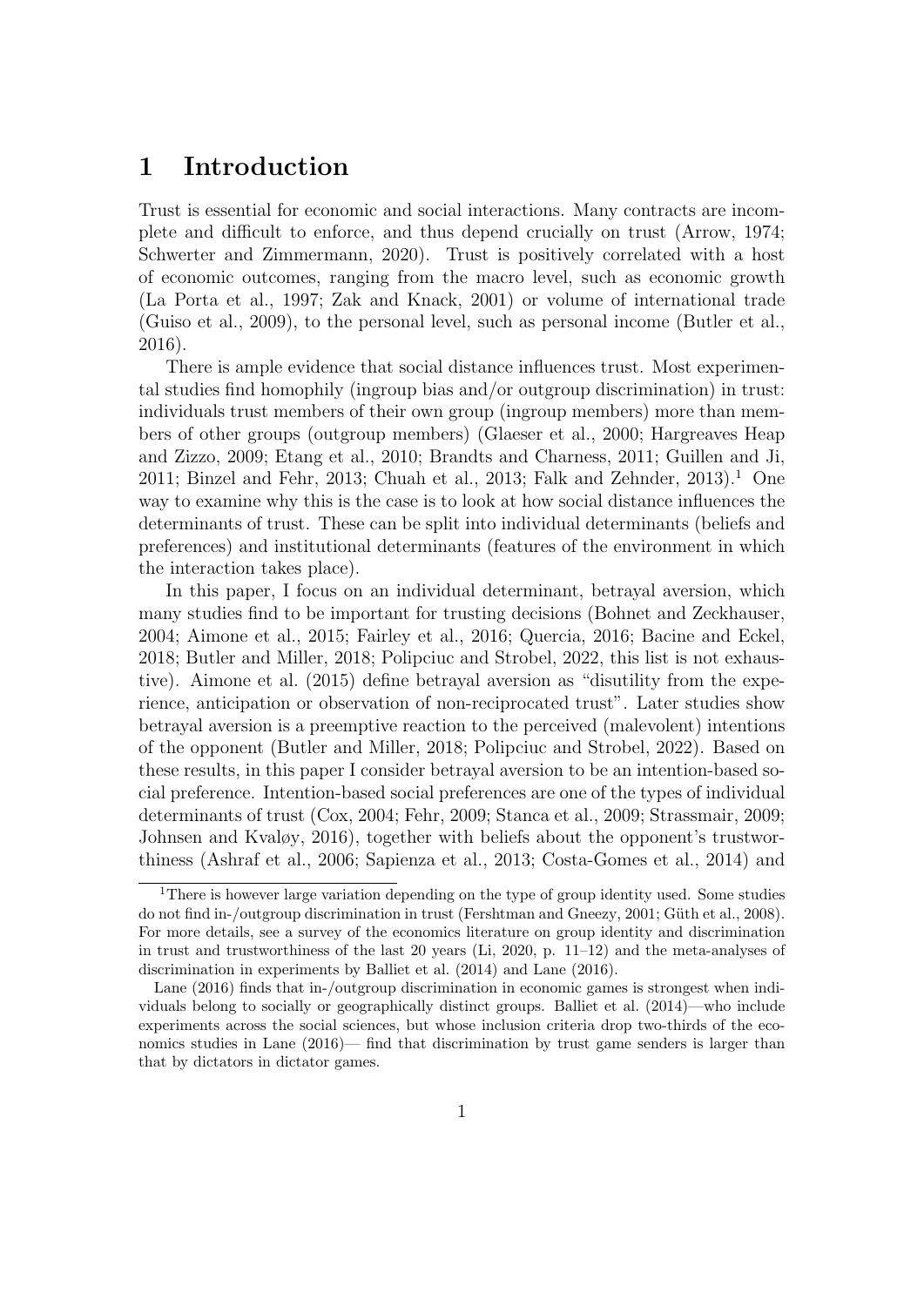# 1 Introduction

Trust is essential for economic and social interactions. Many contracts are incomplete and difficult to enforce, and thus depend crucially on trust (Arrow, 1974; Schwerter and Zimmermann, 2020). Trust is positively correlated with a host of economic outcomes, ranging from the macro level, such as economic growth (La Porta et al., 1997; Zak and Knack, 2001) or volume of international trade (Guiso et al., 2009), to the personal level, such as personal income (Butler et al., 2016).

There is ample evidence that social distance influences trust. Most experimental studies find homophily (ingroup bias and/or outgroup discrimination) in trust: individuals trust members of their own group (ingroup members) more than members of other groups (outgroup members) (Glaeser et al., 2000; Hargreaves Heap and Zizzo, 2009; Etang et al., 2010; Brandts and Charness, 2011; Guillen and Ji, 2011; Binzel and Fehr, 2013; Chuah et al., 2013; Falk and Zehnder, 2013).[1] One way to examine why this is the case is to look at how social distance influences the determinants of trust. These can be split into individual determinants (beliefs and preferences) and institutional determinants (features of the environment in which the interaction takes place).

In this paper, I focus on an individual determinant, betrayal aversion, which many studies find to be important for trusting decisions (Bohnet and Zeckhauser, 2004; Aimone et al., 2015; Fairley et al., 2016; Quercia, 2016; Bacine and Eckel, 2018; Butler and Miller, 2018; Polipciuc and Strobel, 2022, this list is not exhaustive). Aimone et al. (2015) define betrayal aversion as "disutility from the experience, anticipation or observation of non-reciprocated trust". Later studies show betrayal aversion is a preemptive reaction to the perceived (malevolent) intentions of the opponent (Butler and Miller, 2018; Polipciuc and Strobel, 2022). Based on these results, in this paper I consider betrayal aversion to be an intention-based social preference. Intention-based social preferences are one of the types of individual determinants of trust (Cox, 2004; Fehr, 2009; Stanca et al., 2009; Strassmair, 2009; Johnsen and Kvaløy, 2016), together with beliefs about the opponent's trustworthiness (Ashraf et al., 2006; Sapienza et al., 2013; Costa-Gomes et al., 2014) and

[1] There is however large variation depending on the type of group identity used. Some studies do not find in-/outgroup discrimination in trust (Fershtman and Gneezy, 2001; Güth et al., 2008). For more details, see a survey of the economics literature on group identity and discrimination in trust and trustworthiness of the last 20 years (Li, 2020, p. 11–12) and the meta-analyses of discrimination in experiments by Balliet et al. (2014) and Lane (2016).

Lane (2016) finds that in-/outgroup discrimination in economic games is strongest when individuals belong to socially or geographically distinct groups. Balliet et al. (2014)—who include experiments across the social sciences, but whose inclusion criteria drop two-thirds of the economics studies in Lane (2016)— find that discrimination by trust game senders is larger than that by dictators in dictator games.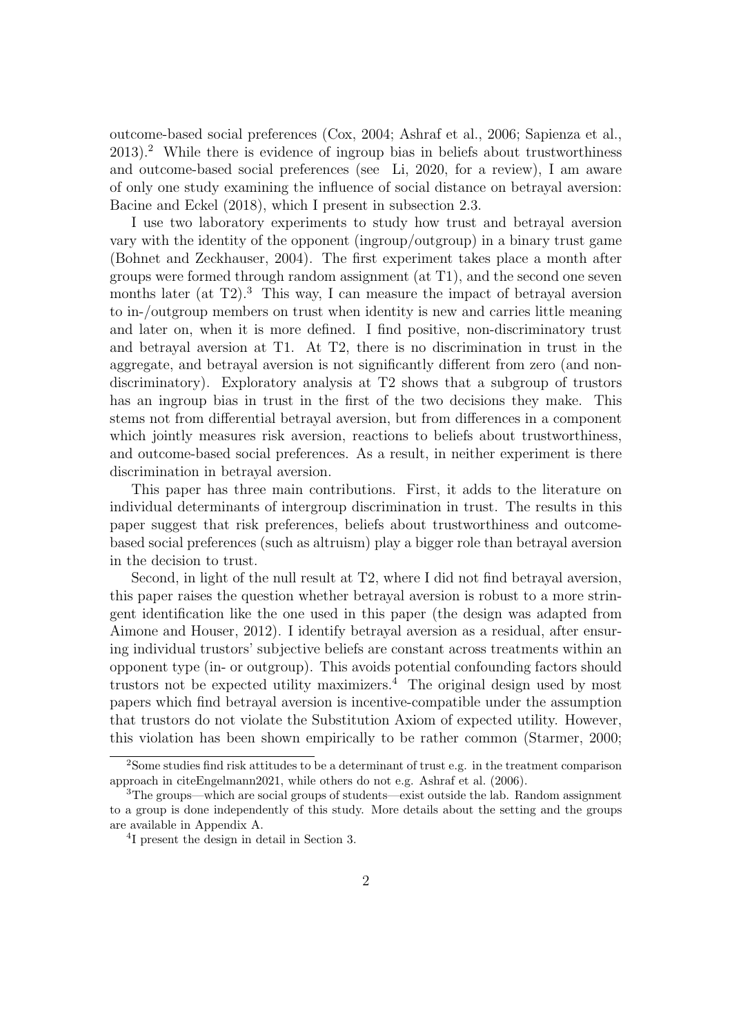outcome-based social preferences (Cox, 2004; Ashraf et al., 2006; Sapienza et al., 2013).[2] While there is evidence of ingroup bias in beliefs about trustworthiness and outcome-based social preferences (see Li, 2020, for a review), I am aware of only one study examining the influence of social distance on betrayal aversion: Bacine and Eckel (2018), which I present in subsection 2.3.

I use two laboratory experiments to study how trust and betrayal aversion vary with the identity of the opponent (ingroup/outgroup) in a binary trust game (Bohnet and Zeckhauser, 2004). The first experiment takes place a month after groups were formed through random assignment (at T1), and the second one seven months later (at T2).[3] This way, I can measure the impact of betrayal aversion to in-/outgroup members on trust when identity is new and carries little meaning and later on, when it is more defined. I find positive, non-discriminatory trust and betrayal aversion at T1. At T2, there is no discrimination in trust in the aggregate, and betrayal aversion is not significantly different from zero (and non-discriminatory). Exploratory analysis at T2 shows that a subgroup of trustors has an ingroup bias in trust in the first of the two decisions they make. This stems not from differential betrayal aversion, but from differences in a component which jointly measures risk aversion, reactions to beliefs about trustworthiness, and outcome-based social preferences. As a result, in neither experiment is there discrimination in betrayal aversion.

This paper has three main contributions. First, it adds to the literature on individual determinants of intergroup discrimination in trust. The results in this paper suggest that risk preferences, beliefs about trustworthiness and outcome-based social preferences (such as altruism) play a bigger role than betrayal aversion in the decision to trust.

Second, in light of the null result at T2, where I did not find betrayal aversion, this paper raises the question whether betrayal aversion is robust to a more stringent identification like the one used in this paper (the design was adapted from Aimone and Houser, 2012). I identify betrayal aversion as a residual, after ensuring individual trustors' subjective beliefs are constant across treatments within an opponent type (in- or outgroup). This avoids potential confounding factors should trustors not be expected utility maximizers.[4] The original design used by most papers which find betrayal aversion is incentive-compatible under the assumption that trustors do not violate the Substitution Axiom of expected utility. However, this violation has been shown empirically to be rather common (Starmer, 2000;

[2] Some studies find risk attitudes to be a determinant of trust e.g. in the treatment comparison approach in citeEngelmann2021, while others do not e.g. Ashraf et al. (2006).

[3] The groups—which are social groups of students—exist outside the lab. Random assignment to a group is done independently of this study. More details about the setting and the groups are available in Appendix A.

[4] I present the design in detail in Section 3.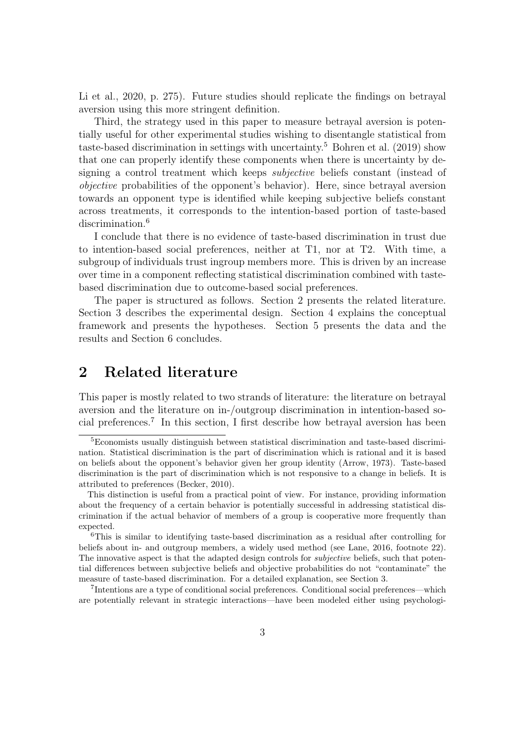Li et al., 2020, p. 275). Future studies should replicate the findings on betrayal aversion using this more stringent definition.

Third, the strategy used in this paper to measure betrayal aversion is potentially useful for other experimental studies wishing to disentangle statistical from taste-based discrimination in settings with uncertainty.[5] Bohren et al. (2019) show that one can properly identify these components when there is uncertainty by designing a control treatment which keeps *subjective* beliefs constant (instead of *objective* probabilities of the opponent's behavior). Here, since betrayal aversion towards an opponent type is identified while keeping subjective beliefs constant across treatments, it corresponds to the intention-based portion of taste-based discrimination.[6]

I conclude that there is no evidence of taste-based discrimination in trust due to intention-based social preferences, neither at T1, nor at T2. With time, a subgroup of individuals trust ingroup members more. This is driven by an increase over time in a component reflecting statistical discrimination combined with taste-based discrimination due to outcome-based social preferences.

The paper is structured as follows. Section 2 presents the related literature. Section 3 describes the experimental design. Section 4 explains the conceptual framework and presents the hypotheses. Section 5 presents the data and the results and Section 6 concludes.

## 2 Related literature

This paper is mostly related to two strands of literature: the literature on betrayal aversion and the literature on in-/outgroup discrimination in intention-based social preferences.[7] In this section, I first describe how betrayal aversion has been

---

[5] Economists usually distinguish between statistical discrimination and taste-based discrimination. Statistical discrimination is the part of discrimination which is rational and it is based on beliefs about the opponent's behavior given her group identity (Arrow, 1973). Taste-based discrimination is the part of discrimination which is not responsive to a change in beliefs. It is attributed to preferences (Becker, 2010).

This distinction is useful from a practical point of view. For instance, providing information about the frequency of a certain behavior is potentially successful in addressing statistical discrimination if the actual behavior of members of a group is cooperative more frequently than expected.

[6] This is similar to identifying taste-based discrimination as a residual after controlling for beliefs about in- and outgroup members, a widely used method (see Lane, 2016, footnote 22). The innovative aspect is that the adapted design controls for *subjective* beliefs, such that potential differences between subjective beliefs and objective probabilities do not "contaminate" the measure of taste-based discrimination. For a detailed explanation, see Section 3.

[7] Intentions are a type of conditional social preferences. Conditional social preferences—which are potentially relevant in strategic interactions—have been modeled either using psychologi-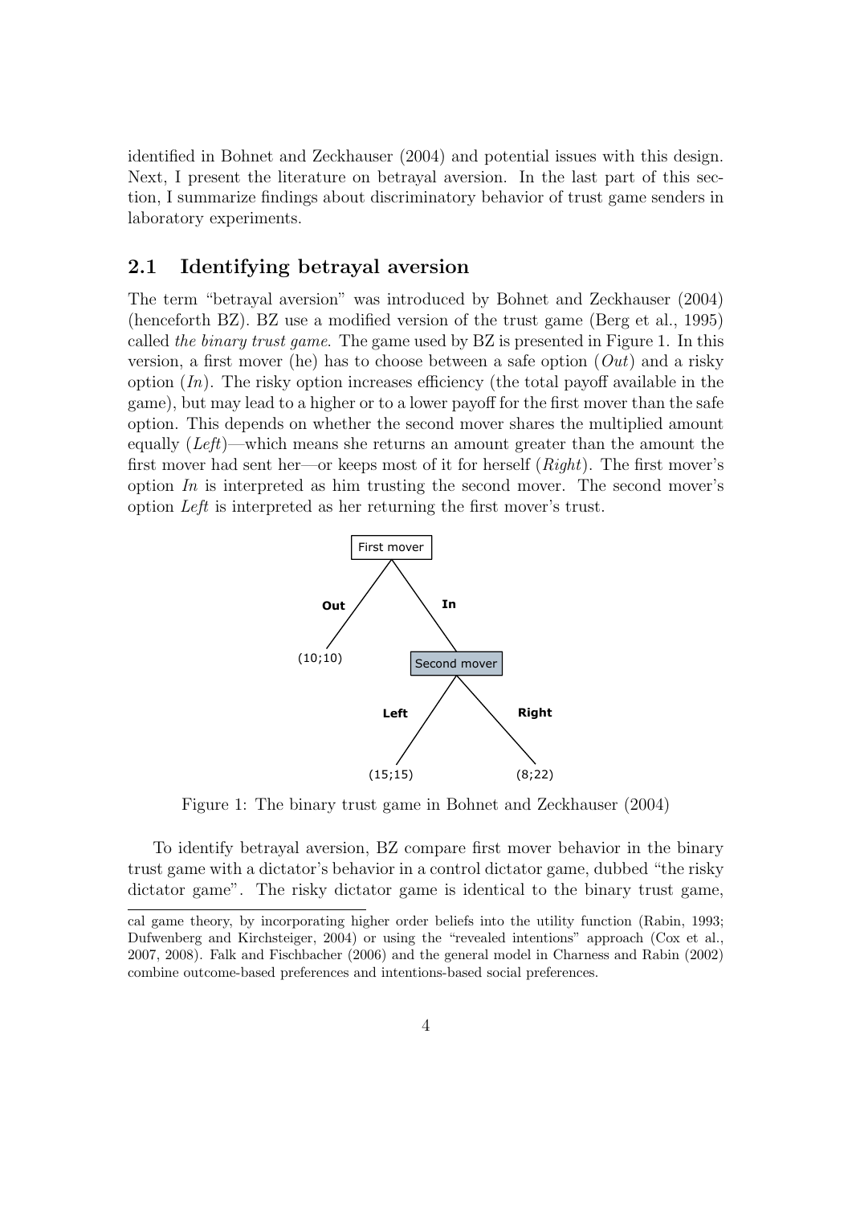identified in Bohnet and Zeckhauser (2004) and potential issues with this design. Next, I present the literature on betrayal aversion. In the last part of this section, I summarize findings about discriminatory behavior of trust game senders in laboratory experiments.

## 2.1 Identifying betrayal aversion

The term "betrayal aversion" was introduced by Bohnet and Zeckhauser (2004) (henceforth BZ). BZ use a modified version of the trust game (Berg et al., 1995) called *the binary trust game*. The game used by BZ is presented in Figure 1. In this version, a first mover (he) has to choose between a safe option (*Out*) and a risky option (*In*). The risky option increases efficiency (the total payoff available in the game), but may lead to a higher or to a lower payoff for the first mover than the safe option. This depends on whether the second mover shares the multiplied amount equally (*Left*)—which means she returns an amount greater than the amount the first mover had sent her—or keeps most of it for herself (*Right*). The first mover's option *In* is interpreted as him trusting the second mover. The second mover's option *Left* is interpreted as her returning the first mover's trust.

First mover

Out — (10;10)

In — Second mover

Left — (15;15)

Right — (8;22)

Figure 1: The binary trust game in Bohnet and Zeckhauser (2004)

To identify betrayal aversion, BZ compare first mover behavior in the binary trust game with a dictator's behavior in a control dictator game, dubbed "the risky dictator game". The risky dictator game is identical to the binary trust game,

cal game theory, by incorporating higher order beliefs into the utility function (Rabin, 1993; Dufwenberg and Kirchsteiger, 2004) or using the "revealed intentions" approach (Cox et al., 2007, 2008). Falk and Fischbacher (2006) and the general model in Charness and Rabin (2002) combine outcome-based preferences and intentions-based social preferences.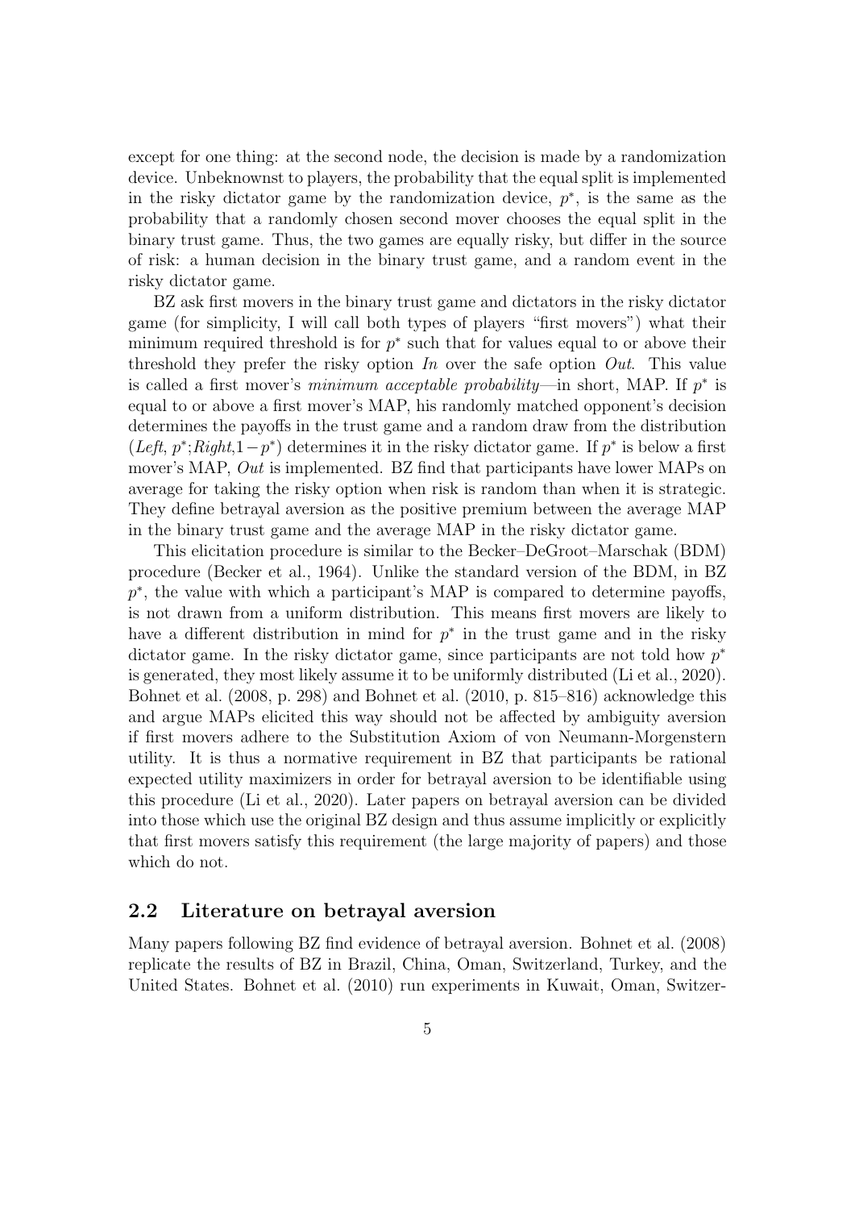except for one thing: at the second node, the decision is made by a randomization device. Unbeknownst to players, the probability that the equal split is implemented in the risky dictator game by the randomization device, $p^*$, is the same as the probability that a randomly chosen second mover chooses the equal split in the binary trust game. Thus, the two games are equally risky, but differ in the source of risk: a human decision in the binary trust game, and a random event in the risky dictator game.

BZ ask first movers in the binary trust game and dictators in the risky dictator game (for simplicity, I will call both types of players "first movers") what their minimum required threshold is for $p^*$ such that for values equal to or above their threshold they prefer the risky option *In* over the safe option *Out*. This value is called a first mover's *minimum acceptable probability*—in short, MAP. If $p^*$ is equal to or above a first mover's MAP, his randomly matched opponent's decision determines the payoffs in the trust game and a random draw from the distribution ($Left$, $p^*$;$Right$,$1-p^*$) determines it in the risky dictator game. If $p^*$ is below a first mover's MAP, *Out* is implemented. BZ find that participants have lower MAPs on average for taking the risky option when risk is random than when it is strategic. They define betrayal aversion as the positive premium between the average MAP in the binary trust game and the average MAP in the risky dictator game.

This elicitation procedure is similar to the Becker–DeGroot–Marschak (BDM) procedure (Becker et al., 1964). Unlike the standard version of the BDM, in BZ $p^*$, the value with which a participant's MAP is compared to determine payoffs, is not drawn from a uniform distribution. This means first movers are likely to have a different distribution in mind for $p^*$ in the trust game and in the risky dictator game. In the risky dictator game, since participants are not told how $p^*$ is generated, they most likely assume it to be uniformly distributed (Li et al., 2020). Bohnet et al. (2008, p. 298) and Bohnet et al. (2010, p. 815–816) acknowledge this and argue MAPs elicited this way should not be affected by ambiguity aversion if first movers adhere to the Substitution Axiom of von Neumann-Morgenstern utility. It is thus a normative requirement in BZ that participants be rational expected utility maximizers in order for betrayal aversion to be identifiable using this procedure (Li et al., 2020). Later papers on betrayal aversion can be divided into those which use the original BZ design and thus assume implicitly or explicitly that first movers satisfy this requirement (the large majority of papers) and those which do not.

## 2.2 Literature on betrayal aversion

Many papers following BZ find evidence of betrayal aversion. Bohnet et al. (2008) replicate the results of BZ in Brazil, China, Oman, Switzerland, Turkey, and the United States. Bohnet et al. (2010) run experiments in Kuwait, Oman, Switzer-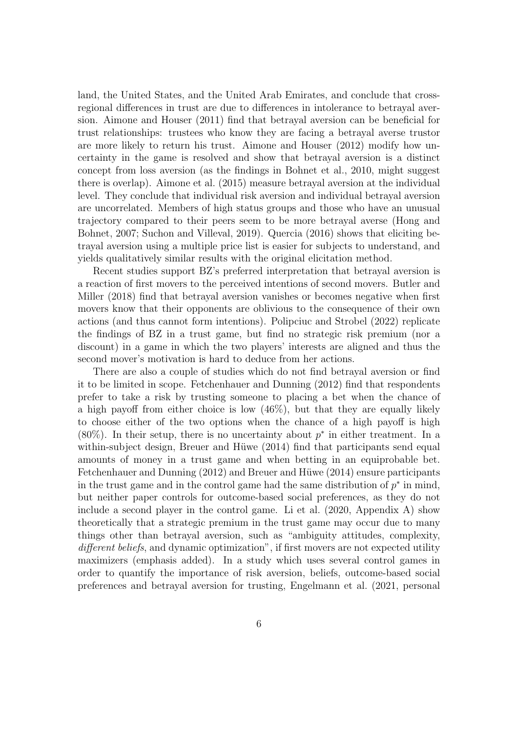land, the United States, and the United Arab Emirates, and conclude that cross-regional differences in trust are due to differences in intolerance to betrayal aversion. Aimone and Houser (2011) find that betrayal aversion can be beneficial for trust relationships: trustees who know they are facing a betrayal averse trustor are more likely to return his trust. Aimone and Houser (2012) modify how uncertainty in the game is resolved and show that betrayal aversion is a distinct concept from loss aversion (as the findings in Bohnet et al., 2010, might suggest there is overlap). Aimone et al. (2015) measure betrayal aversion at the individual level. They conclude that individual risk aversion and individual betrayal aversion are uncorrelated. Members of high status groups and those who have an unusual trajectory compared to their peers seem to be more betrayal averse (Hong and Bohnet, 2007; Suchon and Villeval, 2019). Quercia (2016) shows that eliciting betrayal aversion using a multiple price list is easier for subjects to understand, and yields qualitatively similar results with the original elicitation method.

Recent studies support BZ's preferred interpretation that betrayal aversion is a reaction of first movers to the perceived intentions of second movers. Butler and Miller (2018) find that betrayal aversion vanishes or becomes negative when first movers know that their opponents are oblivious to the consequence of their own actions (and thus cannot form intentions). Polipciuc and Strobel (2022) replicate the findings of BZ in a trust game, but find no strategic risk premium (nor a discount) in a game in which the two players' interests are aligned and thus the second mover's motivation is hard to deduce from her actions.

There are also a couple of studies which do not find betrayal aversion or find it to be limited in scope. Fetchenhauer and Dunning (2012) find that respondents prefer to take a risk by trusting someone to placing a bet when the chance of a high payoff from either choice is low (46%), but that they are equally likely to choose either of the two options when the chance of a high payoff is high (80%). In their setup, there is no uncertainty about $p^*$ in either treatment. In a within-subject design, Breuer and Hüwe (2014) find that participants send equal amounts of money in a trust game and when betting in an equiprobable bet. Fetchenhauer and Dunning (2012) and Breuer and Hüwe (2014) ensure participants in the trust game and in the control game had the same distribution of $p^*$ in mind, but neither paper controls for outcome-based social preferences, as they do not include a second player in the control game. Li et al. (2020, Appendix A) show theoretically that a strategic premium in the trust game may occur due to many things other than betrayal aversion, such as "ambiguity attitudes, complexity, *different beliefs*, and dynamic optimization", if first movers are not expected utility maximizers (emphasis added). In a study which uses several control games in order to quantify the importance of risk aversion, beliefs, outcome-based social preferences and betrayal aversion for trusting, Engelmann et al. (2021, personal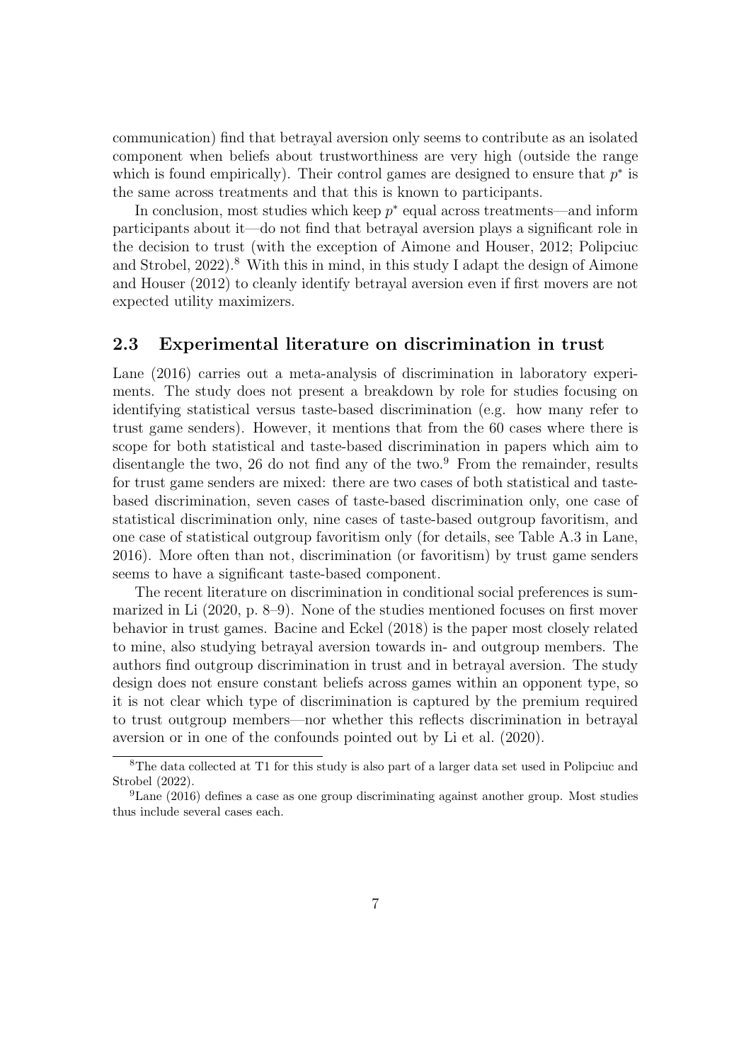communication) find that betrayal aversion only seems to contribute as an isolated component when beliefs about trustworthiness are very high (outside the range which is found empirically). Their control games are designed to ensure that $p^*$ is the same across treatments and that this is known to participants.

In conclusion, most studies which keep $p^*$ equal across treatments—and inform participants about it—do not find that betrayal aversion plays a significant role in the decision to trust (with the exception of Aimone and Houser, 2012; Polipciuc and Strobel, 2022).[8] With this in mind, in this study I adapt the design of Aimone and Houser (2012) to cleanly identify betrayal aversion even if first movers are not expected utility maximizers.

## 2.3 Experimental literature on discrimination in trust

Lane (2016) carries out a meta-analysis of discrimination in laboratory experiments. The study does not present a breakdown by role for studies focusing on identifying statistical versus taste-based discrimination (e.g. how many refer to trust game senders). However, it mentions that from the 60 cases where there is scope for both statistical and taste-based discrimination in papers which aim to disentangle the two, 26 do not find any of the two.[9] From the remainder, results for trust game senders are mixed: there are two cases of both statistical and taste-based discrimination, seven cases of taste-based discrimination only, one case of statistical discrimination only, nine cases of taste-based outgroup favoritism, and one case of statistical outgroup favoritism only (for details, see Table A.3 in Lane, 2016). More often than not, discrimination (or favoritism) by trust game senders seems to have a significant taste-based component.

The recent literature on discrimination in conditional social preferences is summarized in Li (2020, p. 8–9). None of the studies mentioned focuses on first mover behavior in trust games. Bacine and Eckel (2018) is the paper most closely related to mine, also studying betrayal aversion towards in- and outgroup members. The authors find outgroup discrimination in trust and in betrayal aversion. The study design does not ensure constant beliefs across games within an opponent type, so it is not clear which type of discrimination is captured by the premium required to trust outgroup members—nor whether this reflects discrimination in betrayal aversion or in one of the confounds pointed out by Li et al. (2020).

[8] The data collected at T1 for this study is also part of a larger data set used in Polipciuc and Strobel (2022).

[9] Lane (2016) defines a case as one group discriminating against another group. Most studies thus include several cases each.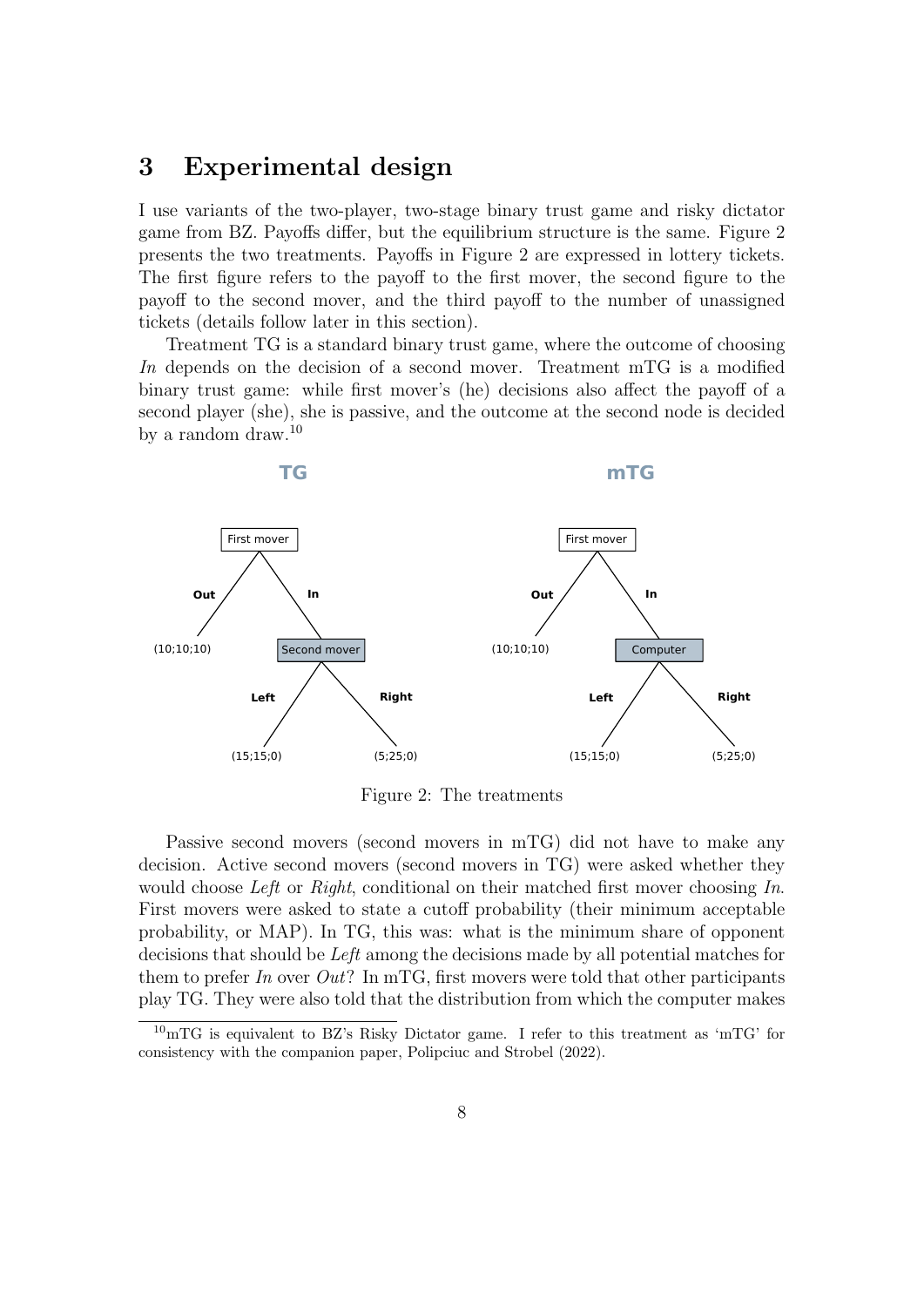# 3 Experimental design

I use variants of the two-player, two-stage binary trust game and risky dictator game from BZ. Payoffs differ, but the equilibrium structure is the same. Figure 2 presents the two treatments. Payoffs in Figure 2 are expressed in lottery tickets. The first figure refers to the payoff to the first mover, the second figure to the payoff to the second mover, and the third payoff to the number of unassigned tickets (details follow later in this section).

Treatment TG is a standard binary trust game, where the outcome of choosing *In* depends on the decision of a second mover. Treatment mTG is a modified binary trust game: while first mover's (he) decisions also affect the payoff of a second player (she), she is passive, and the outcome at the second node is decided by a random draw.[10]

Figure 2: The treatments

Passive second movers (second movers in mTG) did not have to make any decision. Active second movers (second movers in TG) were asked whether they would choose *Left* or *Right*, conditional on their matched first mover choosing *In*. First movers were asked to state a cutoff probability (their minimum acceptable probability, or MAP). In TG, this was: what is the minimum share of opponent decisions that should be *Left* among the decisions made by all potential matches for them to prefer *In* over *Out*? In mTG, first movers were told that other participants play TG. They were also told that the distribution from which the computer makes

[10] mTG is equivalent to BZ's Risky Dictator game. I refer to this treatment as 'mTG' for consistency with the companion paper, Polipciuc and Strobel (2022).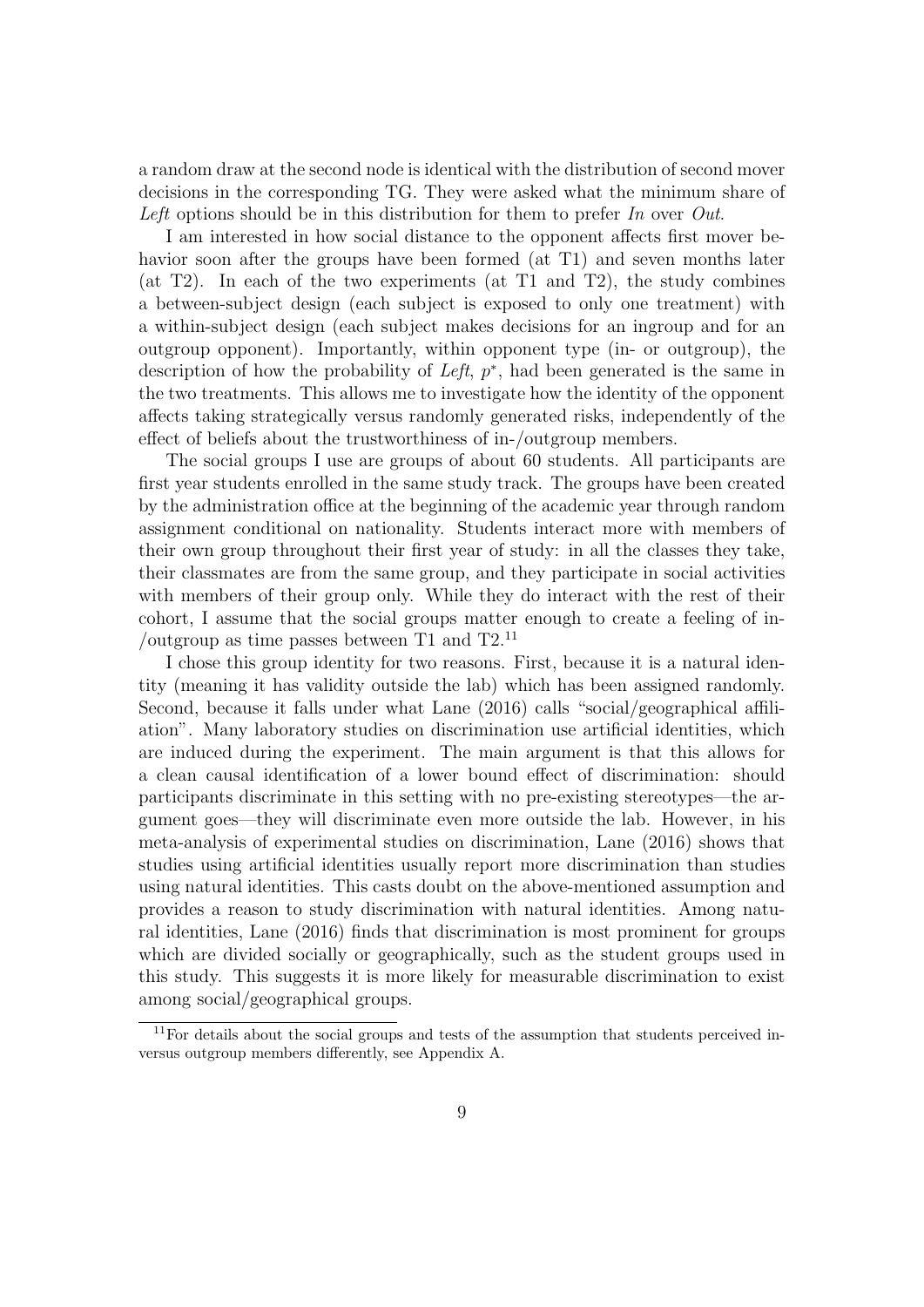a random draw at the second node is identical with the distribution of second mover decisions in the corresponding TG. They were asked what the minimum share of *Left* options should be in this distribution for them to prefer *In* over *Out*.

I am interested in how social distance to the opponent affects first mover behavior soon after the groups have been formed (at T1) and seven months later (at T2). In each of the two experiments (at T1 and T2), the study combines a between-subject design (each subject is exposed to only one treatment) with a within-subject design (each subject makes decisions for an ingroup and for an outgroup opponent). Importantly, within opponent type (in- or outgroup), the description of how the probability of *Left*, $p^*$, had been generated is the same in the two treatments. This allows me to investigate how the identity of the opponent affects taking strategically versus randomly generated risks, independently of the effect of beliefs about the trustworthiness of in-/outgroup members.

The social groups I use are groups of about 60 students. All participants are first year students enrolled in the same study track. The groups have been created by the administration office at the beginning of the academic year through random assignment conditional on nationality. Students interact more with members of their own group throughout their first year of study: in all the classes they take, their classmates are from the same group, and they participate in social activities with members of their group only. While they do interact with the rest of their cohort, I assume that the social groups matter enough to create a feeling of in-/outgroup as time passes between T1 and T2.[11]

I chose this group identity for two reasons. First, because it is a natural identity (meaning it has validity outside the lab) which has been assigned randomly. Second, because it falls under what Lane (2016) calls "social/geographical affiliation". Many laboratory studies on discrimination use artificial identities, which are induced during the experiment. The main argument is that this allows for a clean causal identification of a lower bound effect of discrimination: should participants discriminate in this setting with no pre-existing stereotypes—the argument goes—they will discriminate even more outside the lab. However, in his meta-analysis of experimental studies on discrimination, Lane (2016) shows that studies using artificial identities usually report more discrimination than studies using natural identities. This casts doubt on the above-mentioned assumption and provides a reason to study discrimination with natural identities. Among natural identities, Lane (2016) finds that discrimination is most prominent for groups which are divided socially or geographically, such as the student groups used in this study. This suggests it is more likely for measurable discrimination to exist among social/geographical groups.

[11] For details about the social groups and tests of the assumption that students perceived in- versus outgroup members differently, see Appendix A.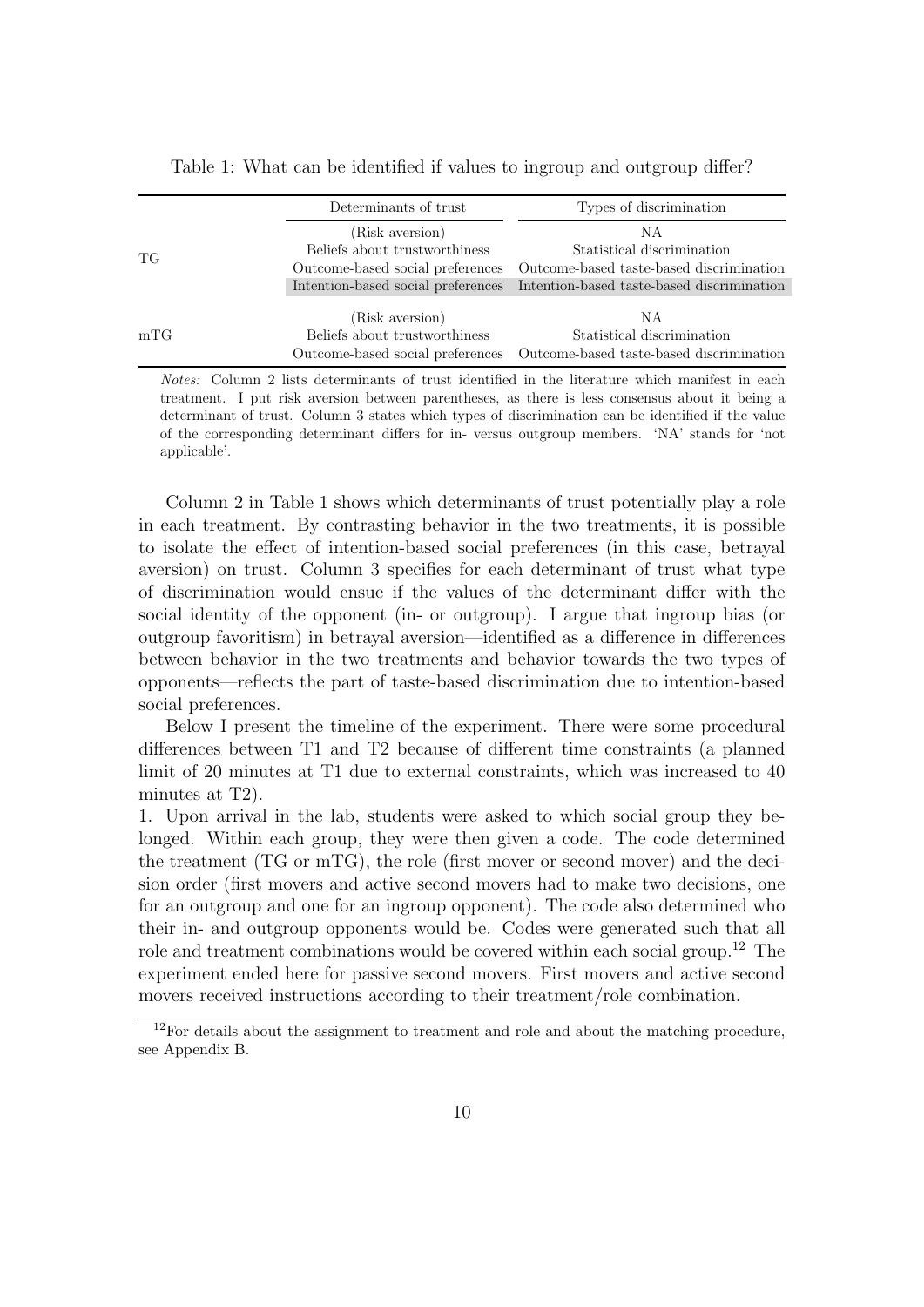Table 1: What can be identified if values to ingroup and outgroup differ?

| | Determinants of trust | Types of discrimination |
|---|---|---|
| TG | (Risk aversion) | NA |
| | Beliefs about trustworthiness | Statistical discrimination |
| | Outcome-based social preferences | Outcome-based taste-based discrimination |
| | Intention-based social preferences | Intention-based taste-based discrimination |
| mTG | (Risk aversion) | NA |
| | Beliefs about trustworthiness | Statistical discrimination |
| | Outcome-based social preferences | Outcome-based taste-based discrimination |

*Notes:* Column 2 lists determinants of trust identified in the literature which manifest in each treatment. I put risk aversion between parentheses, as there is less consensus about it being a determinant of trust. Column 3 states which types of discrimination can be identified if the value of the corresponding determinant differs for in- versus outgroup members. 'NA' stands for 'not applicable'.

Column 2 in Table 1 shows which determinants of trust potentially play a role in each treatment. By contrasting behavior in the two treatments, it is possible to isolate the effect of intention-based social preferences (in this case, betrayal aversion) on trust. Column 3 specifies for each determinant of trust what type of discrimination would ensue if the values of the determinant differ with the social identity of the opponent (in- or outgroup). I argue that ingroup bias (or outgroup favoritism) in betrayal aversion—identified as a difference in differences between behavior in the two treatments and behavior towards the two types of opponents—reflects the part of taste-based discrimination due to intention-based social preferences.

Below I present the timeline of the experiment. There were some procedural differences between T1 and T2 because of different time constraints (a planned limit of 20 minutes at T1 due to external constraints, which was increased to 40 minutes at T2).

1. Upon arrival in the lab, students were asked to which social group they belonged. Within each group, they were then given a code. The code determined the treatment (TG or mTG), the role (first mover or second mover) and the decision order (first movers and active second movers had to make two decisions, one for an outgroup and one for an ingroup opponent). The code also determined who their in- and outgroup opponents would be. Codes were generated such that all role and treatment combinations would be covered within each social group.[12] The experiment ended here for passive second movers. First movers and active second movers received instructions according to their treatment/role combination.

[12] For details about the assignment to treatment and role and about the matching procedure, see Appendix B.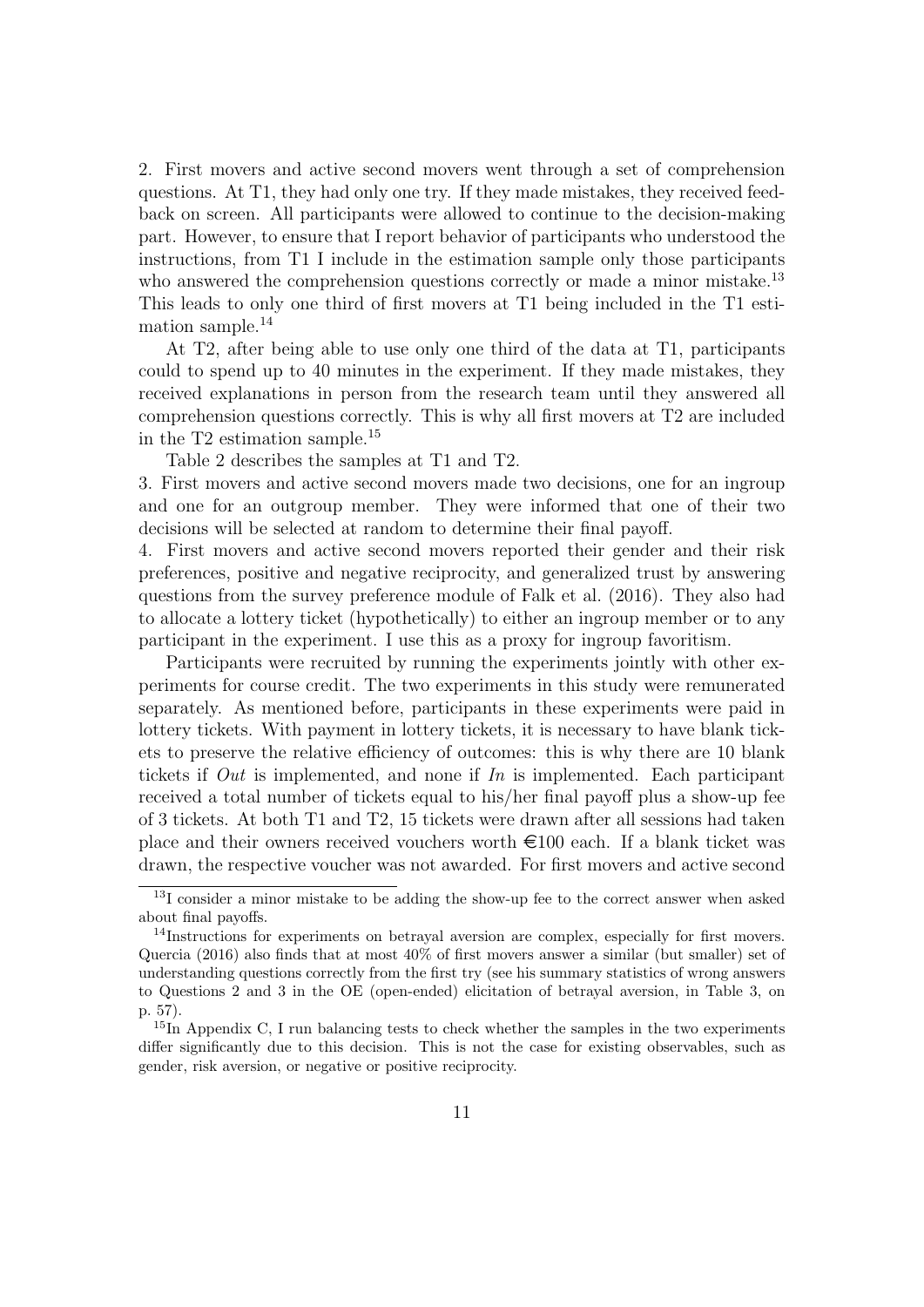2. First movers and active second movers went through a set of comprehension questions. At T1, they had only one try. If they made mistakes, they received feedback on screen. All participants were allowed to continue to the decision-making part. However, to ensure that I report behavior of participants who understood the instructions, from T1 I include in the estimation sample only those participants who answered the comprehension questions correctly or made a minor mistake.[13] This leads to only one third of first movers at T1 being included in the T1 estimation sample.[14]

At T2, after being able to use only one third of the data at T1, participants could to spend up to 40 minutes in the experiment. If they made mistakes, they received explanations in person from the research team until they answered all comprehension questions correctly. This is why all first movers at T2 are included in the T2 estimation sample.[15]

Table 2 describes the samples at T1 and T2.

3. First movers and active second movers made two decisions, one for an ingroup and one for an outgroup member. They were informed that one of their two decisions will be selected at random to determine their final payoff.

4. First movers and active second movers reported their gender and their risk preferences, positive and negative reciprocity, and generalized trust by answering questions from the survey preference module of Falk et al. (2016). They also had to allocate a lottery ticket (hypothetically) to either an ingroup member or to any participant in the experiment. I use this as a proxy for ingroup favoritism.

Participants were recruited by running the experiments jointly with other experiments for course credit. The two experiments in this study were remunerated separately. As mentioned before, participants in these experiments were paid in lottery tickets. With payment in lottery tickets, it is necessary to have blank tickets to preserve the relative efficiency of outcomes: this is why there are 10 blank tickets if *Out* is implemented, and none if *In* is implemented. Each participant received a total number of tickets equal to his/her final payoff plus a show-up fee of 3 tickets. At both T1 and T2, 15 tickets were drawn after all sessions had taken place and their owners received vouchers worth €100 each. If a blank ticket was drawn, the respective voucher was not awarded. For first movers and active second

---

[13] I consider a minor mistake to be adding the show-up fee to the correct answer when asked about final payoffs.

[14] Instructions for experiments on betrayal aversion are complex, especially for first movers. Quercia (2016) also finds that at most 40% of first movers answer a similar (but smaller) set of understanding questions correctly from the first try (see his summary statistics of wrong answers to Questions 2 and 3 in the OE (open-ended) elicitation of betrayal aversion, in Table 3, on p. 57).

[15] In Appendix C, I run balancing tests to check whether the samples in the two experiments differ significantly due to this decision. This is not the case for existing observables, such as gender, risk aversion, or negative or positive reciprocity.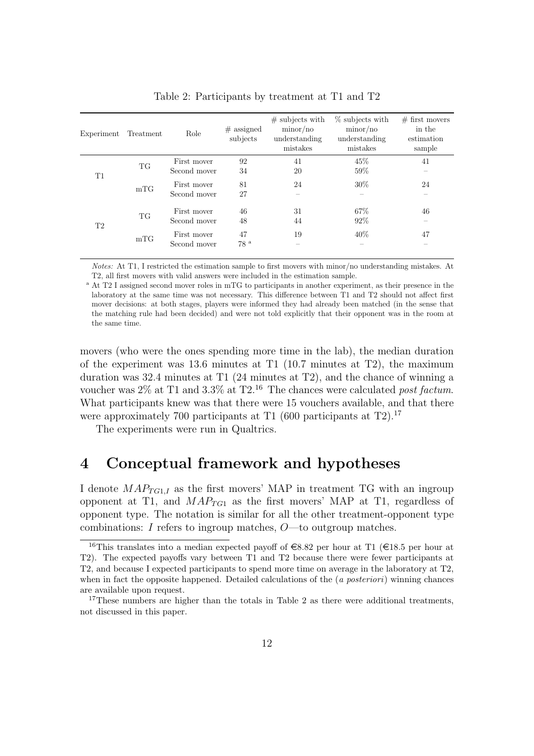Table 2: Participants by treatment at T1 and T2

| Experiment | Treatment | Role | # assigned subjects | # subjects with minor/no understanding mistakes | % subjects with minor/no understanding mistakes | # first movers in the estimation sample |
|---|---|---|---|---|---|---|
| T1 | TG | First mover | 92 | 41 | 45% | 41 |
| | | Second mover | 34 | 20 | 59% | – |
| | mTG | First mover | 81 | 24 | 30% | 24 |
| | | Second mover | 27 | – | – | – |
| T2 | TG | First mover | 46 | 31 | 67% | 46 |
| | | Second mover | 48 | 44 | 92% | – |
| | mTG | First mover | 47 | 19 | 40% | 47 |
| | | Second mover | 78 [a] | – | – | – |

*Notes:* At T1, I restricted the estimation sample to first movers with minor/no understanding mistakes. At T2, all first movers with valid answers were included in the estimation sample.

[a] At T2 I assigned second mover roles in mTG to participants in another experiment, as their presence in the laboratory at the same time was not necessary. This difference between T1 and T2 should not affect first mover decisions: at both stages, players were informed they had already been matched (in the sense that the matching rule had been decided) and were not told explicitly that their opponent was in the room at the same time.

movers (who were the ones spending more time in the lab), the median duration of the experiment was 13.6 minutes at T1 (10.7 minutes at T2), the maximum duration was 32.4 minutes at T1 (24 minutes at T2), and the chance of winning a voucher was 2% at T1 and 3.3% at T2.[16] The chances were calculated *post factum*. What participants knew was that there were 15 vouchers available, and that there were approximately 700 participants at T1 (600 participants at T2).[17]

The experiments were run in Qualtrics.

## 4 Conceptual framework and hypotheses

I denote $MAP_{TG1,I}$ as the first movers' MAP in treatment TG with an ingroup opponent at T1, and $MAP_{TG1}$ as the first movers' MAP at T1, regardless of opponent type. The notation is similar for all the other treatment-opponent type combinations: $I$ refers to ingroup matches, $O$—to outgroup matches.

[16] This translates into a median expected payoff of €8.82 per hour at T1 (€18.5 per hour at T2). The expected payoffs vary between T1 and T2 because there were fewer participants at T2, and because I expected participants to spend more time on average in the laboratory at T2, when in fact the opposite happened. Detailed calculations of the (*a posteriori*) winning chances are available upon request.

[17] These numbers are higher than the totals in Table 2 as there were additional treatments, not discussed in this paper.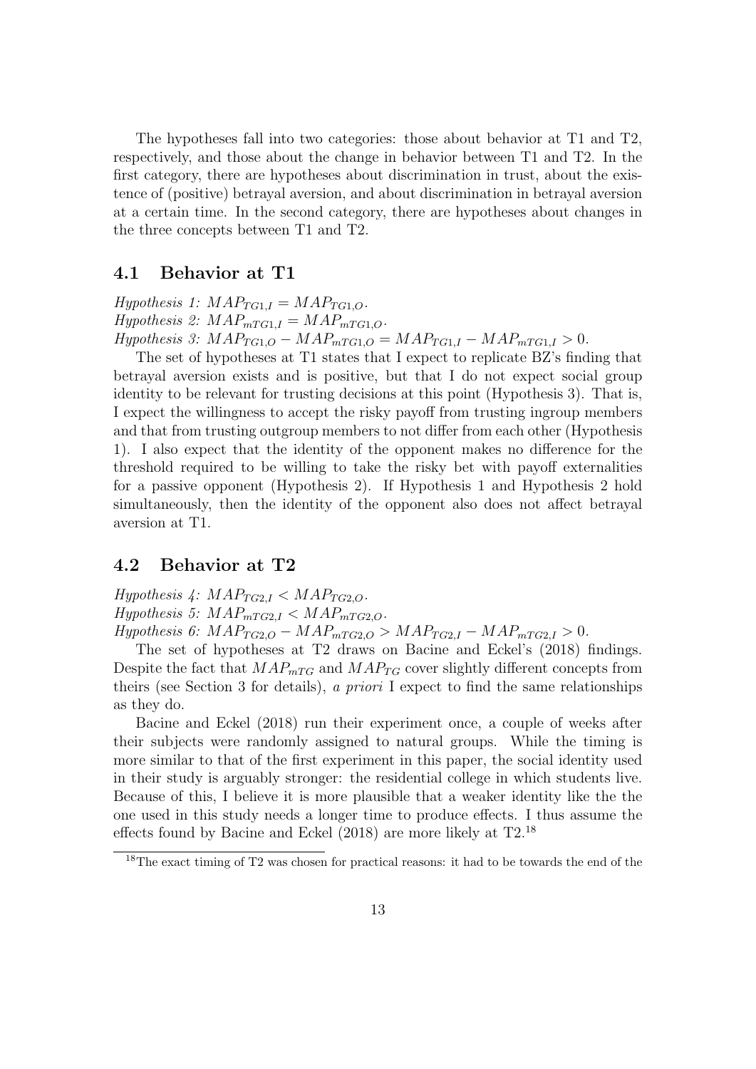The hypotheses fall into two categories: those about behavior at T1 and T2, respectively, and those about the change in behavior between T1 and T2. In the first category, there are hypotheses about discrimination in trust, about the existence of (positive) betrayal aversion, and about discrimination in betrayal aversion at a certain time. In the second category, there are hypotheses about changes in the three concepts between T1 and T2.

## 4.1 Behavior at T1

*Hypothesis 1:* $MAP_{TG1,I} = MAP_{TG1,O}$.
*Hypothesis 2:* $MAP_{mTG1,I} = MAP_{mTG1,O}$.
*Hypothesis 3:* $MAP_{TG1,O} - MAP_{mTG1,O} = MAP_{TG1,I} - MAP_{mTG1,I} > 0$.

The set of hypotheses at T1 states that I expect to replicate BZ's finding that betrayal aversion exists and is positive, but that I do not expect social group identity to be relevant for trusting decisions at this point (Hypothesis 3). That is, I expect the willingness to accept the risky payoff from trusting ingroup members and that from trusting outgroup members to not differ from each other (Hypothesis 1). I also expect that the identity of the opponent makes no difference for the threshold required to be willing to take the risky bet with payoff externalities for a passive opponent (Hypothesis 2). If Hypothesis 1 and Hypothesis 2 hold simultaneously, then the identity of the opponent also does not affect betrayal aversion at T1.

## 4.2 Behavior at T2

*Hypothesis 4:* $MAP_{TG2,I} < MAP_{TG2,O}$.
*Hypothesis 5:* $MAP_{mTG2,I} < MAP_{mTG2,O}$.
*Hypothesis 6:* $MAP_{TG2,O} - MAP_{mTG2,O} > MAP_{TG2,I} - MAP_{mTG2,I} > 0$.

The set of hypotheses at T2 draws on Bacine and Eckel's (2018) findings. Despite the fact that $MAP_{mTG}$ and $MAP_{TG}$ cover slightly different concepts from theirs (see Section 3 for details), *a priori* I expect to find the same relationships as they do.

Bacine and Eckel (2018) run their experiment once, a couple of weeks after their subjects were randomly assigned to natural groups. While the timing is more similar to that of the first experiment in this paper, the social identity used in their study is arguably stronger: the residential college in which students live. Because of this, I believe it is more plausible that a weaker identity like the the one used in this study needs a longer time to produce effects. I thus assume the effects found by Bacine and Eckel (2018) are more likely at T2.[18]

[18] The exact timing of T2 was chosen for practical reasons: it had to be towards the end of the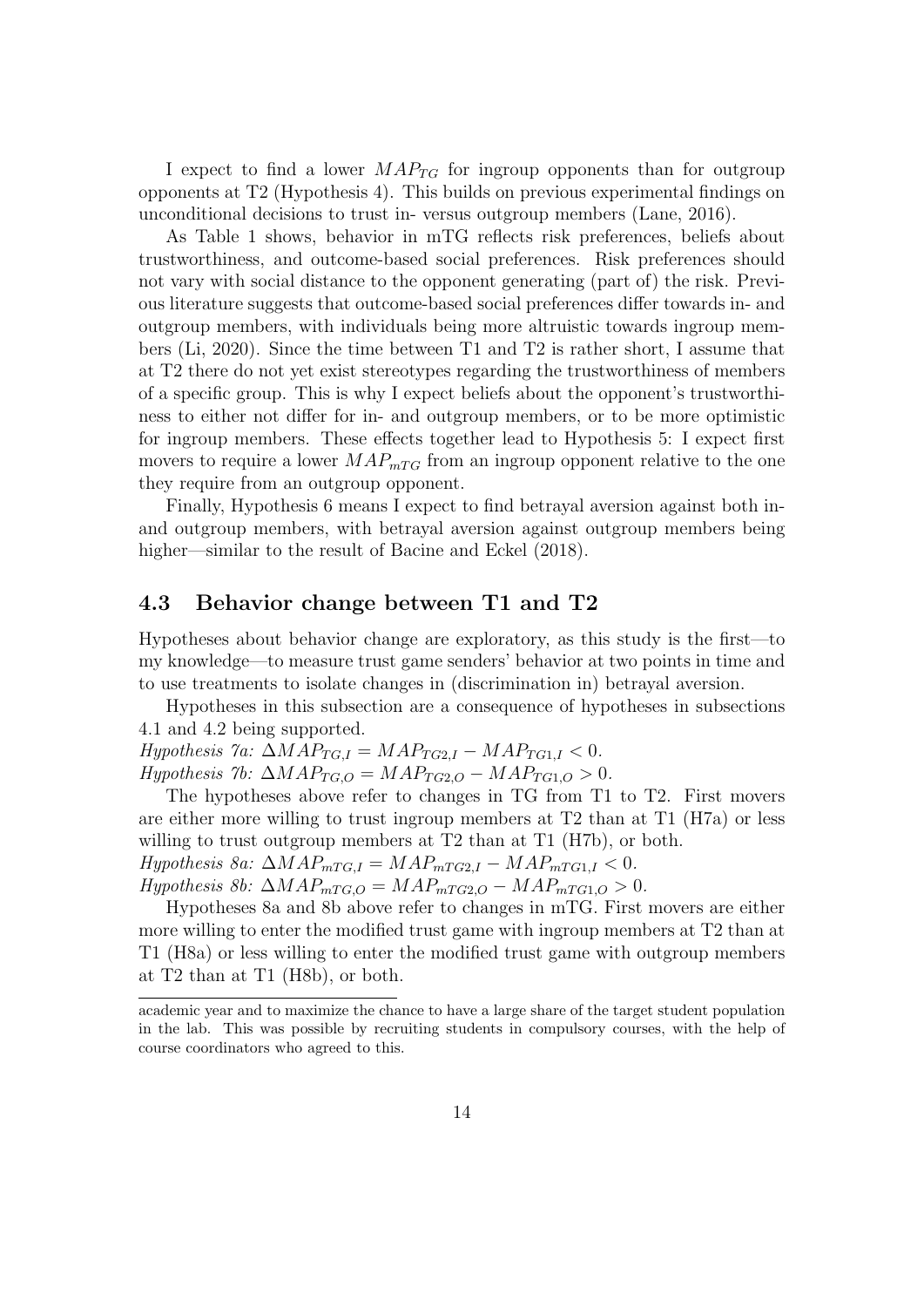I expect to find a lower $MAP_{TG}$ for ingroup opponents than for outgroup opponents at T2 (Hypothesis 4). This builds on previous experimental findings on unconditional decisions to trust in- versus outgroup members (Lane, 2016).

As Table 1 shows, behavior in mTG reflects risk preferences, beliefs about trustworthiness, and outcome-based social preferences. Risk preferences should not vary with social distance to the opponent generating (part of) the risk. Previous literature suggests that outcome-based social preferences differ towards in- and outgroup members, with individuals being more altruistic towards ingroup members (Li, 2020). Since the time between T1 and T2 is rather short, I assume that at T2 there do not yet exist stereotypes regarding the trustworthiness of members of a specific group. This is why I expect beliefs about the opponent's trustworthiness to either not differ for in- and outgroup members, or to be more optimistic for ingroup members. These effects together lead to Hypothesis 5: I expect first movers to require a lower $MAP_{mTG}$ from an ingroup opponent relative to the one they require from an outgroup opponent.

Finally, Hypothesis 6 means I expect to find betrayal aversion against both in- and outgroup members, with betrayal aversion against outgroup members being higher—similar to the result of Bacine and Eckel (2018).

## 4.3 Behavior change between T1 and T2

Hypotheses about behavior change are exploratory, as this study is the first—to my knowledge—to measure trust game senders' behavior at two points in time and to use treatments to isolate changes in (discrimination in) betrayal aversion.

Hypotheses in this subsection are a consequence of hypotheses in subsections 4.1 and 4.2 being supported.

*Hypothesis 7a:* $\Delta MAP_{TG,I} = MAP_{TG2,I} - MAP_{TG1,I} < 0$.

*Hypothesis 7b:* $\Delta MAP_{TG,O} = MAP_{TG2,O} - MAP_{TG1,O} > 0$.

The hypotheses above refer to changes in TG from T1 to T2. First movers are either more willing to trust ingroup members at T2 than at T1 (H7a) or less willing to trust outgroup members at T2 than at T1 (H7b), or both.

*Hypothesis 8a:* $\Delta MAP_{mTG,I} = MAP_{mTG2,I} - MAP_{mTG1,I} < 0$.

*Hypothesis 8b:* $\Delta MAP_{mTG,O} = MAP_{mTG2,O} - MAP_{mTG1,O} > 0$.

Hypotheses 8a and 8b above refer to changes in mTG. First movers are either more willing to enter the modified trust game with ingroup members at T2 than at T1 (H8a) or less willing to enter the modified trust game with outgroup members at T2 than at T1 (H8b), or both.

---

academic year and to maximize the chance to have a large share of the target student population in the lab. This was possible by recruiting students in compulsory courses, with the help of course coordinators who agreed to this.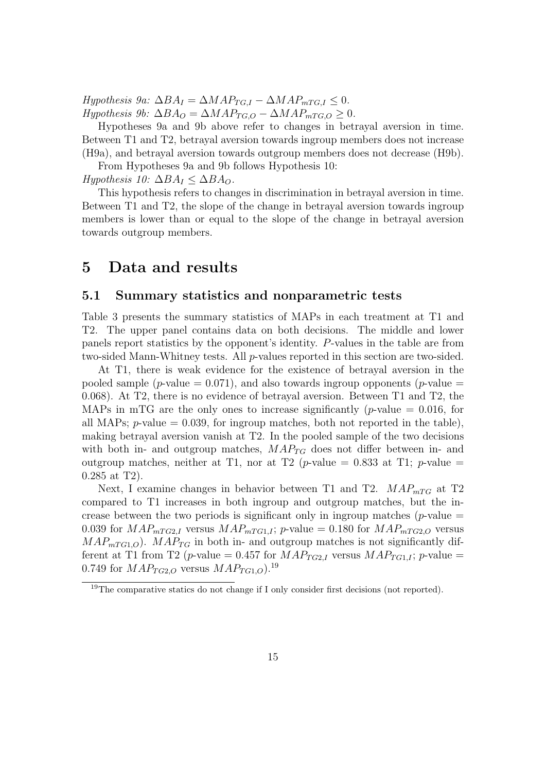*Hypothesis 9a:* $\Delta BA_I = \Delta MAP_{TG,I} - \Delta MAP_{mTG,I} \leq 0$.
*Hypothesis 9b:* $\Delta BA_O = \Delta MAP_{TG,O} - \Delta MAP_{mTG,O} \geq 0$.

Hypotheses 9a and 9b above refer to changes in betrayal aversion in time. Between T1 and T2, betrayal aversion towards ingroup members does not increase (H9a), and betrayal aversion towards outgroup members does not decrease (H9b).

From Hypotheses 9a and 9b follows Hypothesis 10:
*Hypothesis 10:* $\Delta BA_I \leq \Delta BA_O$.

This hypothesis refers to changes in discrimination in betrayal aversion in time. Between T1 and T2, the slope of the change in betrayal aversion towards ingroup members is lower than or equal to the slope of the change in betrayal aversion towards outgroup members.

# 5 Data and results

## 5.1 Summary statistics and nonparametric tests

Table 3 presents the summary statistics of MAPs in each treatment at T1 and T2. The upper panel contains data on both decisions. The middle and lower panels report statistics by the opponent's identity. *P*-values in the table are from two-sided Mann-Whitney tests. All *p*-values reported in this section are two-sided.

At T1, there is weak evidence for the existence of betrayal aversion in the pooled sample ($p$-value $= 0.071$), and also towards ingroup opponents ($p$-value $= 0.068$). At T2, there is no evidence of betrayal aversion. Between T1 and T2, the MAPs in mTG are the only ones to increase significantly ($p$-value $= 0.016$, for all MAPs; $p$-value $= 0.039$, for ingroup matches, both not reported in the table), making betrayal aversion vanish at T2. In the pooled sample of the two decisions with both in- and outgroup matches, $MAP_{TG}$ does not differ between in- and outgroup matches, neither at T1, nor at T2 ($p$-value $= 0.833$ at T1; $p$-value $= 0.285$ at T2).

Next, I examine changes in behavior between T1 and T2. $MAP_{mTG}$ at T2 compared to T1 increases in both ingroup and outgroup matches, but the increase between the two periods is significant only in ingroup matches ($p$-value $= 0.039$ for $MAP_{mTG2,I}$ versus $MAP_{mTG1,I}$; $p$-value $= 0.180$ for $MAP_{mTG2,O}$ versus $MAP_{mTG1,O}$). $MAP_{TG}$ in both in- and outgroup matches is not significantly different at T1 from T2 ($p$-value $= 0.457$ for $MAP_{TG2,I}$ versus $MAP_{TG1,I}$; $p$-value $= 0.749$ for $MAP_{TG2,O}$ versus $MAP_{TG1,O}$).[19]

[19] The comparative statics do not change if I only consider first decisions (not reported).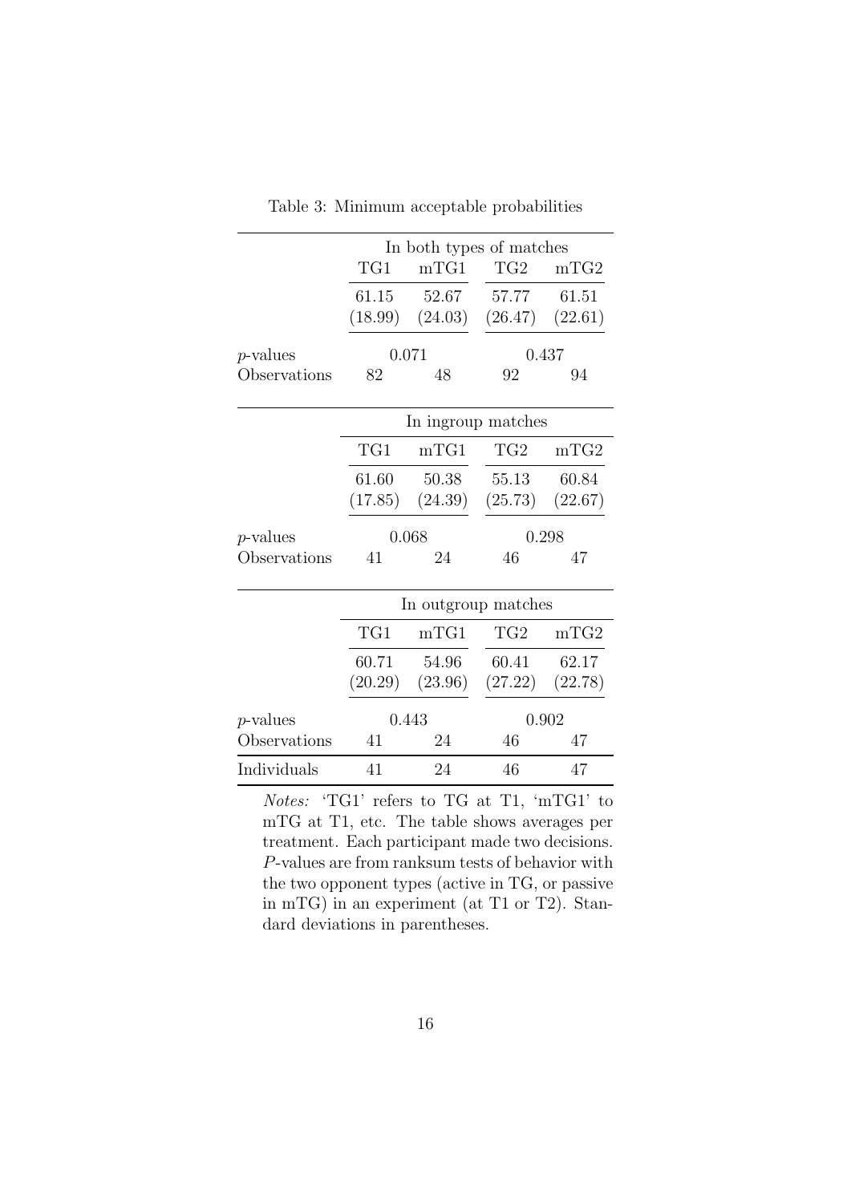Table 3: Minimum acceptable probabilities

| | In both types of matches | | | |
|---|---|---|---|---|
| | TG1 | mTG1 | TG2 | mTG2 |
| | 61.15 | 52.67 | 57.77 | 61.51 |
| | (18.99) | (24.03) | (26.47) | (22.61) |
| *p*-values | 0.071 | | 0.437 | |
| Observations | 82 | 48 | 92 | 94 |
| | **In ingroup matches** | | | |
| | TG1 | mTG1 | TG2 | mTG2 |
| | 61.60 | 50.38 | 55.13 | 60.84 |
| | (17.85) | (24.39) | (25.73) | (22.67) |
| *p*-values | 0.068 | | 0.298 | |
| Observations | 41 | 24 | 46 | 47 |
| | **In outgroup matches** | | | |
| | TG1 | mTG1 | TG2 | mTG2 |
| | 60.71 | 54.96 | 60.41 | 62.17 |
| | (20.29) | (23.96) | (27.22) | (22.78) |
| *p*-values | 0.443 | | 0.902 | |
| Observations | 41 | 24 | 46 | 47 |
| Individuals | 41 | 24 | 46 | 47 |

*Notes:* 'TG1' refers to TG at T1, 'mTG1' to mTG at T1, etc. The table shows averages per treatment. Each participant made two decisions. *P*-values are from ranksum tests of behavior with the two opponent types (active in TG, or passive in mTG) in an experiment (at T1 or T2). Standard deviations in parentheses.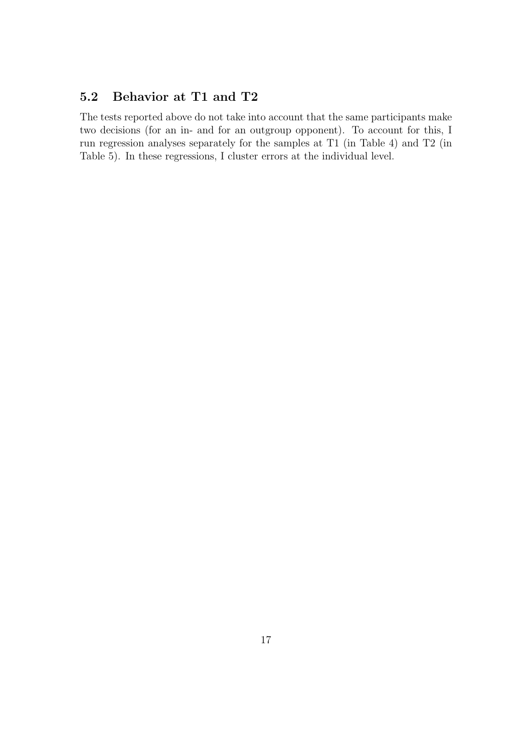## 5.2 Behavior at T1 and T2

The tests reported above do not take into account that the same participants make two decisions (for an in- and for an outgroup opponent). To account for this, I run regression analyses separately for the samples at T1 (in Table 4) and T2 (in Table 5). In these regressions, I cluster errors at the individual level.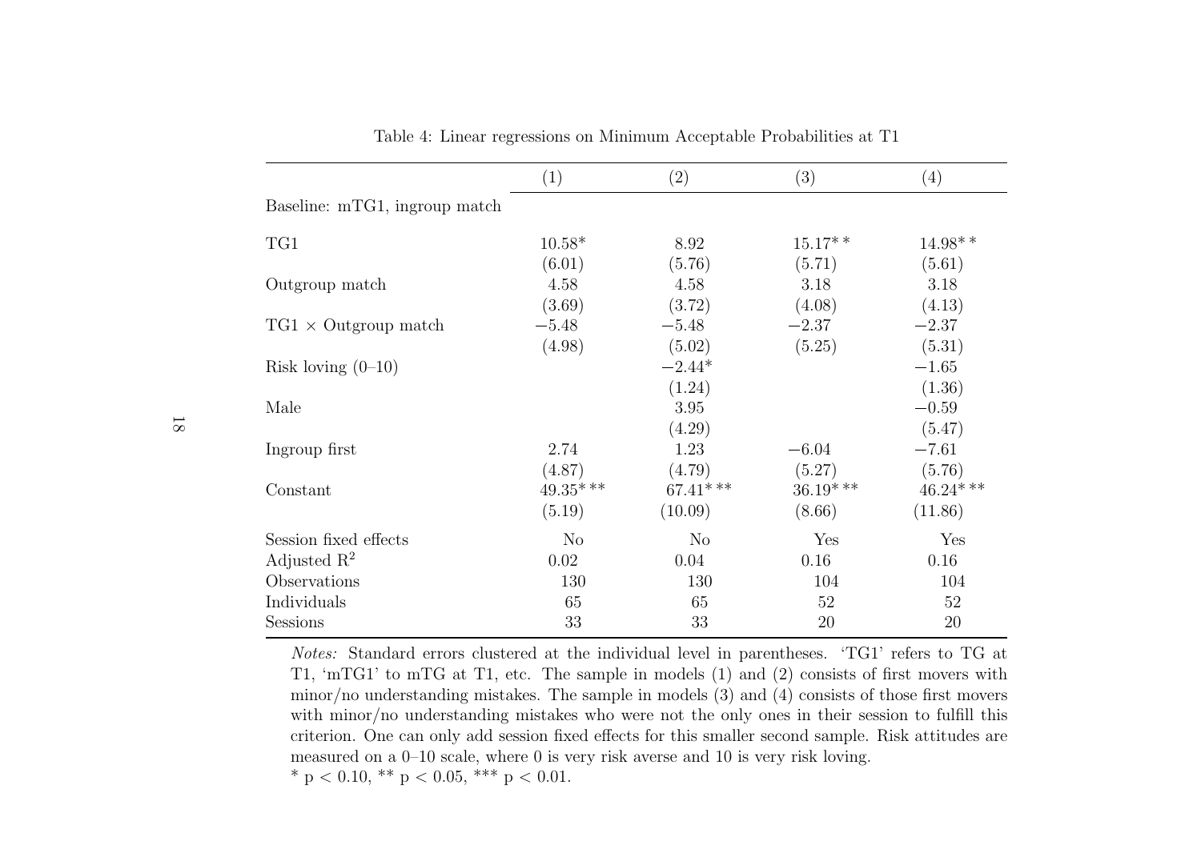Table 4: Linear regressions on Minimum Acceptable Probabilities at T1

| | (1) | (2) | (3) | (4) |
|---|---|---|---|---|
| Baseline: mTG1, ingroup match | | | | |
| TG1 | 10.58* | 8.92 | 15.17** | 14.98** |
| | (6.01) | (5.76) | (5.71) | (5.61) |
| Outgroup match | 4.58 | 4.58 | 3.18 | 3.18 |
| | (3.69) | (3.72) | (4.08) | (4.13) |
| TG1 × Outgroup match | −5.48 | −5.48 | −2.37 | −2.37 |
| | (4.98) | (5.02) | (5.25) | (5.31) |
| Risk loving (0–10) | | −2.44* | | −1.65 |
| | | (1.24) | | (1.36) |
| Male | | 3.95 | | −0.59 |
| | | (4.29) | | (5.47) |
| Ingroup first | 2.74 | 1.23 | −6.04 | −7.61 |
| | (4.87) | (4.79) | (5.27) | (5.76) |
| Constant | 49.35*** | 67.41*** | 36.19*** | 46.24*** |
| | (5.19) | (10.09) | (8.66) | (11.86) |
| Session fixed effects | No | No | Yes | Yes |
| Adjusted $R^2$ | 0.02 | 0.04 | 0.16 | 0.16 |
| Observations | 130 | 130 | 104 | 104 |
| Individuals | 65 | 65 | 52 | 52 |
| Sessions | 33 | 33 | 20 | 20 |

*Notes:* Standard errors clustered at the individual level in parentheses. 'TG1' refers to TG at T1, 'mTG1' to mTG at T1, etc. The sample in models (1) and (2) consists of first movers with minor/no understanding mistakes. The sample in models (3) and (4) consists of those first movers with minor/no understanding mistakes who were not the only ones in their session to fulfill this criterion. One can only add session fixed effects for this smaller second sample. Risk attitudes are measured on a 0–10 scale, where 0 is very risk averse and 10 is very risk loving.

\* $p < 0.10$, ** $p < 0.05$, *** $p < 0.01$.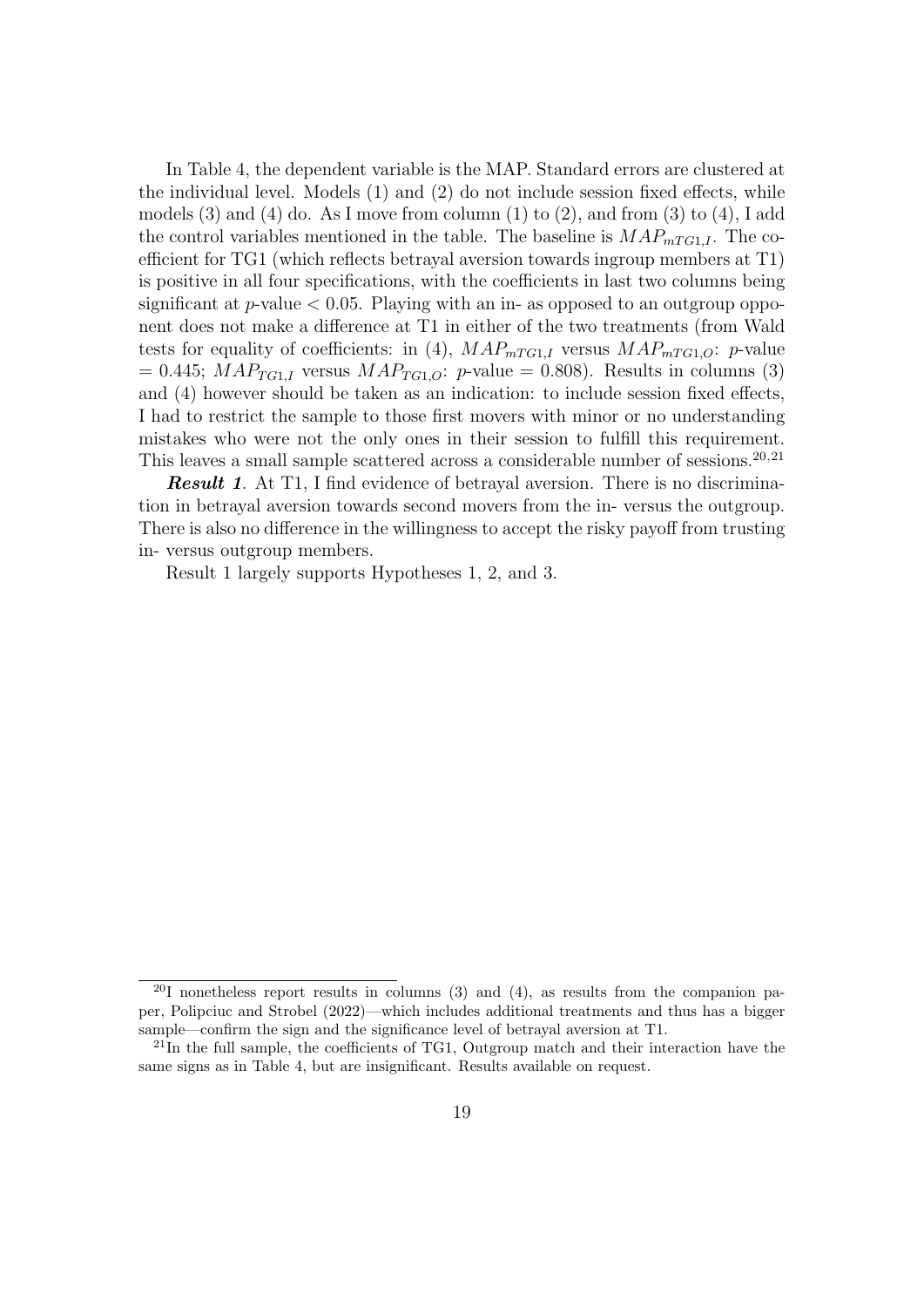In Table 4, the dependent variable is the MAP. Standard errors are clustered at the individual level. Models (1) and (2) do not include session fixed effects, while models (3) and (4) do. As I move from column (1) to (2), and from (3) to (4), I add the control variables mentioned in the table. The baseline is $MAP_{mTG1,I}$. The coefficient for TG1 (which reflects betrayal aversion towards ingroup members at T1) is positive in all four specifications, with the coefficients in last two columns being significant at $p$-value $< 0.05$. Playing with an in- as opposed to an outgroup opponent does not make a difference at T1 in either of the two treatments (from Wald tests for equality of coefficients: in (4), $MAP_{mTG1,I}$ versus $MAP_{mTG1,O}$: $p$-value $= 0.445$; $MAP_{TG1,I}$ versus $MAP_{TG1,O}$: $p$-value $= 0.808$). Results in columns (3) and (4) however should be taken as an indication: to include session fixed effects, I had to restrict the sample to those first movers with minor or no understanding mistakes who were not the only ones in their session to fulfill this requirement. This leaves a small sample scattered across a considerable number of sessions.[20,21]

***Result 1***. At T1, I find evidence of betrayal aversion. There is no discrimination in betrayal aversion towards second movers from the in- versus the outgroup. There is also no difference in the willingness to accept the risky payoff from trusting in- versus outgroup members.

Result 1 largely supports Hypotheses 1, 2, and 3.

[20] I nonetheless report results in columns (3) and (4), as results from the companion paper, Polipciuc and Strobel (2022)—which includes additional treatments and thus has a bigger sample—confirm the sign and the significance level of betrayal aversion at T1.

[21] In the full sample, the coefficients of TG1, Outgroup match and their interaction have the same signs as in Table 4, but are insignificant. Results available on request.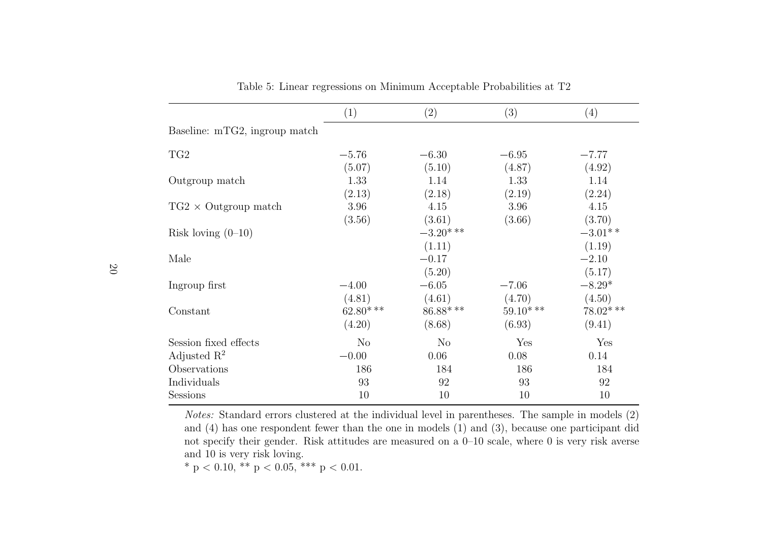Table 5: Linear regressions on Minimum Acceptable Probabilities at T2

| | (1) | (2) | (3) | (4) |
|---|---|---|---|---|
| Baseline: mTG2, ingroup match | | | | |
| TG2 | −5.76 | −6.30 | −6.95 | −7.77 |
| | (5.07) | (5.10) | (4.87) | (4.92) |
| Outgroup match | 1.33 | 1.14 | 1.33 | 1.14 |
| | (2.13) | (2.18) | (2.19) | (2.24) |
| TG2 × Outgroup match | 3.96 | 4.15 | 3.96 | 4.15 |
| | (3.56) | (3.61) | (3.66) | (3.70) |
| Risk loving (0–10) | | −3.20*** | | −3.01** |
| | | (1.11) | | (1.19) |
| Male | | −0.17 | | −2.10 |
| | | (5.20) | | (5.17) |
| Ingroup first | −4.00 | −6.05 | −7.06 | −8.29* |
| | (4.81) | (4.61) | (4.70) | (4.50) |
| Constant | 62.80*** | 86.88*** | 59.10*** | 78.02*** |
| | (4.20) | (8.68) | (6.93) | (9.41) |
| Session fixed effects | No | No | Yes | Yes |
| Adjusted $R^2$ | −0.00 | 0.06 | 0.08 | 0.14 |
| Observations | 186 | 184 | 186 | 184 |
| Individuals | 93 | 92 | 93 | 92 |
| Sessions | 10 | 10 | 10 | 10 |

*Notes:* Standard errors clustered at the individual level in parentheses. The sample in models (2) and (4) has one respondent fewer than the one in models (1) and (3), because one participant did not specify their gender. Risk attitudes are measured on a 0–10 scale, where 0 is very risk averse and 10 is very risk loving.

* $p < 0.10$, ** $p < 0.05$, *** $p < 0.01$.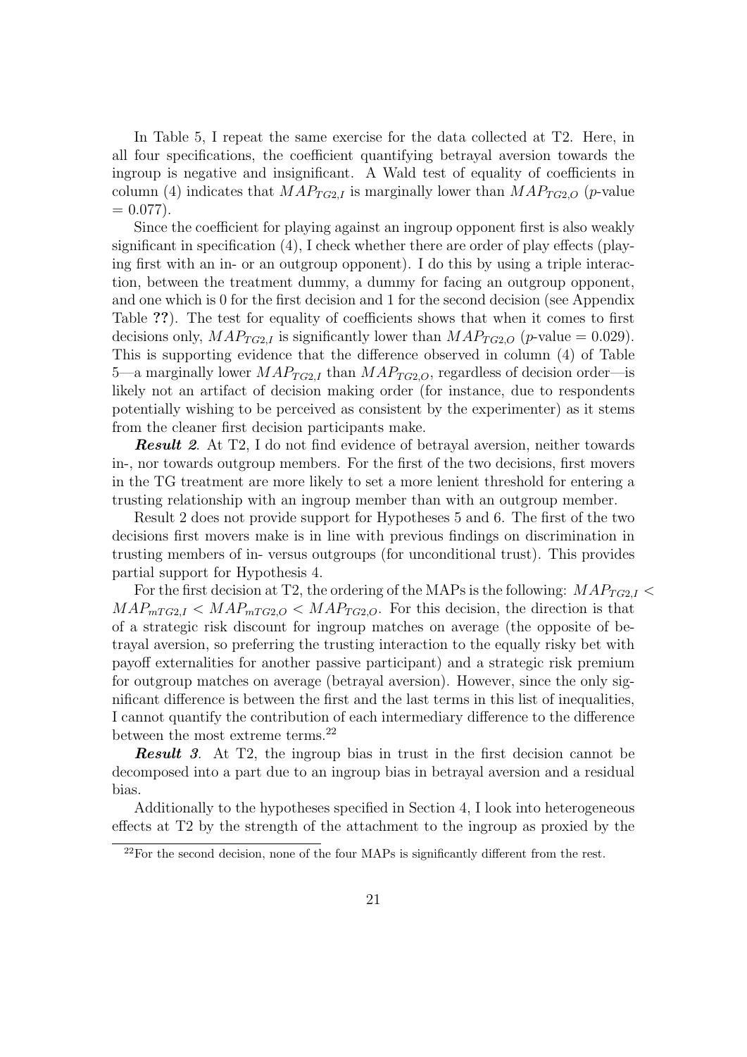In Table 5, I repeat the same exercise for the data collected at T2. Here, in all four specifications, the coefficient quantifying betrayal aversion towards the ingroup is negative and insignificant. A Wald test of equality of coefficients in column (4) indicates that $MAP_{TG2,I}$ is marginally lower than $MAP_{TG2,O}$ ($p$-value $= 0.077$).

Since the coefficient for playing against an ingroup opponent first is also weakly significant in specification (4), I check whether there are order of play effects (playing first with an in- or an outgroup opponent). I do this by using a triple interaction, between the treatment dummy, a dummy for facing an outgroup opponent, and one which is 0 for the first decision and 1 for the second decision (see Appendix Table **??**). The test for equality of coefficients shows that when it comes to first decisions only, $MAP_{TG2,I}$ is significantly lower than $MAP_{TG2,O}$ ($p$-value $= 0.029$). This is supporting evidence that the difference observed in column (4) of Table 5—a marginally lower $MAP_{TG2,I}$ than $MAP_{TG2,O}$, regardless of decision order—is likely not an artifact of decision making order (for instance, due to respondents potentially wishing to be perceived as consistent by the experimenter) as it stems from the cleaner first decision participants make.

***Result 2***. At T2, I do not find evidence of betrayal aversion, neither towards in-, nor towards outgroup members. For the first of the two decisions, first movers in the TG treatment are more likely to set a more lenient threshold for entering a trusting relationship with an ingroup member than with an outgroup member.

Result 2 does not provide support for Hypotheses 5 and 6. The first of the two decisions first movers make is in line with previous findings on discrimination in trusting members of in- versus outgroups (for unconditional trust). This provides partial support for Hypothesis 4.

For the first decision at T2, the ordering of the MAPs is the following: $MAP_{TG2,I} < MAP_{mTG2,I} < MAP_{mTG2,O} < MAP_{TG2,O}$. For this decision, the direction is that of a strategic risk discount for ingroup matches on average (the opposite of betrayal aversion, so preferring the trusting interaction to the equally risky bet with payoff externalities for another passive participant) and a strategic risk premium for outgroup matches on average (betrayal aversion). However, since the only significant difference is between the first and the last terms in this list of inequalities, I cannot quantify the contribution of each intermediary difference to the difference between the most extreme terms.[22]

***Result 3***. At T2, the ingroup bias in trust in the first decision cannot be decomposed into a part due to an ingroup bias in betrayal aversion and a residual bias.

Additionally to the hypotheses specified in Section 4, I look into heterogeneous effects at T2 by the strength of the attachment to the ingroup as proxied by the

[22]For the second decision, none of the four MAPs is significantly different from the rest.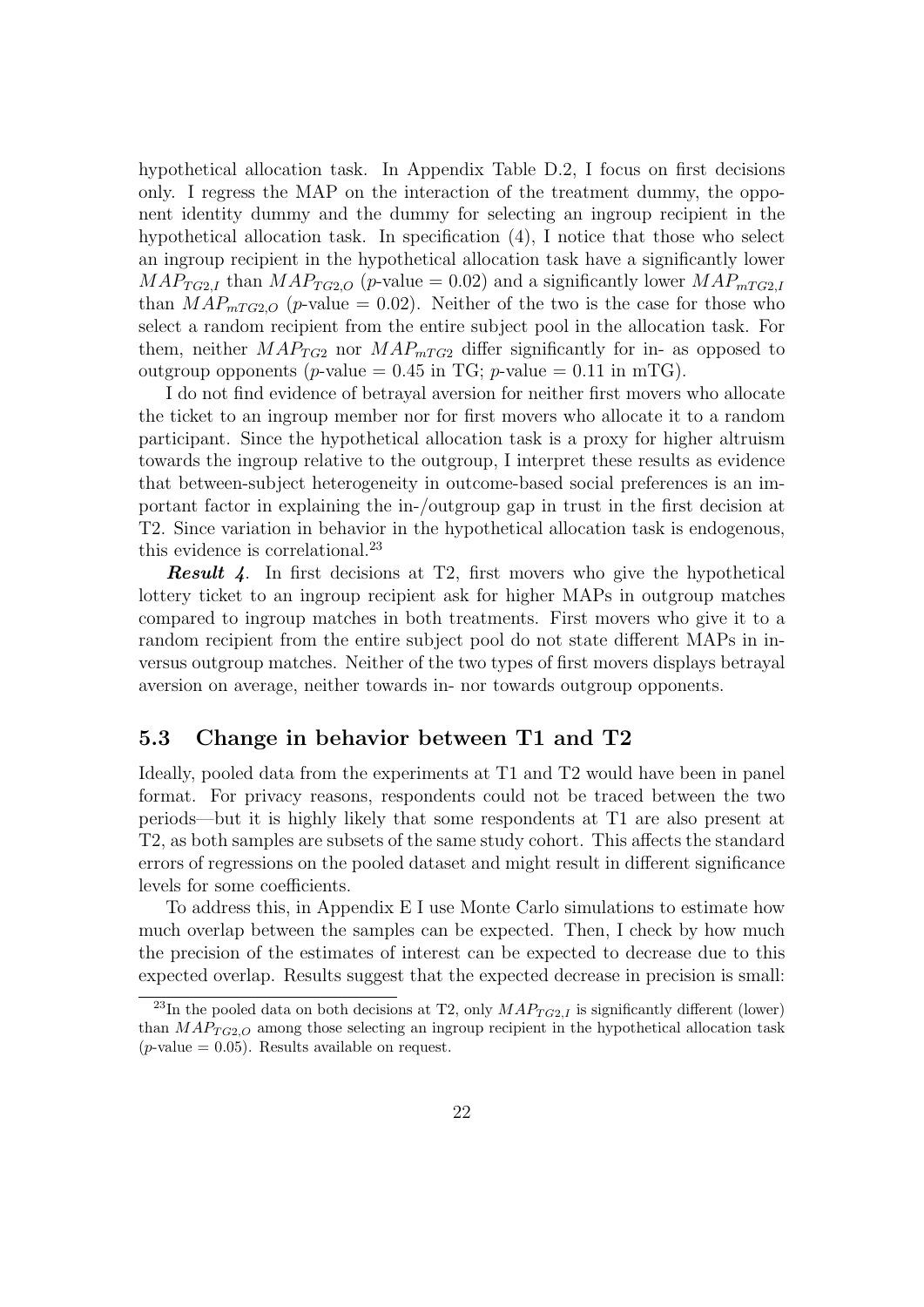hypothetical allocation task. In Appendix Table D.2, I focus on first decisions only. I regress the MAP on the interaction of the treatment dummy, the opponent identity dummy and the dummy for selecting an ingroup recipient in the hypothetical allocation task. In specification (4), I notice that those who select an ingroup recipient in the hypothetical allocation task have a significantly lower $MAP_{TG2,I}$ than $MAP_{TG2,O}$ ($p$-value $= 0.02$) and a significantly lower $MAP_{mTG2,I}$ than $MAP_{mTG2,O}$ ($p$-value $= 0.02$). Neither of the two is the case for those who select a random recipient from the entire subject pool in the allocation task. For them, neither $MAP_{TG2}$ nor $MAP_{mTG2}$ differ significantly for in- as opposed to outgroup opponents ($p$-value $= 0.45$ in TG; $p$-value $= 0.11$ in mTG).

I do not find evidence of betrayal aversion for neither first movers who allocate the ticket to an ingroup member nor for first movers who allocate it to a random participant. Since the hypothetical allocation task is a proxy for higher altruism towards the ingroup relative to the outgroup, I interpret these results as evidence that between-subject heterogeneity in outcome-based social preferences is an important factor in explaining the in-/outgroup gap in trust in the first decision at T2. Since variation in behavior in the hypothetical allocation task is endogenous, this evidence is correlational.[23]

***Result 4***. In first decisions at T2, first movers who give the hypothetical lottery ticket to an ingroup recipient ask for higher MAPs in outgroup matches compared to ingroup matches in both treatments. First movers who give it to a random recipient from the entire subject pool do not state different MAPs in inversus outgroup matches. Neither of the two types of first movers displays betrayal aversion on average, neither towards in- nor towards outgroup opponents.

### 5.3 Change in behavior between T1 and T2

Ideally, pooled data from the experiments at T1 and T2 would have been in panel format. For privacy reasons, respondents could not be traced between the two periods—but it is highly likely that some respondents at T1 are also present at T2, as both samples are subsets of the same study cohort. This affects the standard errors of regressions on the pooled dataset and might result in different significance levels for some coefficients.

To address this, in Appendix E I use Monte Carlo simulations to estimate how much overlap between the samples can be expected. Then, I check by how much the precision of the estimates of interest can be expected to decrease due to this expected overlap. Results suggest that the expected decrease in precision is small:

[23] In the pooled data on both decisions at T2, only $MAP_{TG2,I}$ is significantly different (lower) than $MAP_{TG2,O}$ among those selecting an ingroup recipient in the hypothetical allocation task ($p$-value $= 0.05$). Results available on request.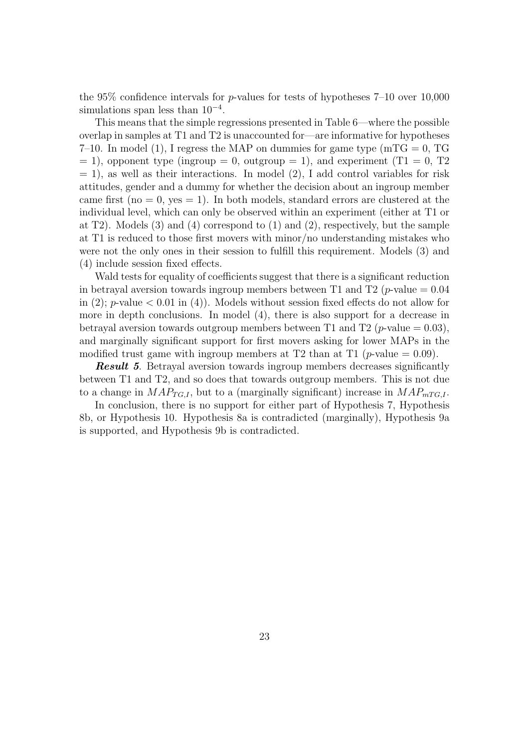the 95% confidence intervals for $p$-values for tests of hypotheses 7–10 over 10,000 simulations span less than $10^{-4}$.

This means that the simple regressions presented in Table 6—where the possible overlap in samples at T1 and T2 is unaccounted for—are informative for hypotheses 7–10. In model (1), I regress the MAP on dummies for game type (mTG = 0, TG = 1), opponent type (ingroup = 0, outgroup = 1), and experiment (T1 = 0, T2 = 1), as well as their interactions. In model (2), I add control variables for risk attitudes, gender and a dummy for whether the decision about an ingroup member came first (no = 0, yes = 1). In both models, standard errors are clustered at the individual level, which can only be observed within an experiment (either at T1 or at T2). Models (3) and (4) correspond to (1) and (2), respectively, but the sample at T1 is reduced to those first movers with minor/no understanding mistakes who were not the only ones in their session to fulfill this requirement. Models (3) and (4) include session fixed effects.

Wald tests for equality of coefficients suggest that there is a significant reduction in betrayal aversion towards ingroup members between T1 and T2 ($p$-value = 0.04 in (2); $p$-value < 0.01 in (4)). Models without session fixed effects do not allow for more in depth conclusions. In model (4), there is also support for a decrease in betrayal aversion towards outgroup members between T1 and T2 ($p$-value = 0.03), and marginally significant support for first movers asking for lower MAPs in the modified trust game with ingroup members at T2 than at T1 ($p$-value = 0.09).

***Result 5***. Betrayal aversion towards ingroup members decreases significantly between T1 and T2, and so does that towards outgroup members. This is not due to a change in $MAP_{TG,I}$, but to a (marginally significant) increase in $MAP_{mTG,I}$.

In conclusion, there is no support for either part of Hypothesis 7, Hypothesis 8b, or Hypothesis 10. Hypothesis 8a is contradicted (marginally), Hypothesis 9a is supported, and Hypothesis 9b is contradicted.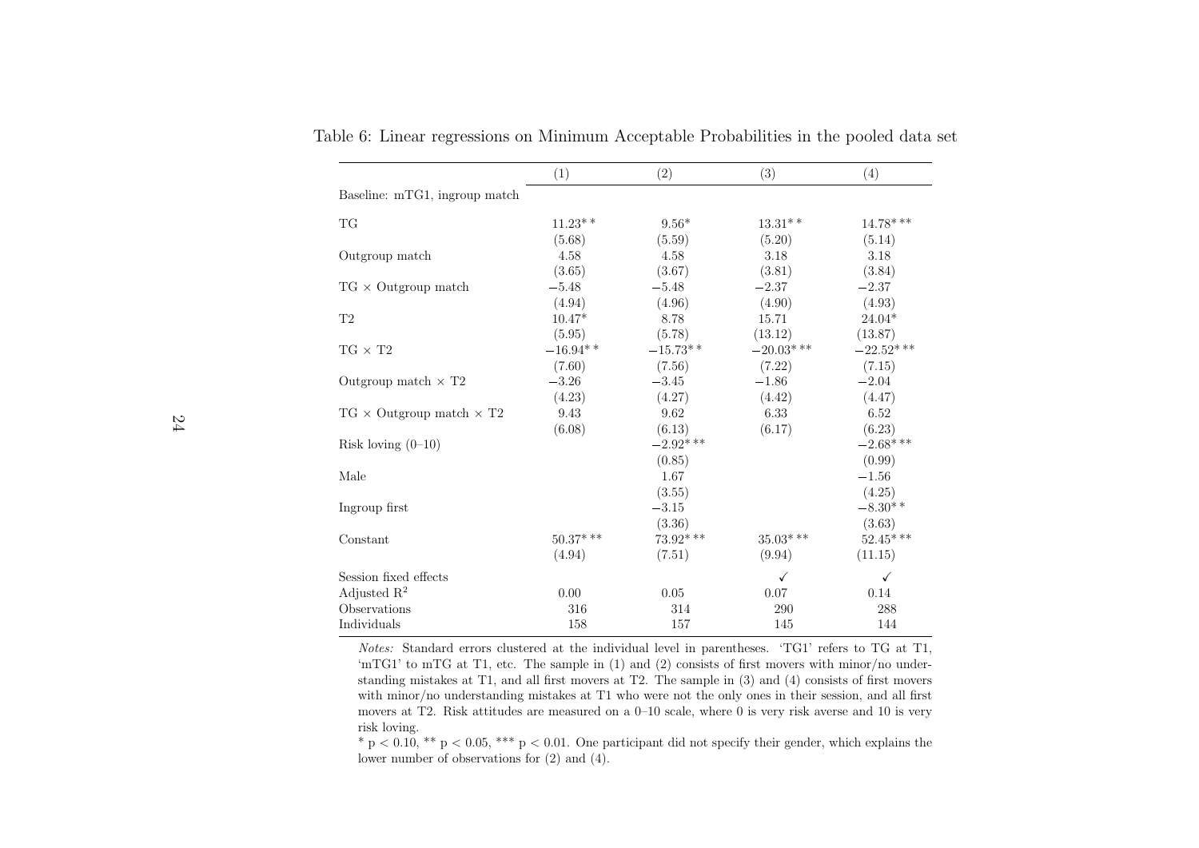Table 6: Linear regressions on Minimum Acceptable Probabilities in the pooled data set

| | (1) | (2) | (3) | (4) |
|---|---|---|---|---|
| Baseline: mTG1, ingroup match | | | | |
| TG | 11.23** | 9.56* | 13.31** | 14.78*** |
| | (5.68) | (5.59) | (5.20) | (5.14) |
| Outgroup match | 4.58 | 4.58 | 3.18 | 3.18 |
| | (3.65) | (3.67) | (3.81) | (3.84) |
| TG × Outgroup match | −5.48 | −5.48 | −2.37 | −2.37 |
| | (4.94) | (4.96) | (4.90) | (4.93) |
| T2 | 10.47* | 8.78 | 15.71 | 24.04* |
| | (5.95) | (5.78) | (13.12) | (13.87) |
| TG × T2 | −16.94** | −15.73** | −20.03*** | −22.52*** |
| | (7.60) | (7.56) | (7.22) | (7.15) |
| Outgroup match × T2 | −3.26 | −3.45 | −1.86 | −2.04 |
| | (4.23) | (4.27) | (4.42) | (4.47) |
| TG × Outgroup match × T2 | 9.43 | 9.62 | 6.33 | 6.52 |
| | (6.08) | (6.13) | (6.17) | (6.23) |
| Risk loving (0–10) | | −2.92*** | | −2.68*** |
| | | (0.85) | | (0.99) |
| Male | | 1.67 | | −1.56 |
| | | (3.55) | | (4.25) |
| Ingroup first | | −3.15 | | −8.30** |
| | | (3.36) | | (3.63) |
| Constant | 50.37*** | 73.92*** | 35.03*** | 52.45*** |
| | (4.94) | (7.51) | (9.94) | (11.15) |
| Session fixed effects | | | ✓ | ✓ |
| Adjusted $R^2$ | 0.00 | 0.05 | 0.07 | 0.14 |
| Observations | 316 | 314 | 290 | 288 |
| Individuals | 158 | 157 | 145 | 144 |

*Notes:* Standard errors clustered at the individual level in parentheses. 'TG1' refers to TG at T1, 'mTG1' to mTG at T1, etc. The sample in (1) and (2) consists of first movers with minor/no understanding mistakes at T1, and all first movers at T2. The sample in (3) and (4) consists of first movers with minor/no understanding mistakes at T1 who were not the only ones in their session, and all first movers at T2. Risk attitudes are measured on a 0–10 scale, where 0 is very risk averse and 10 is very risk loving.

* $p < 0.10$, ** $p < 0.05$, *** $p < 0.01$. One participant did not specify their gender, which explains the lower number of observations for (2) and (4).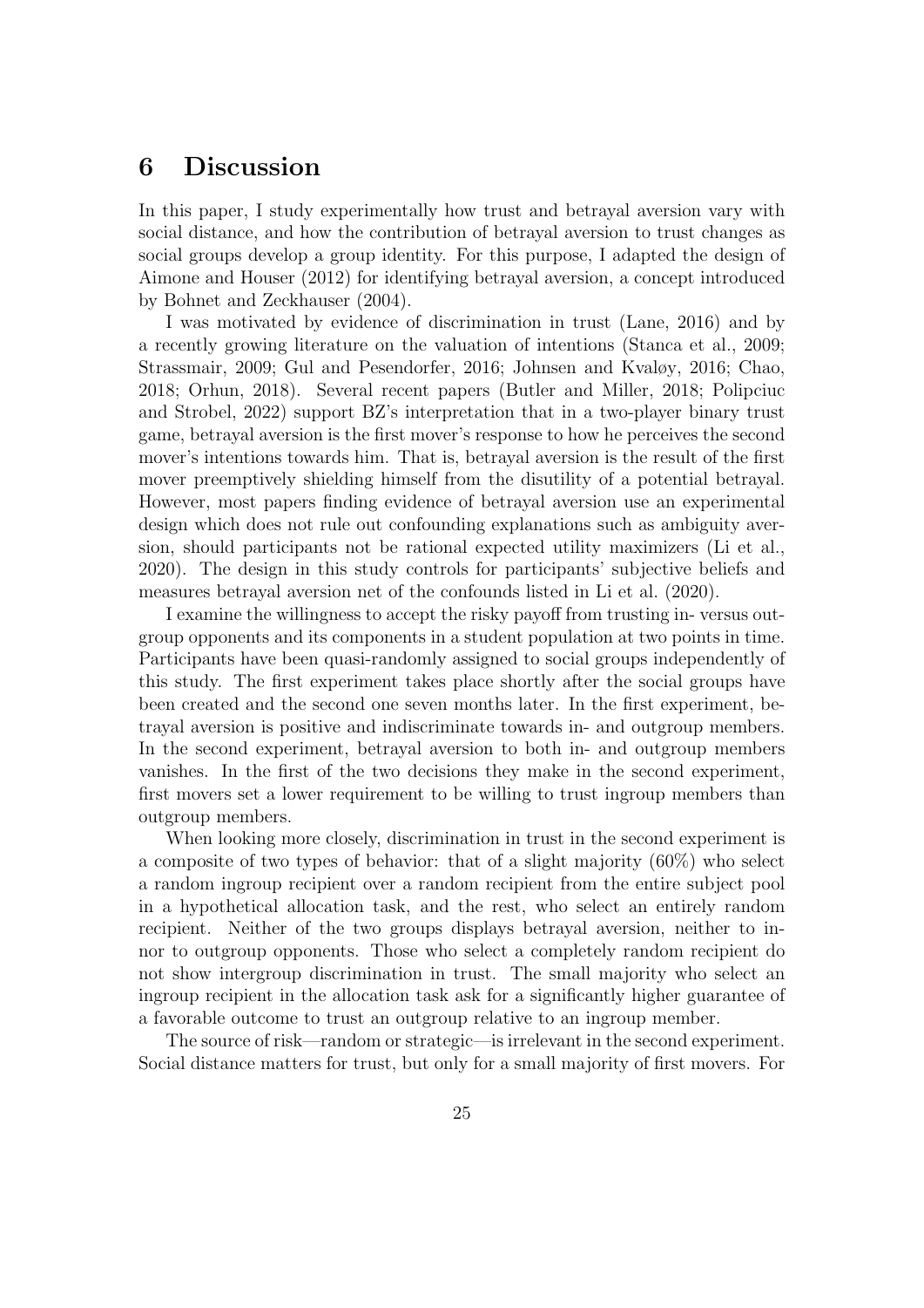## 6 Discussion

In this paper, I study experimentally how trust and betrayal aversion vary with social distance, and how the contribution of betrayal aversion to trust changes as social groups develop a group identity. For this purpose, I adapted the design of Aimone and Houser (2012) for identifying betrayal aversion, a concept introduced by Bohnet and Zeckhauser (2004).

I was motivated by evidence of discrimination in trust (Lane, 2016) and by a recently growing literature on the valuation of intentions (Stanca et al., 2009; Strassmair, 2009; Gul and Pesendorfer, 2016; Johnsen and Kvaløy, 2016; Chao, 2018; Orhun, 2018). Several recent papers (Butler and Miller, 2018; Polipciuc and Strobel, 2022) support BZ's interpretation that in a two-player binary trust game, betrayal aversion is the first mover's response to how he perceives the second mover's intentions towards him. That is, betrayal aversion is the result of the first mover preemptively shielding himself from the disutility of a potential betrayal. However, most papers finding evidence of betrayal aversion use an experimental design which does not rule out confounding explanations such as ambiguity aversion, should participants not be rational expected utility maximizers (Li et al., 2020). The design in this study controls for participants' subjective beliefs and measures betrayal aversion net of the confounds listed in Li et al. (2020).

I examine the willingness to accept the risky payoff from trusting in- versus outgroup opponents and its components in a student population at two points in time. Participants have been quasi-randomly assigned to social groups independently of this study. The first experiment takes place shortly after the social groups have been created and the second one seven months later. In the first experiment, betrayal aversion is positive and indiscriminate towards in- and outgroup members. In the second experiment, betrayal aversion to both in- and outgroup members vanishes. In the first of the two decisions they make in the second experiment, first movers set a lower requirement to be willing to trust ingroup members than outgroup members.

When looking more closely, discrimination in trust in the second experiment is a composite of two types of behavior: that of a slight majority (60%) who select a random ingroup recipient over a random recipient from the entire subject pool in a hypothetical allocation task, and the rest, who select an entirely random recipient. Neither of the two groups displays betrayal aversion, neither to in- nor to outgroup opponents. Those who select a completely random recipient do not show intergroup discrimination in trust. The small majority who select an ingroup recipient in the allocation task ask for a significantly higher guarantee of a favorable outcome to trust an outgroup relative to an ingroup member.

The source of risk—random or strategic—is irrelevant in the second experiment. Social distance matters for trust, but only for a small majority of first movers. For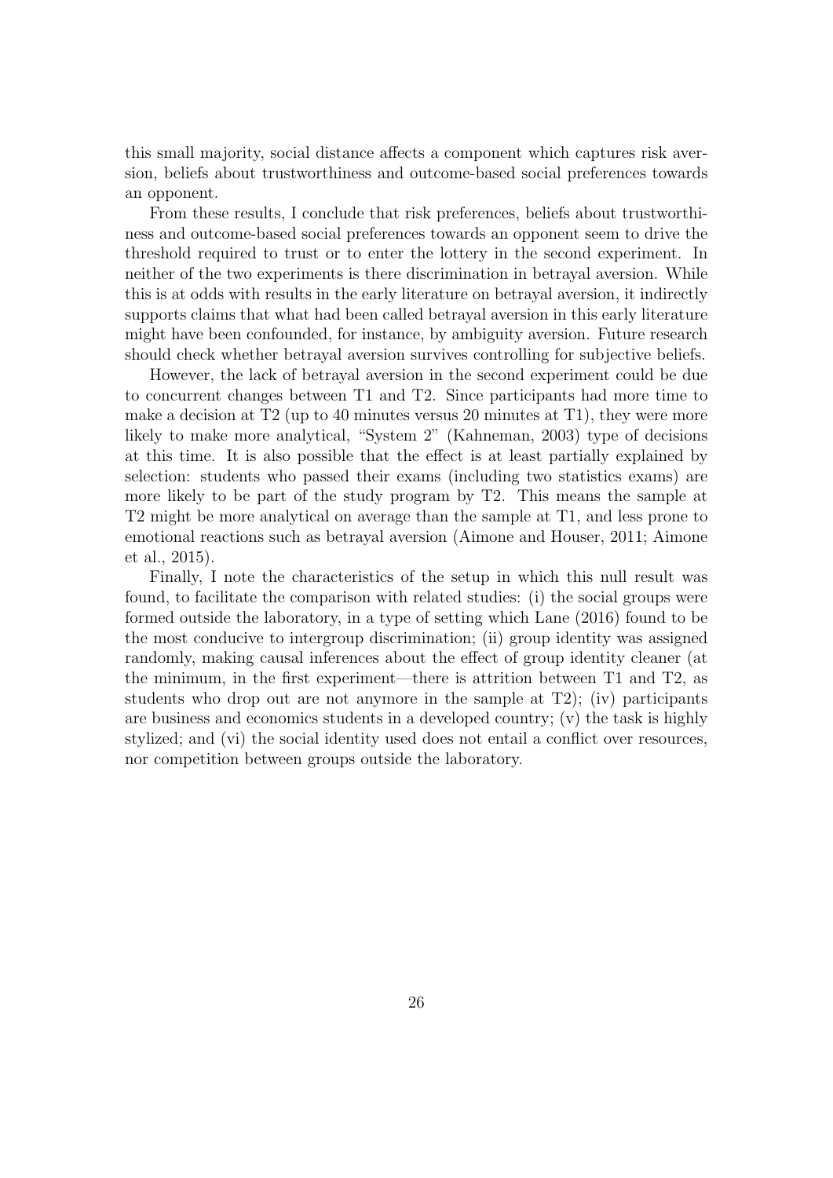this small majority, social distance affects a component which captures risk aversion, beliefs about trustworthiness and outcome-based social preferences towards an opponent.

From these results, I conclude that risk preferences, beliefs about trustworthiness and outcome-based social preferences towards an opponent seem to drive the threshold required to trust or to enter the lottery in the second experiment. In neither of the two experiments is there discrimination in betrayal aversion. While this is at odds with results in the early literature on betrayal aversion, it indirectly supports claims that what had been called betrayal aversion in this early literature might have been confounded, for instance, by ambiguity aversion. Future research should check whether betrayal aversion survives controlling for subjective beliefs.

However, the lack of betrayal aversion in the second experiment could be due to concurrent changes between T1 and T2. Since participants had more time to make a decision at T2 (up to 40 minutes versus 20 minutes at T1), they were more likely to make more analytical, "System 2" (Kahneman, 2003) type of decisions at this time. It is also possible that the effect is at least partially explained by selection: students who passed their exams (including two statistics exams) are more likely to be part of the study program by T2. This means the sample at T2 might be more analytical on average than the sample at T1, and less prone to emotional reactions such as betrayal aversion (Aimone and Houser, 2011; Aimone et al., 2015).

Finally, I note the characteristics of the setup in which this null result was found, to facilitate the comparison with related studies: (i) the social groups were formed outside the laboratory, in a type of setting which Lane (2016) found to be the most conducive to intergroup discrimination; (ii) group identity was assigned randomly, making causal inferences about the effect of group identity cleaner (at the minimum, in the first experiment—there is attrition between T1 and T2, as students who drop out are not anymore in the sample at T2); (iv) participants are business and economics students in a developed country; (v) the task is highly stylized; and (vi) the social identity used does not entail a conflict over resources, nor competition between groups outside the laboratory.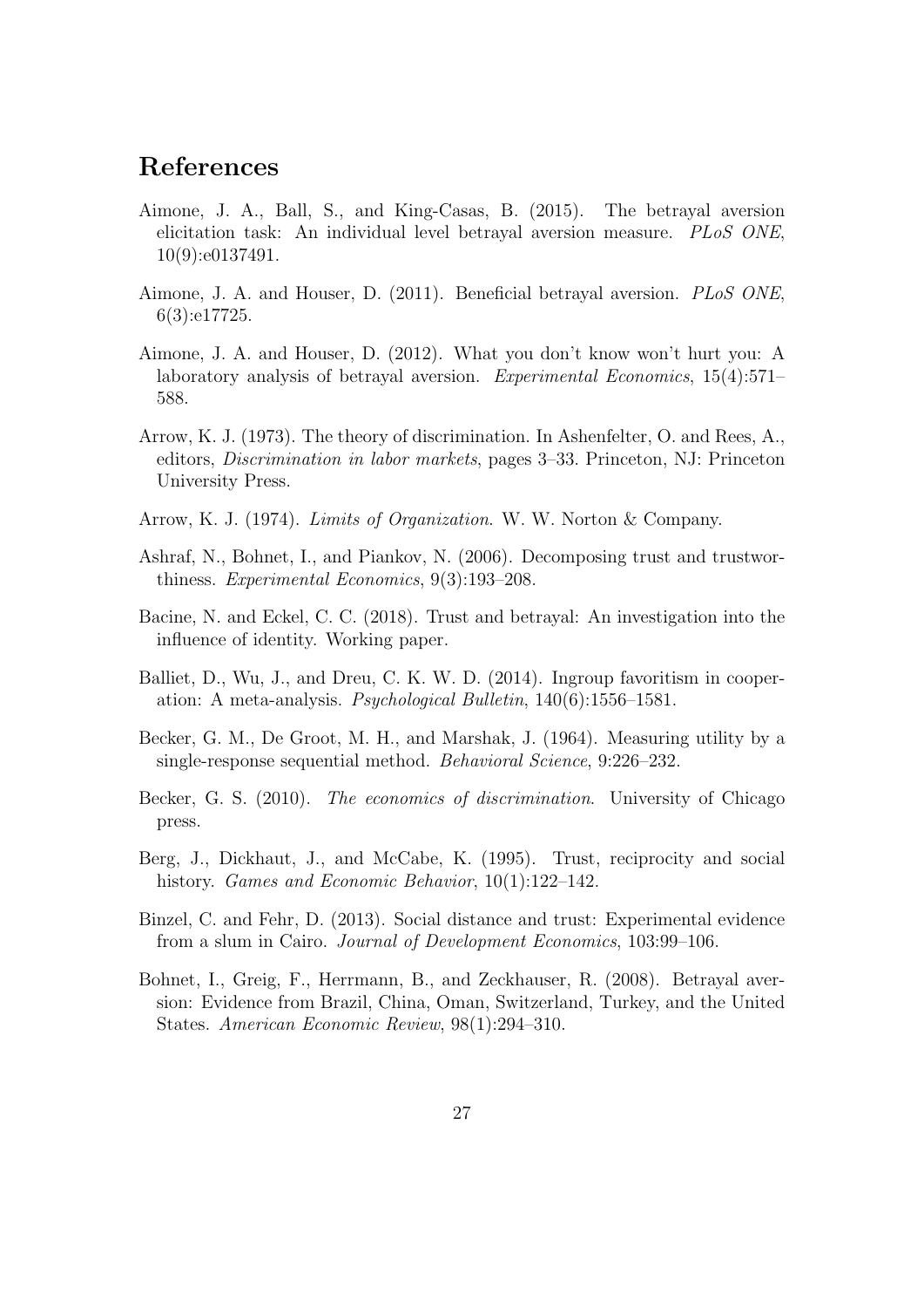# References

Aimone, J. A., Ball, S., and King-Casas, B. (2015). The betrayal aversion elicitation task: An individual level betrayal aversion measure. *PLoS ONE*, 10(9):e0137491.

Aimone, J. A. and Houser, D. (2011). Beneficial betrayal aversion. *PLoS ONE*, 6(3):e17725.

Aimone, J. A. and Houser, D. (2012). What you don't know won't hurt you: A laboratory analysis of betrayal aversion. *Experimental Economics*, 15(4):571–588.

Arrow, K. J. (1973). The theory of discrimination. In Ashenfelter, O. and Rees, A., editors, *Discrimination in labor markets*, pages 3–33. Princeton, NJ: Princeton University Press.

Arrow, K. J. (1974). *Limits of Organization*. W. W. Norton & Company.

Ashraf, N., Bohnet, I., and Piankov, N. (2006). Decomposing trust and trustworthiness. *Experimental Economics*, 9(3):193–208.

Bacine, N. and Eckel, C. C. (2018). Trust and betrayal: An investigation into the influence of identity. Working paper.

Balliet, D., Wu, J., and Dreu, C. K. W. D. (2014). Ingroup favoritism in cooperation: A meta-analysis. *Psychological Bulletin*, 140(6):1556–1581.

Becker, G. M., De Groot, M. H., and Marshak, J. (1964). Measuring utility by a single-response sequential method. *Behavioral Science*, 9:226–232.

Becker, G. S. (2010). *The economics of discrimination*. University of Chicago press.

Berg, J., Dickhaut, J., and McCabe, K. (1995). Trust, reciprocity and social history. *Games and Economic Behavior*, 10(1):122–142.

Binzel, C. and Fehr, D. (2013). Social distance and trust: Experimental evidence from a slum in Cairo. *Journal of Development Economics*, 103:99–106.

Bohnet, I., Greig, F., Herrmann, B., and Zeckhauser, R. (2008). Betrayal aversion: Evidence from Brazil, China, Oman, Switzerland, Turkey, and the United States. *American Economic Review*, 98(1):294–310.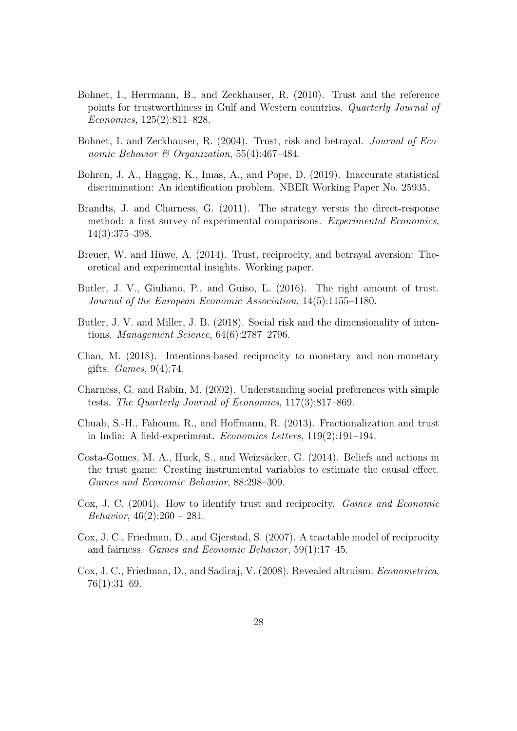Bohnet, I., Herrmann, B., and Zeckhauser, R. (2010). Trust and the reference points for trustworthiness in Gulf and Western countries. *Quarterly Journal of Economics*, 125(2):811–828.

Bohnet, I. and Zeckhauser, R. (2004). Trust, risk and betrayal. *Journal of Economic Behavior & Organization*, 55(4):467–484.

Bohren, J. A., Haggag, K., Imas, A., and Pope, D. (2019). Inaccurate statistical discrimination: An identification problem. NBER Working Paper No. 25935.

Brandts, J. and Charness, G. (2011). The strategy versus the direct-response method: a first survey of experimental comparisons. *Experimental Economics*, 14(3):375–398.

Breuer, W. and Hüwe, A. (2014). Trust, reciprocity, and betrayal aversion: Theoretical and experimental insights. Working paper.

Butler, J. V., Giuliano, P., and Guiso, L. (2016). The right amount of trust. *Journal of the European Economic Association*, 14(5):1155–1180.

Butler, J. V. and Miller, J. B. (2018). Social risk and the dimensionality of intentions. *Management Science*, 64(6):2787–2796.

Chao, M. (2018). Intentions-based reciprocity to monetary and non-monetary gifts. *Games*, 9(4):74.

Charness, G. and Rabin, M. (2002). Understanding social preferences with simple tests. *The Quarterly Journal of Economics*, 117(3):817–869.

Chuah, S.-H., Fahoum, R., and Hoffmann, R. (2013). Fractionalization and trust in India: A field-experiment. *Economics Letters*, 119(2):191–194.

Costa-Gomes, M. A., Huck, S., and Weizsäcker, G. (2014). Beliefs and actions in the trust game: Creating instrumental variables to estimate the causal effect. *Games and Economic Behavior*, 88:298–309.

Cox, J. C. (2004). How to identify trust and reciprocity. *Games and Economic Behavior*, 46(2):260 – 281.

Cox, J. C., Friedman, D., and Gjerstad, S. (2007). A tractable model of reciprocity and fairness. *Games and Economic Behavior*, 59(1):17–45.

Cox, J. C., Friedman, D., and Sadiraj, V. (2008). Revealed altruism. *Econometrica*, 76(1):31–69.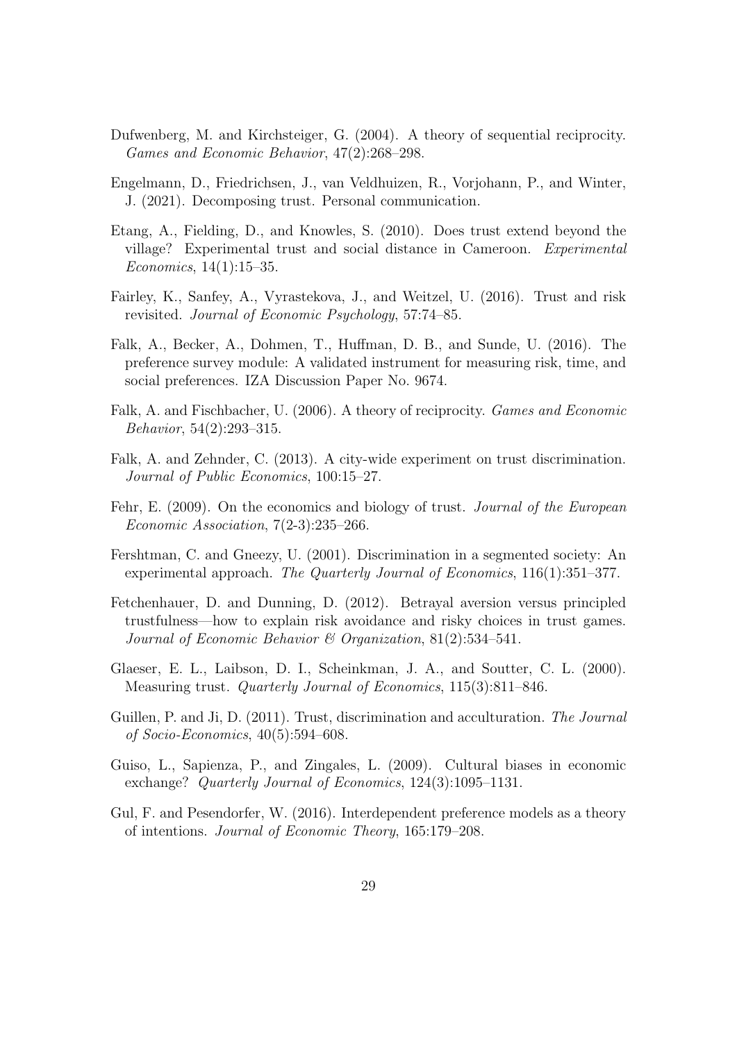Dufwenberg, M. and Kirchsteiger, G. (2004). A theory of sequential reciprocity. *Games and Economic Behavior*, 47(2):268–298.

Engelmann, D., Friedrichsen, J., van Veldhuizen, R., Vorjohann, P., and Winter, J. (2021). Decomposing trust. Personal communication.

Etang, A., Fielding, D., and Knowles, S. (2010). Does trust extend beyond the village? Experimental trust and social distance in Cameroon. *Experimental Economics*, 14(1):15–35.

Fairley, K., Sanfey, A., Vyrastekova, J., and Weitzel, U. (2016). Trust and risk revisited. *Journal of Economic Psychology*, 57:74–85.

Falk, A., Becker, A., Dohmen, T., Huffman, D. B., and Sunde, U. (2016). The preference survey module: A validated instrument for measuring risk, time, and social preferences. IZA Discussion Paper No. 9674.

Falk, A. and Fischbacher, U. (2006). A theory of reciprocity. *Games and Economic Behavior*, 54(2):293–315.

Falk, A. and Zehnder, C. (2013). A city-wide experiment on trust discrimination. *Journal of Public Economics*, 100:15–27.

Fehr, E. (2009). On the economics and biology of trust. *Journal of the European Economic Association*, 7(2-3):235–266.

Fershtman, C. and Gneezy, U. (2001). Discrimination in a segmented society: An experimental approach. *The Quarterly Journal of Economics*, 116(1):351–377.

Fetchenhauer, D. and Dunning, D. (2012). Betrayal aversion versus principled trustfulness—how to explain risk avoidance and risky choices in trust games. *Journal of Economic Behavior & Organization*, 81(2):534–541.

Glaeser, E. L., Laibson, D. I., Scheinkman, J. A., and Soutter, C. L. (2000). Measuring trust. *Quarterly Journal of Economics*, 115(3):811–846.

Guillen, P. and Ji, D. (2011). Trust, discrimination and acculturation. *The Journal of Socio-Economics*, 40(5):594–608.

Guiso, L., Sapienza, P., and Zingales, L. (2009). Cultural biases in economic exchange? *Quarterly Journal of Economics*, 124(3):1095–1131.

Gul, F. and Pesendorfer, W. (2016). Interdependent preference models as a theory of intentions. *Journal of Economic Theory*, 165:179–208.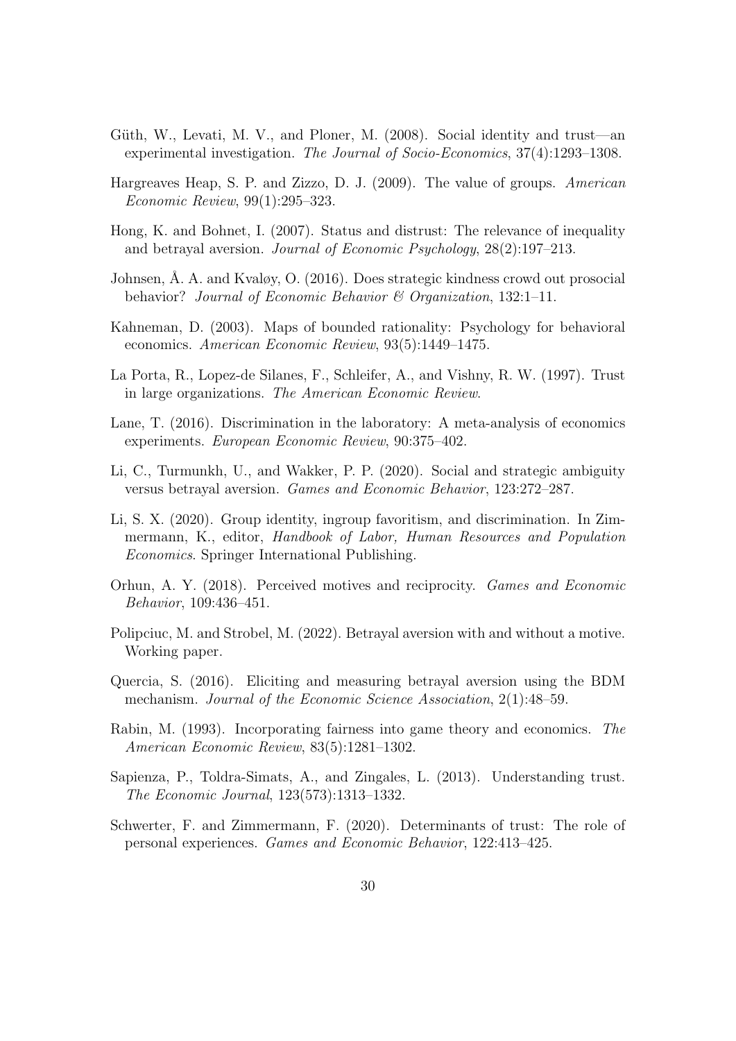Güth, W., Levati, M. V., and Ploner, M. (2008). Social identity and trust—an experimental investigation. *The Journal of Socio-Economics*, 37(4):1293–1308.

Hargreaves Heap, S. P. and Zizzo, D. J. (2009). The value of groups. *American Economic Review*, 99(1):295–323.

Hong, K. and Bohnet, I. (2007). Status and distrust: The relevance of inequality and betrayal aversion. *Journal of Economic Psychology*, 28(2):197–213.

Johnsen, Å. A. and Kvaløy, O. (2016). Does strategic kindness crowd out prosocial behavior? *Journal of Economic Behavior & Organization*, 132:1–11.

Kahneman, D. (2003). Maps of bounded rationality: Psychology for behavioral economics. *American Economic Review*, 93(5):1449–1475.

La Porta, R., Lopez-de Silanes, F., Schleifer, A., and Vishny, R. W. (1997). Trust in large organizations. *The American Economic Review*.

Lane, T. (2016). Discrimination in the laboratory: A meta-analysis of economics experiments. *European Economic Review*, 90:375–402.

Li, C., Turmunkh, U., and Wakker, P. P. (2020). Social and strategic ambiguity versus betrayal aversion. *Games and Economic Behavior*, 123:272–287.

Li, S. X. (2020). Group identity, ingroup favoritism, and discrimination. In Zimmermann, K., editor, *Handbook of Labor, Human Resources and Population Economics*. Springer International Publishing.

Orhun, A. Y. (2018). Perceived motives and reciprocity. *Games and Economic Behavior*, 109:436–451.

Polipciuc, M. and Strobel, M. (2022). Betrayal aversion with and without a motive. Working paper.

Quercia, S. (2016). Eliciting and measuring betrayal aversion using the BDM mechanism. *Journal of the Economic Science Association*, 2(1):48–59.

Rabin, M. (1993). Incorporating fairness into game theory and economics. *The American Economic Review*, 83(5):1281–1302.

Sapienza, P., Toldra-Simats, A., and Zingales, L. (2013). Understanding trust. *The Economic Journal*, 123(573):1313–1332.

Schwerter, F. and Zimmermann, F. (2020). Determinants of trust: The role of personal experiences. *Games and Economic Behavior*, 122:413–425.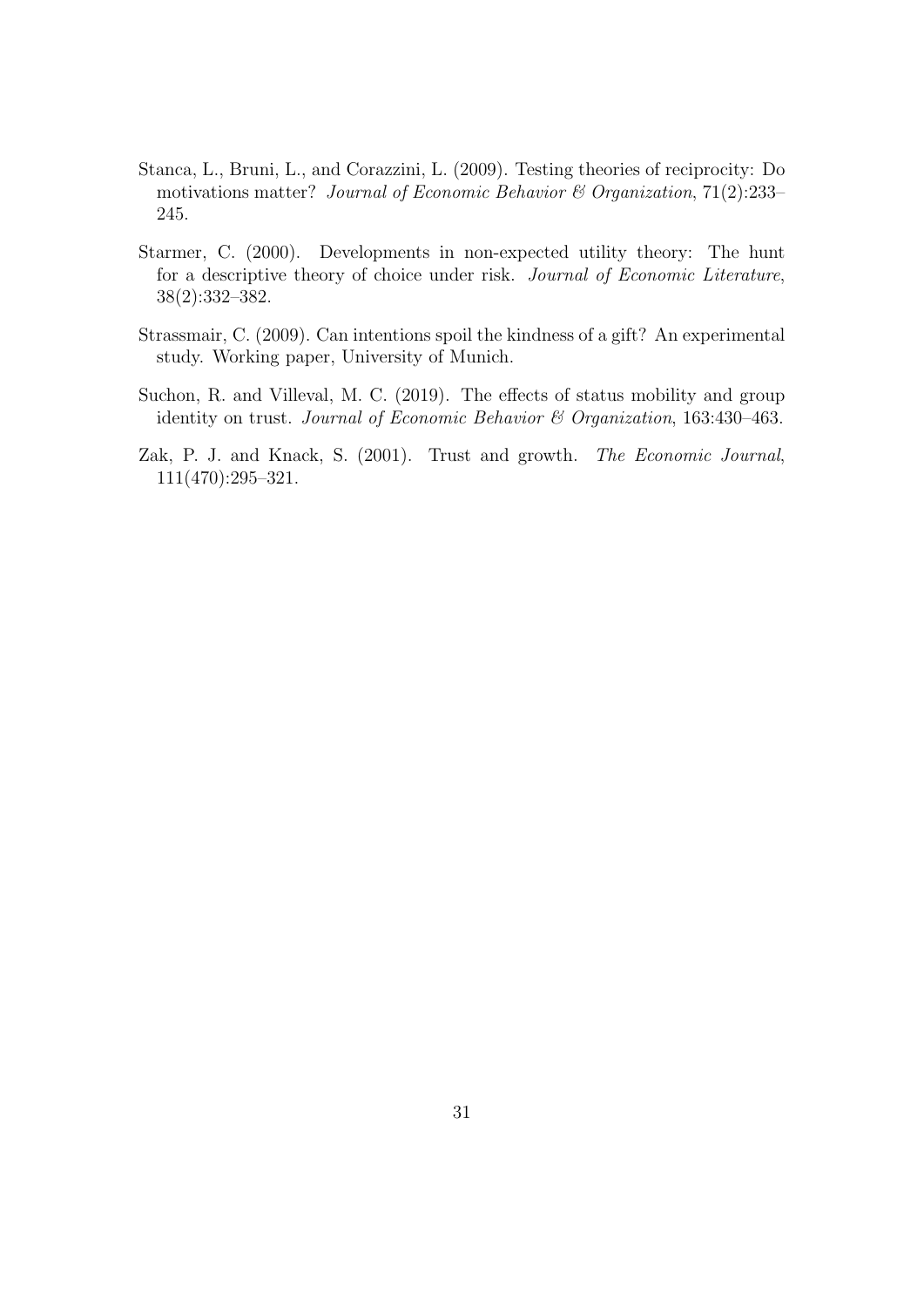Stanca, L., Bruni, L., and Corazzini, L. (2009). Testing theories of reciprocity: Do motivations matter? *Journal of Economic Behavior & Organization*, 71(2):233–245.

Starmer, C. (2000). Developments in non-expected utility theory: The hunt for a descriptive theory of choice under risk. *Journal of Economic Literature*, 38(2):332–382.

Strassmair, C. (2009). Can intentions spoil the kindness of a gift? An experimental study. Working paper, University of Munich.

Suchon, R. and Villeval, M. C. (2019). The effects of status mobility and group identity on trust. *Journal of Economic Behavior & Organization*, 163:430–463.

Zak, P. J. and Knack, S. (2001). Trust and growth. *The Economic Journal*, 111(470):295–321.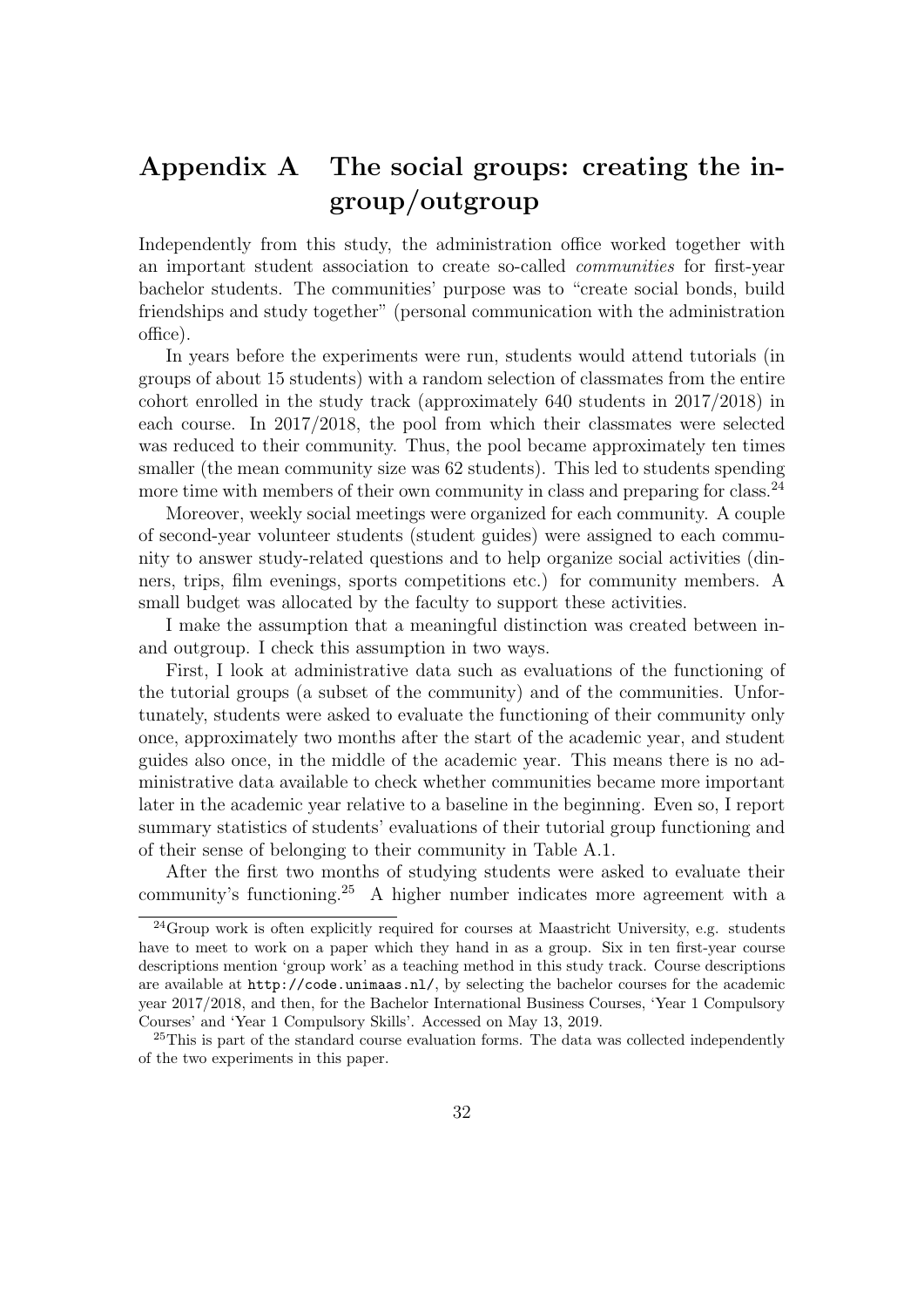# Appendix A The social groups: creating the in-group/outgroup

Independently from this study, the administration office worked together with an important student association to create so-called *communities* for first-year bachelor students. The communities' purpose was to "create social bonds, build friendships and study together" (personal communication with the administration office).

In years before the experiments were run, students would attend tutorials (in groups of about 15 students) with a random selection of classmates from the entire cohort enrolled in the study track (approximately 640 students in 2017/2018) in each course. In 2017/2018, the pool from which their classmates were selected was reduced to their community. Thus, the pool became approximately ten times smaller (the mean community size was 62 students). This led to students spending more time with members of their own community in class and preparing for class.[24]

Moreover, weekly social meetings were organized for each community. A couple of second-year volunteer students (student guides) were assigned to each community to answer study-related questions and to help organize social activities (dinners, trips, film evenings, sports competitions etc.) for community members. A small budget was allocated by the faculty to support these activities.

I make the assumption that a meaningful distinction was created between in- and outgroup. I check this assumption in two ways.

First, I look at administrative data such as evaluations of the functioning of the tutorial groups (a subset of the community) and of the communities. Unfortunately, students were asked to evaluate the functioning of their community only once, approximately two months after the start of the academic year, and student guides also once, in the middle of the academic year. This means there is no administrative data available to check whether communities became more important later in the academic year relative to a baseline in the beginning. Even so, I report summary statistics of students' evaluations of their tutorial group functioning and of their sense of belonging to their community in Table A.1.

After the first two months of studying students were asked to evaluate their community's functioning.[25] A higher number indicates more agreement with a

[24] Group work is often explicitly required for courses at Maastricht University, e.g. students have to meet to work on a paper which they hand in as a group. Six in ten first-year course descriptions mention 'group work' as a teaching method in this study track. Course descriptions are available at http://code.unimaas.nl/, by selecting the bachelor courses for the academic year 2017/2018, and then, for the Bachelor International Business Courses, 'Year 1 Compulsory Courses' and 'Year 1 Compulsory Skills'. Accessed on May 13, 2019.

[25] This is part of the standard course evaluation forms. The data was collected independently of the two experiments in this paper.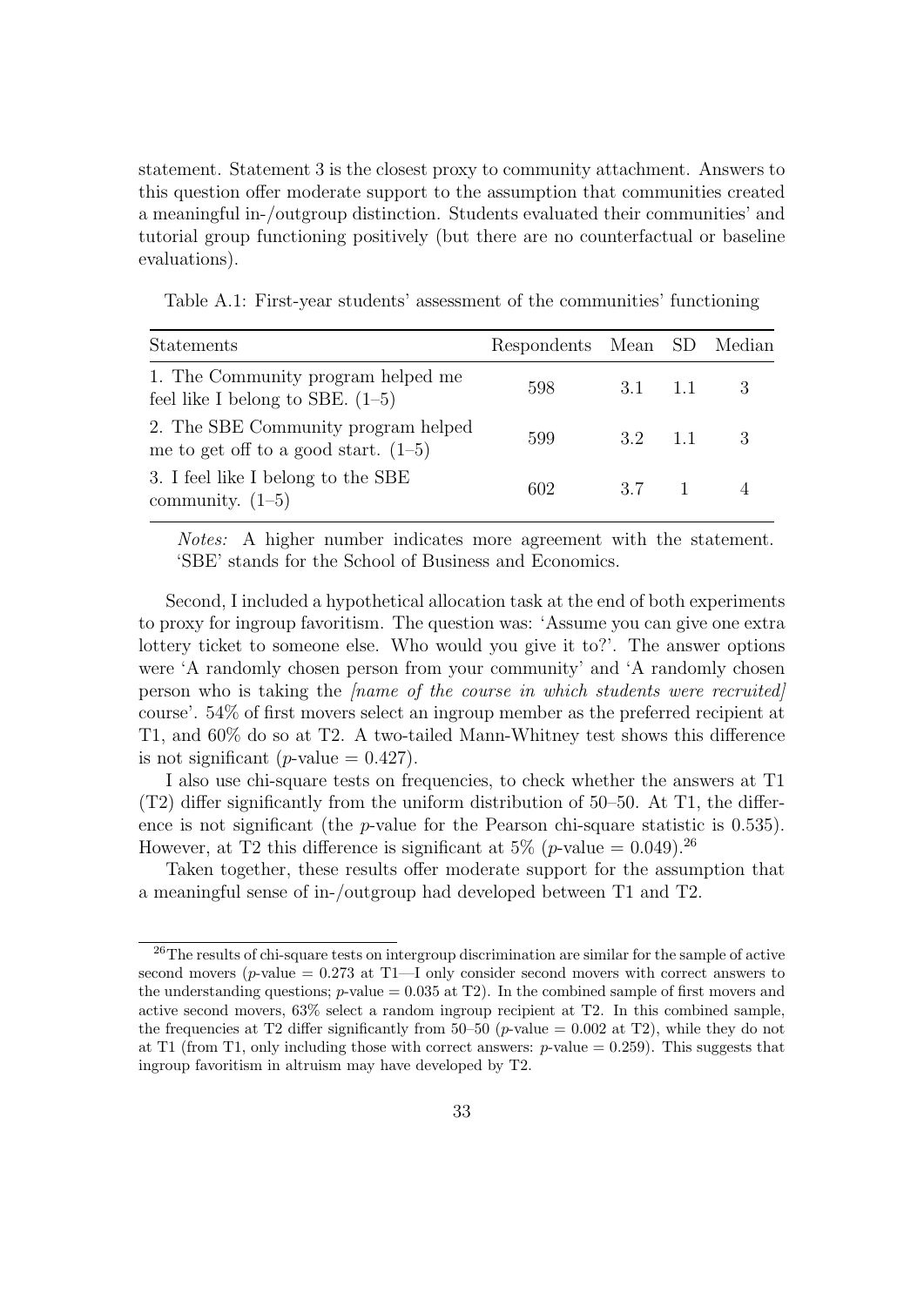statement. Statement 3 is the closest proxy to community attachment. Answers to this question offer moderate support to the assumption that communities created a meaningful in-/outgroup distinction. Students evaluated their communities' and tutorial group functioning positively (but there are no counterfactual or baseline evaluations).

Table A.1: First-year students' assessment of the communities' functioning

| Statements | Respondents | Mean | SD | Median |
|---|---|---|---|---|
| 1. The Community program helped me feel like I belong to SBE. (1–5) | 598 | 3.1 | 1.1 | 3 |
| 2. The SBE Community program helped me to get off to a good start. (1–5) | 599 | 3.2 | 1.1 | 3 |
| 3. I feel like I belong to the SBE community. (1–5) | 602 | 3.7 | 1 | 4 |

*Notes:* A higher number indicates more agreement with the statement. 'SBE' stands for the School of Business and Economics.

Second, I included a hypothetical allocation task at the end of both experiments to proxy for ingroup favoritism. The question was: 'Assume you can give one extra lottery ticket to someone else. Who would you give it to?'. The answer options were 'A randomly chosen person from your community' and 'A randomly chosen person who is taking the *[name of the course in which students were recruited]* course'. 54% of first movers select an ingroup member as the preferred recipient at T1, and 60% do so at T2. A two-tailed Mann-Whitney test shows this difference is not significant ($p$-value = 0.427).

I also use chi-square tests on frequencies, to check whether the answers at T1 (T2) differ significantly from the uniform distribution of 50–50. At T1, the difference is not significant (the $p$-value for the Pearson chi-square statistic is 0.535). However, at T2 this difference is significant at 5% ($p$-value = 0.049).[26]

Taken together, these results offer moderate support for the assumption that a meaningful sense of in-/outgroup had developed between T1 and T2.

[26] The results of chi-square tests on intergroup discrimination are similar for the sample of active second movers ($p$-value = 0.273 at T1—I only consider second movers with correct answers to the understanding questions; $p$-value = 0.035 at T2). In the combined sample of first movers and active second movers, 63% select a random ingroup recipient at T2. In this combined sample, the frequencies at T2 differ significantly from 50–50 ($p$-value = 0.002 at T2), while they do not at T1 (from T1, only including those with correct answers: $p$-value = 0.259). This suggests that ingroup favoritism in altruism may have developed by T2.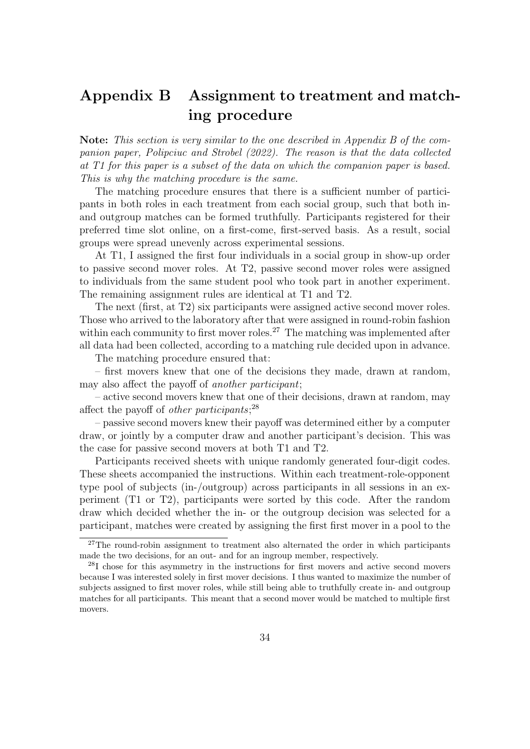# Appendix B Assignment to treatment and matching procedure

**Note:** *This section is very similar to the one described in Appendix B of the companion paper, Polipciuc and Strobel (2022). The reason is that the data collected at T1 for this paper is a subset of the data on which the companion paper is based. This is why the matching procedure is the same.*

The matching procedure ensures that there is a sufficient number of participants in both roles in each treatment from each social group, such that both in- and outgroup matches can be formed truthfully. Participants registered for their preferred time slot online, on a first-come, first-served basis. As a result, social groups were spread unevenly across experimental sessions.

At T1, I assigned the first four individuals in a social group in show-up order to passive second mover roles. At T2, passive second mover roles were assigned to individuals from the same student pool who took part in another experiment. The remaining assignment rules are identical at T1 and T2.

The next (first, at T2) six participants were assigned active second mover roles. Those who arrived to the laboratory after that were assigned in round-robin fashion within each community to first mover roles.[27] The matching was implemented after all data had been collected, according to a matching rule decided upon in advance.

The matching procedure ensured that:

– first movers knew that one of the decisions they made, drawn at random, may also affect the payoff of *another participant*;

– active second movers knew that one of their decisions, drawn at random, may affect the payoff of *other participants*;[28]

– passive second movers knew their payoff was determined either by a computer draw, or jointly by a computer draw and another participant's decision. This was the case for passive second movers at both T1 and T2.

Participants received sheets with unique randomly generated four-digit codes. These sheets accompanied the instructions. Within each treatment-role-opponent type pool of subjects (in-/outgroup) across participants in all sessions in an experiment (T1 or T2), participants were sorted by this code. After the random draw which decided whether the in- or the outgroup decision was selected for a participant, matches were created by assigning the first first mover in a pool to the

[27] The round-robin assignment to treatment also alternated the order in which participants made the two decisions, for an out- and for an ingroup member, respectively.

[28] I chose for this asymmetry in the instructions for first movers and active second movers because I was interested solely in first mover decisions. I thus wanted to maximize the number of subjects assigned to first mover roles, while still being able to truthfully create in- and outgroup matches for all participants. This meant that a second mover would be matched to multiple first movers.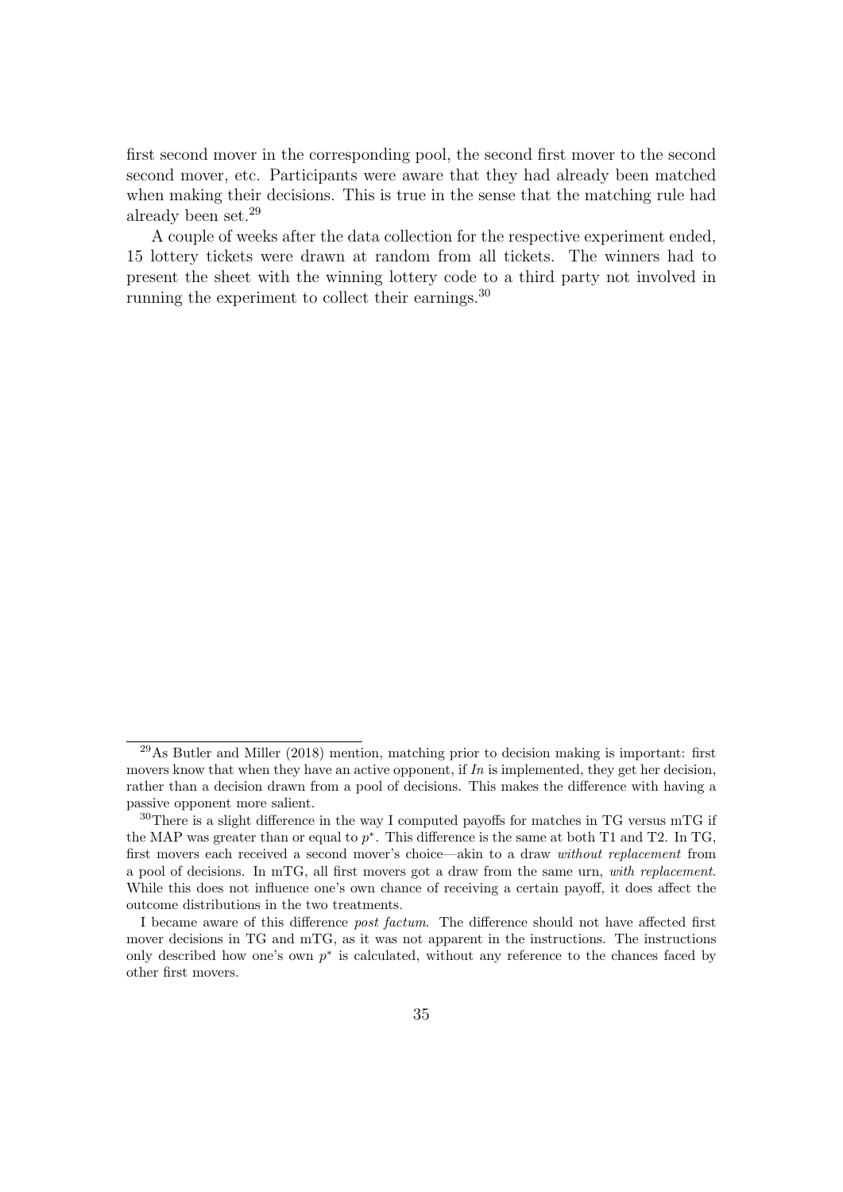first second mover in the corresponding pool, the second first mover to the second second mover, etc. Participants were aware that they had already been matched when making their decisions. This is true in the sense that the matching rule had already been set.[29]

A couple of weeks after the data collection for the respective experiment ended, 15 lottery tickets were drawn at random from all tickets. The winners had to present the sheet with the winning lottery code to a third party not involved in running the experiment to collect their earnings.[30]

---

[29] As Butler and Miller (2018) mention, matching prior to decision making is important: first movers know that when they have an active opponent, if *In* is implemented, they get her decision, rather than a decision drawn from a pool of decisions. This makes the difference with having a passive opponent more salient.

[30] There is a slight difference in the way I computed payoffs for matches in TG versus mTG if the MAP was greater than or equal to $p^*$. This difference is the same at both T1 and T2. In TG, first movers each received a second mover's choice—akin to a draw *without replacement* from a pool of decisions. In mTG, all first movers got a draw from the same urn, *with replacement*. While this does not influence one's own chance of receiving a certain payoff, it does affect the outcome distributions in the two treatments.

I became aware of this difference *post factum*. The difference should not have affected first mover decisions in TG and mTG, as it was not apparent in the instructions. The instructions only described how one's own $p^*$ is calculated, without any reference to the chances faced by other first movers.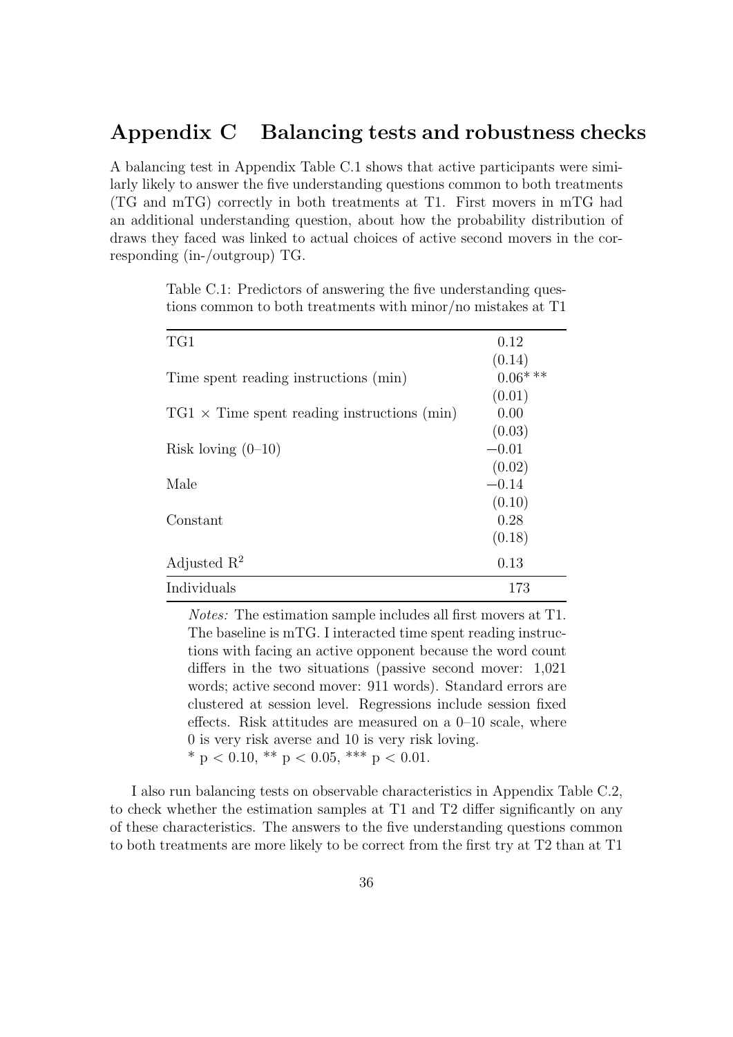# Appendix C Balancing tests and robustness checks

A balancing test in Appendix Table C.1 shows that active participants were similarly likely to answer the five understanding questions common to both treatments (TG and mTG) correctly in both treatments at T1. First movers in mTG had an additional understanding question, about how the probability distribution of draws they faced was linked to actual choices of active second movers in the corresponding (in-/outgroup) TG.

Table C.1: Predictors of answering the five understanding questions common to both treatments with minor/no mistakes at T1

| | |
|---|---|
| TG1 | 0.12 |
| | (0.14) |
| Time spent reading instructions (min) | 0.06*** |
| | (0.01) |
| TG1 × Time spent reading instructions (min) | 0.00 |
| | (0.03) |
| Risk loving (0–10) | −0.01 |
| | (0.02) |
| Male | −0.14 |
| | (0.10) |
| Constant | 0.28 |
| | (0.18) |
| Adjusted $R^2$ | 0.13 |
| Individuals | 173 |

*Notes:* The estimation sample includes all first movers at T1. The baseline is mTG. I interacted time spent reading instructions with facing an active opponent because the word count differs in the two situations (passive second mover: 1,021 words; active second mover: 911 words). Standard errors are clustered at session level. Regressions include session fixed effects. Risk attitudes are measured on a 0–10 scale, where 0 is very risk averse and 10 is very risk loving.
* $p < 0.10$, ** $p < 0.05$, *** $p < 0.01$.

I also run balancing tests on observable characteristics in Appendix Table C.2, to check whether the estimation samples at T1 and T2 differ significantly on any of these characteristics. The answers to the five understanding questions common to both treatments are more likely to be correct from the first try at T2 than at T1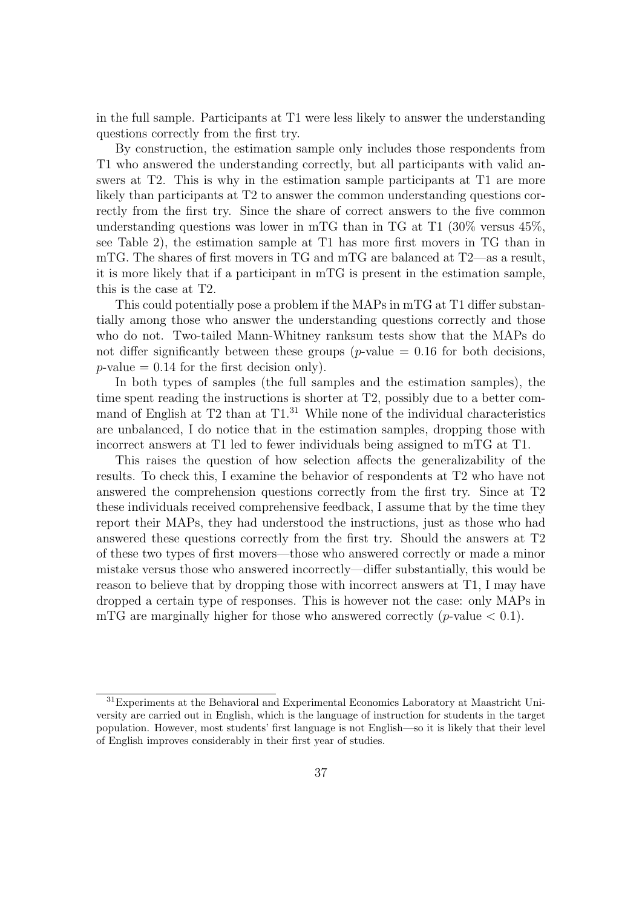in the full sample. Participants at T1 were less likely to answer the understanding questions correctly from the first try.

By construction, the estimation sample only includes those respondents from T1 who answered the understanding correctly, but all participants with valid answers at T2. This is why in the estimation sample participants at T1 are more likely than participants at T2 to answer the common understanding questions correctly from the first try. Since the share of correct answers to the five common understanding questions was lower in mTG than in TG at T1 (30% versus 45%, see Table 2), the estimation sample at T1 has more first movers in TG than in mTG. The shares of first movers in TG and mTG are balanced at T2—as a result, it is more likely that if a participant in mTG is present in the estimation sample, this is the case at T2.

This could potentially pose a problem if the MAPs in mTG at T1 differ substantially among those who answer the understanding questions correctly and those who do not. Two-tailed Mann-Whitney ranksum tests show that the MAPs do not differ significantly between these groups ($p$-value $= 0.16$ for both decisions, $p$-value $= 0.14$ for the first decision only).

In both types of samples (the full samples and the estimation samples), the time spent reading the instructions is shorter at T2, possibly due to a better command of English at T2 than at T1.[31] While none of the individual characteristics are unbalanced, I do notice that in the estimation samples, dropping those with incorrect answers at T1 led to fewer individuals being assigned to mTG at T1.

This raises the question of how selection affects the generalizability of the results. To check this, I examine the behavior of respondents at T2 who have not answered the comprehension questions correctly from the first try. Since at T2 these individuals received comprehensive feedback, I assume that by the time they report their MAPs, they had understood the instructions, just as those who had answered these questions correctly from the first try. Should the answers at T2 of these two types of first movers—those who answered correctly or made a minor mistake versus those who answered incorrectly—differ substantially, this would be reason to believe that by dropping those with incorrect answers at T1, I may have dropped a certain type of responses. This is however not the case: only MAPs in mTG are marginally higher for those who answered correctly ($p$-value $< 0.1$).

[31] Experiments at the Behavioral and Experimental Economics Laboratory at Maastricht University are carried out in English, which is the language of instruction for students in the target population. However, most students' first language is not English—so it is likely that their level of English improves considerably in their first year of studies.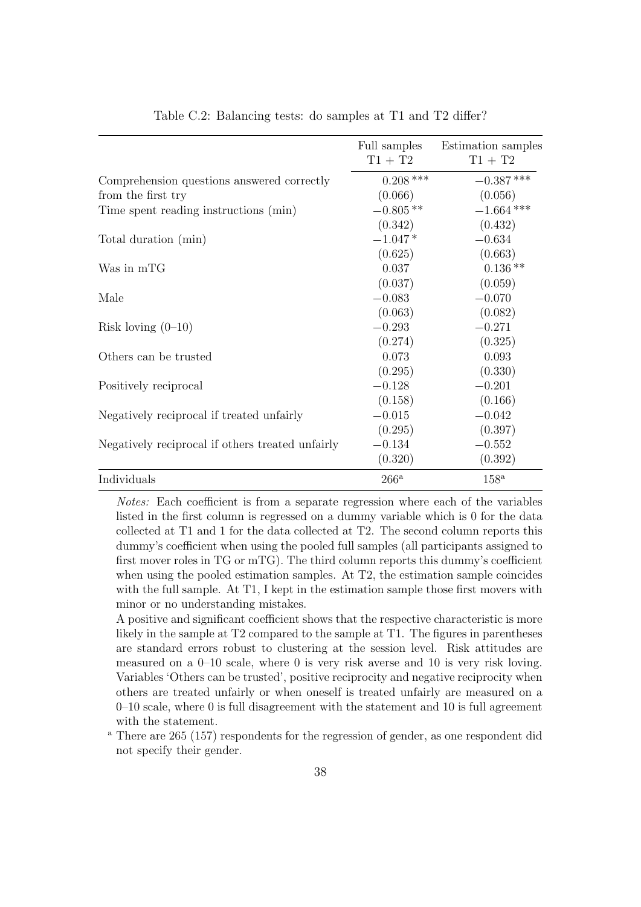Table C.2: Balancing tests: do samples at T1 and T2 differ?

| | Full samples T1 + T2 | Estimation samples T1 + T2 |
|---|---|---|
| Comprehension questions answered correctly from the first try | 0.208 *** | −0.387 *** |
| | (0.066) | (0.056) |
| Time spent reading instructions (min) | −0.805 ** | −1.664 *** |
| | (0.342) | (0.432) |
| Total duration (min) | −1.047 * | −0.634 |
| | (0.625) | (0.663) |
| Was in mTG | 0.037 | 0.136 ** |
| | (0.037) | (0.059) |
| Male | −0.083 | −0.070 |
| | (0.063) | (0.082) |
| Risk loving (0–10) | −0.293 | −0.271 |
| | (0.274) | (0.325) |
| Others can be trusted | 0.073 | 0.093 |
| | (0.295) | (0.330) |
| Positively reciprocal | −0.128 | −0.201 |
| | (0.158) | (0.166) |
| Negatively reciprocal if treated unfairly | −0.015 | −0.042 |
| | (0.295) | (0.397) |
| Negatively reciprocal if others treated unfairly | −0.134 | −0.552 |
| | (0.320) | (0.392) |
| Individuals | 266[a] | 158[a] |

*Notes:* Each coefficient is from a separate regression where each of the variables listed in the first column is regressed on a dummy variable which is 0 for the data collected at T1 and 1 for the data collected at T2. The second column reports this dummy's coefficient when using the pooled full samples (all participants assigned to first mover roles in TG or mTG). The third column reports this dummy's coefficient when using the pooled estimation samples. At T2, the estimation sample coincides with the full sample. At T1, I kept in the estimation sample those first movers with minor or no understanding mistakes.

A positive and significant coefficient shows that the respective characteristic is more likely in the sample at T2 compared to the sample at T1. The figures in parentheses are standard errors robust to clustering at the session level. Risk attitudes are measured on a 0–10 scale, where 0 is very risk averse and 10 is very risk loving. Variables 'Others can be trusted', positive reciprocity and negative reciprocity when others are treated unfairly or when oneself is treated unfairly are measured on a 0–10 scale, where 0 is full disagreement with the statement and 10 is full agreement with the statement.

[a] There are 265 (157) respondents for the regression of gender, as one respondent did not specify their gender.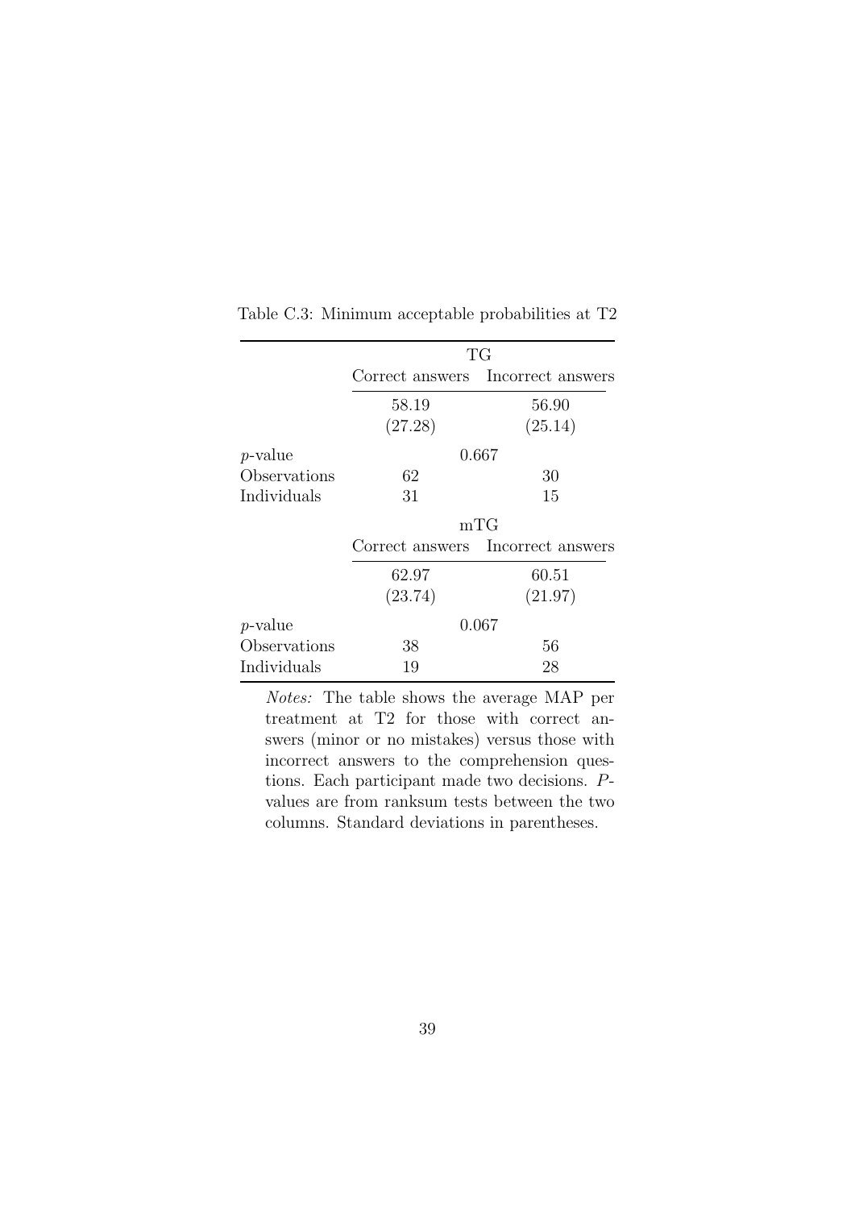Table C.3: Minimum acceptable probabilities at T2

| | TG | |
|---|---|---|
| | Correct answers | Incorrect answers |
| | 58.19 | 56.90 |
| | (27.28) | (25.14) |
| *p*-value | 0.667 | |
| Observations | 62 | 30 |
| Individuals | 31 | 15 |
| | **mTG** | |
| | Correct answers | Incorrect answers |
| | 62.97 | 60.51 |
| | (23.74) | (21.97) |
| *p*-value | 0.067 | |
| Observations | 38 | 56 |
| Individuals | 19 | 28 |

*Notes:* The table shows the average MAP per treatment at T2 for those with correct answers (minor or no mistakes) versus those with incorrect answers to the comprehension questions. Each participant made two decisions. *P*-values are from ranksum tests between the two columns. Standard deviations in parentheses.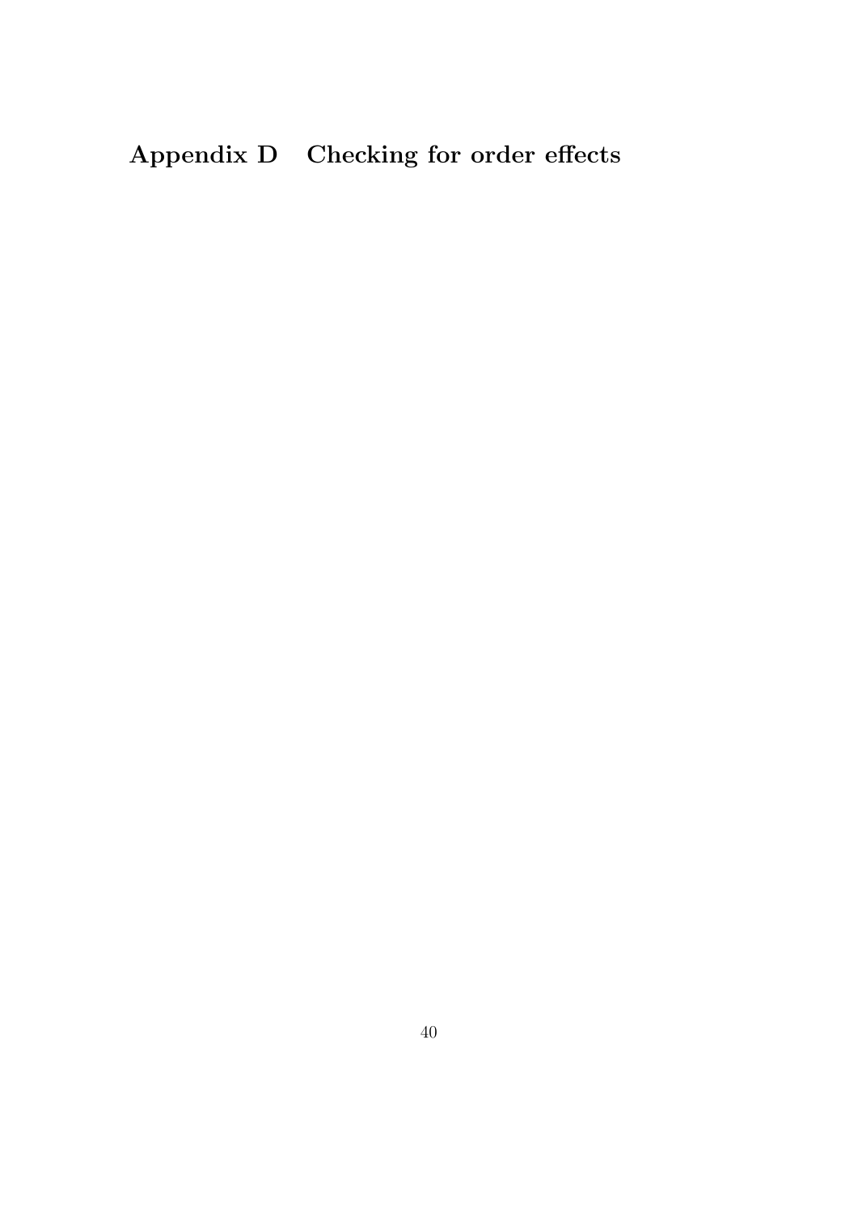# Appendix D Checking for order effects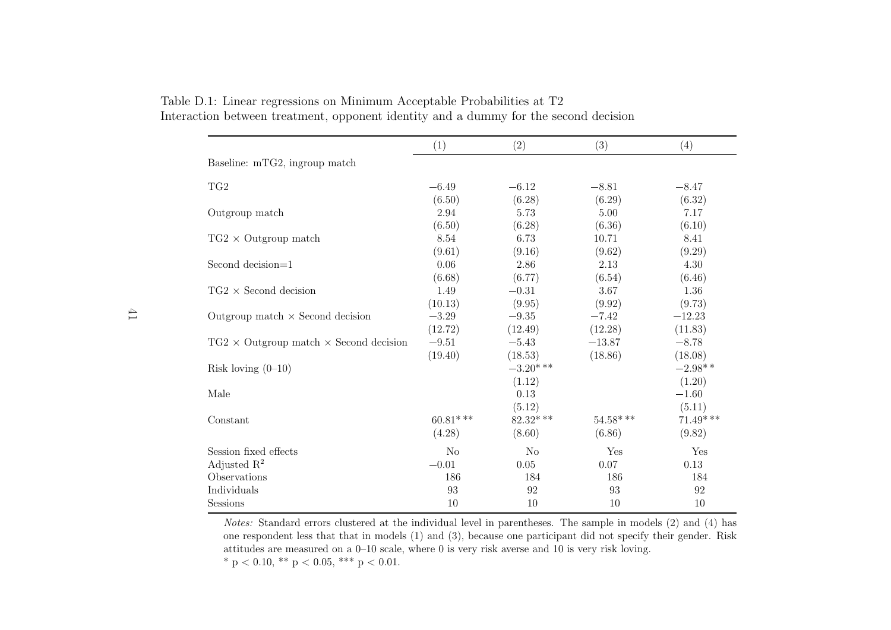Table D.1: Linear regressions on Minimum Acceptable Probabilities at T2
Interaction between treatment, opponent identity and a dummy for the second decision

| | (1) | (2) | (3) | (4) |
|---|---|---|---|---|
| Baseline: mTG2, ingroup match | | | | |
| TG2 | −6.49 | −6.12 | −8.81 | −8.47 |
| | (6.50) | (6.28) | (6.29) | (6.32) |
| Outgroup match | 2.94 | 5.73 | 5.00 | 7.17 |
| | (6.50) | (6.28) | (6.36) | (6.10) |
| TG2 × Outgroup match | 8.54 | 6.73 | 10.71 | 8.41 |
| | (9.61) | (9.16) | (9.62) | (9.29) |
| Second decision=1 | 0.06 | 2.86 | 2.13 | 4.30 |
| | (6.68) | (6.77) | (6.54) | (6.46) |
| TG2 × Second decision | 1.49 | −0.31 | 3.67 | 1.36 |
| | (10.13) | (9.95) | (9.92) | (9.73) |
| Outgroup match × Second decision | −3.29 | −9.35 | −7.42 | −12.23 |
| | (12.72) | (12.49) | (12.28) | (11.83) |
| TG2 × Outgroup match × Second decision | −9.51 | −5.43 | −13.87 | −8.78 |
| | (19.40) | (18.53) | (18.86) | (18.08) |
| Risk loving (0–10) | | −3.20*** | | −2.98** |
| | | (1.12) | | (1.20) |
| Male | | 0.13 | | −1.60 |
| | | (5.12) | | (5.11) |
| Constant | 60.81*** | 82.32*** | 54.58*** | 71.49*** |
| | (4.28) | (8.60) | (6.86) | (9.82) |
| Session fixed effects | No | No | Yes | Yes |
| Adjusted $R^2$ | −0.01 | 0.05 | 0.07 | 0.13 |
| Observations | 186 | 184 | 186 | 184 |
| Individuals | 93 | 92 | 93 | 92 |
| Sessions | 10 | 10 | 10 | 10 |

*Notes:* Standard errors clustered at the individual level in parentheses. The sample in models (2) and (4) has one respondent less that that in models (1) and (3), because one participant did not specify their gender. Risk attitudes are measured on a 0–10 scale, where 0 is very risk averse and 10 is very risk loving.
* $p < 0.10$, ** $p < 0.05$, *** $p < 0.01$.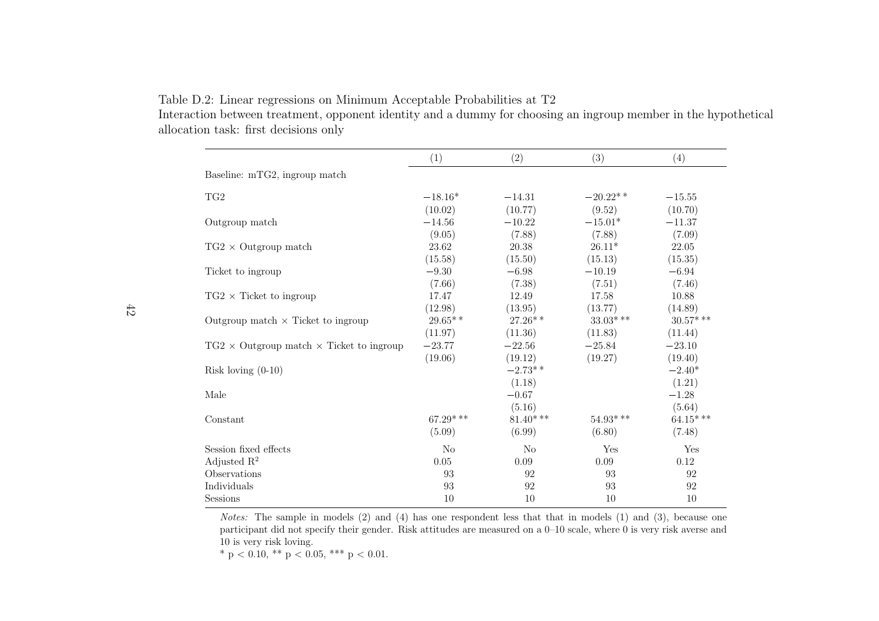Table D.2: Linear regressions on Minimum Acceptable Probabilities at T2
Interaction between treatment, opponent identity and a dummy for choosing an ingroup member in the hypothetical allocation task: first decisions only

| | (1) | (2) | (3) | (4) |
|---|---|---|---|---|
| Baseline: mTG2, ingroup match | | | | |
| TG2 | −18.16* | −14.31 | −20.22** | −15.55 |
| | (10.02) | (10.77) | (9.52) | (10.70) |
| Outgroup match | −14.56 | −10.22 | −15.01* | −11.37 |
| | (9.05) | (7.88) | (7.88) | (7.09) |
| TG2 × Outgroup match | 23.62 | 20.38 | 26.11* | 22.05 |
| | (15.58) | (15.50) | (15.13) | (15.35) |
| Ticket to ingroup | −9.30 | −6.98 | −10.19 | −6.94 |
| | (7.66) | (7.38) | (7.51) | (7.46) |
| TG2 × Ticket to ingroup | 17.47 | 12.49 | 17.58 | 10.88 |
| | (12.98) | (13.95) | (13.77) | (14.89) |
| Outgroup match × Ticket to ingroup | 29.65** | 27.26** | 33.03*** | 30.57*** |
| | (11.97) | (11.36) | (11.83) | (11.44) |
| TG2 × Outgroup match × Ticket to ingroup | −23.77 | −22.56 | −25.84 | −23.10 |
| | (19.06) | (19.12) | (19.27) | (19.40) |
| Risk loving (0-10) | | −2.73** | | −2.40* |
| | | (1.18) | | (1.21) |
| Male | | −0.67 | | −1.28 |
| | | (5.16) | | (5.64) |
| Constant | 67.29*** | 81.40*** | 54.93*** | 64.15*** |
| | (5.09) | (6.99) | (6.80) | (7.48) |
| Session fixed effects | No | No | Yes | Yes |
| Adjusted $R^2$ | 0.05 | 0.09 | 0.09 | 0.12 |
| Observations | 93 | 92 | 93 | 92 |
| Individuals | 93 | 92 | 93 | 92 |
| Sessions | 10 | 10 | 10 | 10 |

*Notes:* The sample in models (2) and (4) has one respondent less that that in models (1) and (3), because one participant did not specify their gender. Risk attitudes are measured on a 0–10 scale, where 0 is very risk averse and 10 is very risk loving.
* $p < 0.10$, ** $p < 0.05$, *** $p < 0.01$.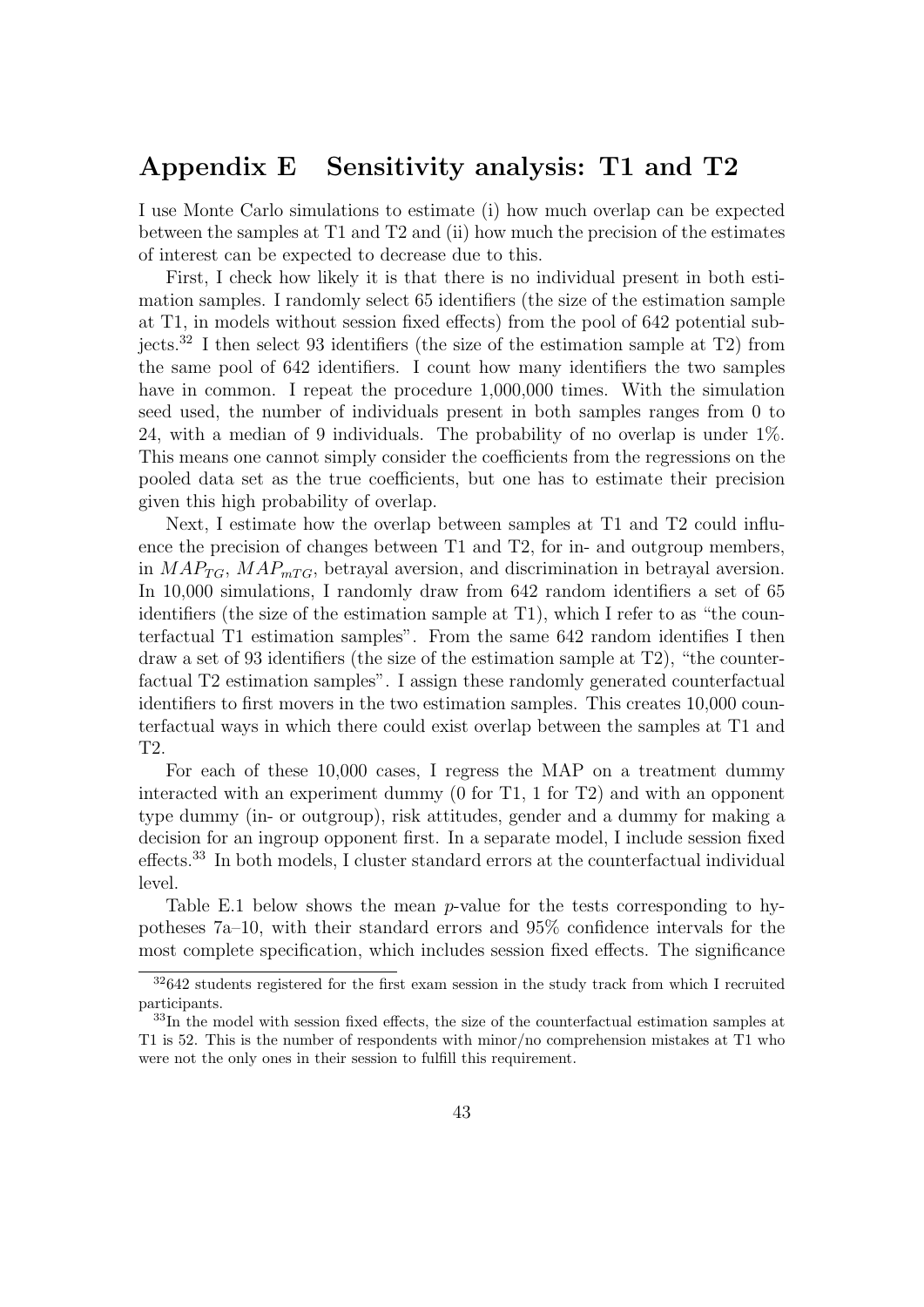# Appendix E Sensitivity analysis: T1 and T2

I use Monte Carlo simulations to estimate (i) how much overlap can be expected between the samples at T1 and T2 and (ii) how much the precision of the estimates of interest can be expected to decrease due to this.

First, I check how likely it is that there is no individual present in both estimation samples. I randomly select 65 identifiers (the size of the estimation sample at T1, in models without session fixed effects) from the pool of 642 potential subjects.[32] I then select 93 identifiers (the size of the estimation sample at T2) from the same pool of 642 identifiers. I count how many identifiers the two samples have in common. I repeat the procedure 1,000,000 times. With the simulation seed used, the number of individuals present in both samples ranges from 0 to 24, with a median of 9 individuals. The probability of no overlap is under 1%. This means one cannot simply consider the coefficients from the regressions on the pooled data set as the true coefficients, but one has to estimate their precision given this high probability of overlap.

Next, I estimate how the overlap between samples at T1 and T2 could influence the precision of changes between T1 and T2, for in- and outgroup members, in $MAP_{TG}$, $MAP_{mTG}$, betrayal aversion, and discrimination in betrayal aversion. In 10,000 simulations, I randomly draw from 642 random identifiers a set of 65 identifiers (the size of the estimation sample at T1), which I refer to as "the counterfactual T1 estimation samples". From the same 642 random identifies I then draw a set of 93 identifiers (the size of the estimation sample at T2), "the counterfactual T2 estimation samples". I assign these randomly generated counterfactual identifiers to first movers in the two estimation samples. This creates 10,000 counterfactual ways in which there could exist overlap between the samples at T1 and T2.

For each of these 10,000 cases, I regress the MAP on a treatment dummy interacted with an experiment dummy (0 for T1, 1 for T2) and with an opponent type dummy (in- or outgroup), risk attitudes, gender and a dummy for making a decision for an ingroup opponent first. In a separate model, I include session fixed effects.[33] In both models, I cluster standard errors at the counterfactual individual level.

Table E.1 below shows the mean $p$-value for the tests corresponding to hypotheses 7a–10, with their standard errors and 95% confidence intervals for the most complete specification, which includes session fixed effects. The significance

[32] 642 students registered for the first exam session in the study track from which I recruited participants.

[33] In the model with session fixed effects, the size of the counterfactual estimation samples at T1 is 52. This is the number of respondents with minor/no comprehension mistakes at T1 who were not the only ones in their session to fulfill this requirement.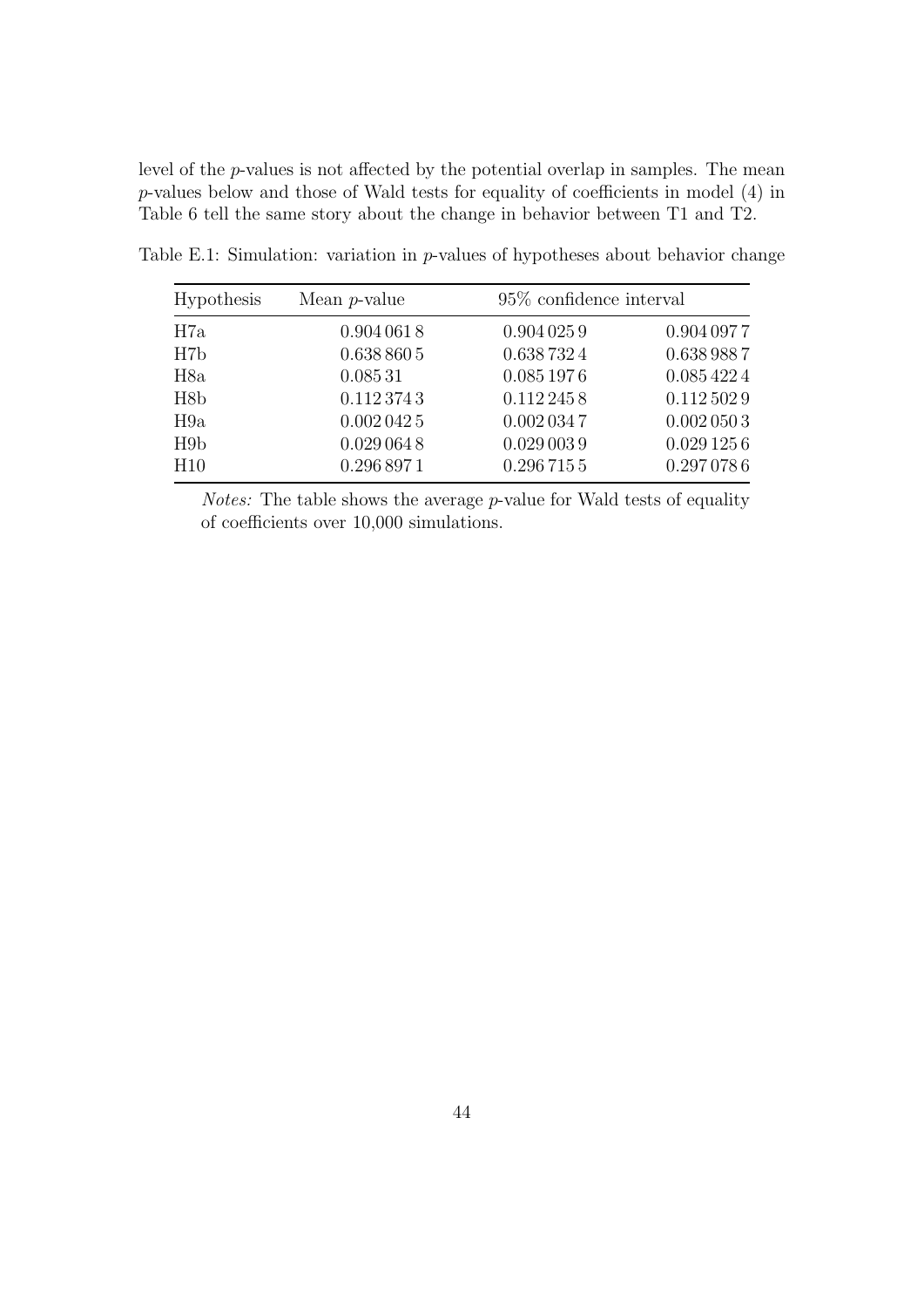level of the $p$-values is not affected by the potential overlap in samples. The mean $p$-values below and those of Wald tests for equality of coefficients in model (4) in Table 6 tell the same story about the change in behavior between T1 and T2.

Table E.1: Simulation: variation in $p$-values of hypotheses about behavior change

| Hypothesis | Mean $p$-value | 95% confidence interval | |
|---|---|---|---|
| H7a | 0.904 061 8 | 0.904 025 9 | 0.904 097 7 |
| H7b | 0.638 860 5 | 0.638 732 4 | 0.638 988 7 |
| H8a | 0.085 31 | 0.085 197 6 | 0.085 422 4 |
| H8b | 0.112 374 3 | 0.112 245 8 | 0.112 502 9 |
| H9a | 0.002 042 5 | 0.002 034 7 | 0.002 050 3 |
| H9b | 0.029 064 8 | 0.029 003 9 | 0.029 125 6 |
| H10 | 0.296 897 1 | 0.296 715 5 | 0.297 078 6 |

*Notes:* The table shows the average $p$-value for Wald tests of equality of coefficients over 10,000 simulations.